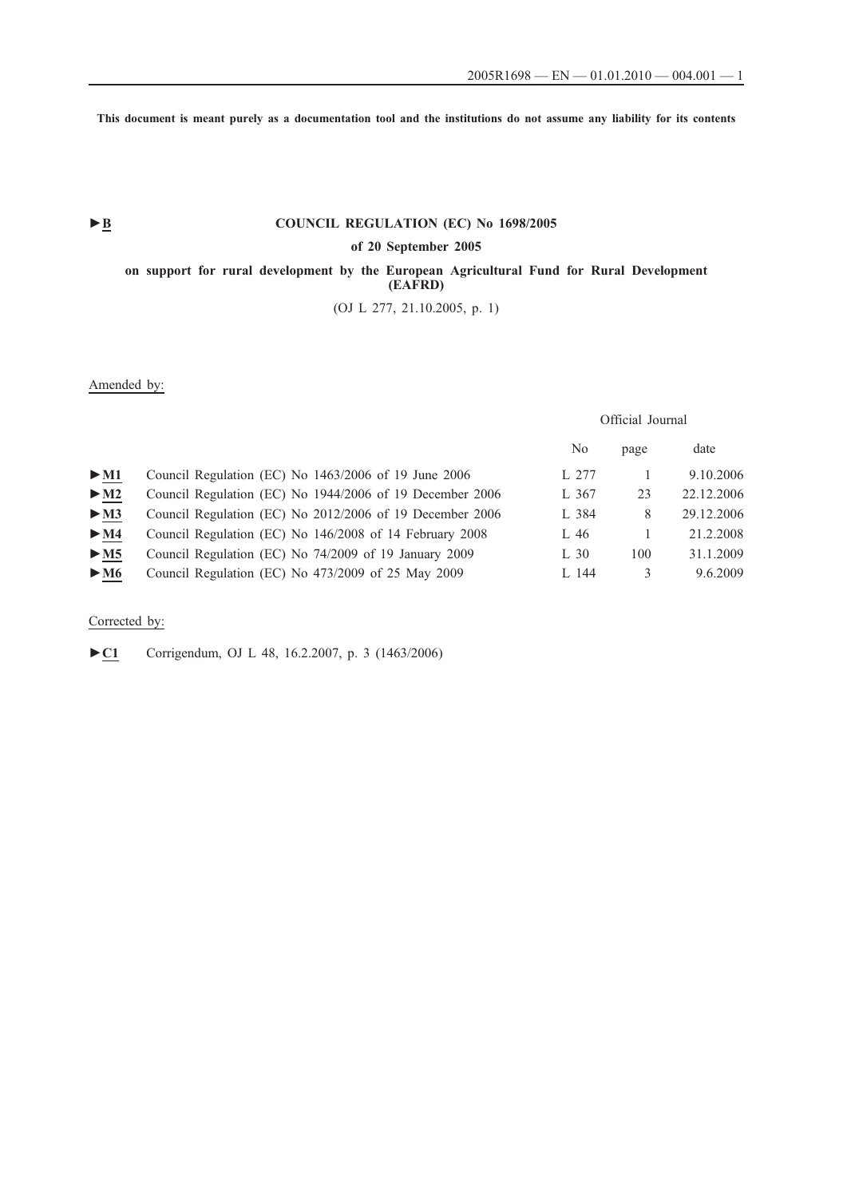This document is meant purely as a documentation tool and the institutions do not assume any liability for its contents

►B

# COUNCIL REGULATION (EC) No 1698/2005

## of 20 September 2005

## on support for rural development by the European Agricultural Fund for Rural Development (EAFRD)

(OJ L 277, 21.10.2005, p. 1)

Amended by:

| | | Official Journal | | |
|---|---|---|---|---|
| | | No | page | date |
| ►M1 | Council Regulation (EC) No 1463/2006 of 19 June 2006 | L 277 | 1 | 9.10.2006 |
| ►M2 | Council Regulation (EC) No 1944/2006 of 19 December 2006 | L 367 | 23 | 22.12.2006 |
| ►M3 | Council Regulation (EC) No 2012/2006 of 19 December 2006 | L 384 | 8 | 29.12.2006 |
| ►M4 | Council Regulation (EC) No 146/2008 of 14 February 2008 | L 46 | 1 | 21.2.2008 |
| ►M5 | Council Regulation (EC) No 74/2009 of 19 January 2009 | L 30 | 100 | 31.1.2009 |
| ►M6 | Council Regulation (EC) No 473/2009 of 25 May 2009 | L 144 | 3 | 9.6.2009 |

Corrected by:

►C1 Corrigendum, OJ L 48, 16.2.2007, p. 3 (1463/2006)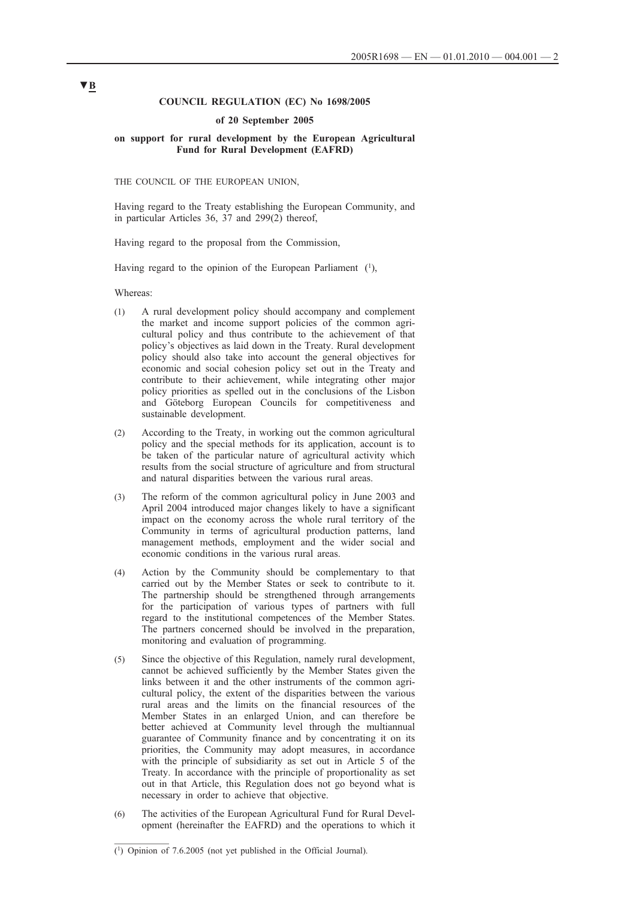▼B

**COUNCIL REGULATION (EC) No 1698/2005**

**of 20 September 2005**

**on support for rural development by the European Agricultural Fund for Rural Development (EAFRD)**

THE COUNCIL OF THE EUROPEAN UNION,

Having regard to the Treaty establishing the European Community, and in particular Articles 36, 37 and 299(2) thereof,

Having regard to the proposal from the Commission,

Having regard to the opinion of the European Parliament ([1]),

Whereas:

(1) A rural development policy should accompany and complement the market and income support policies of the common agricultural policy and thus contribute to the achievement of that policy's objectives as laid down in the Treaty. Rural development policy should also take into account the general objectives for economic and social cohesion policy set out in the Treaty and contribute to their achievement, while integrating other major policy priorities as spelled out in the conclusions of the Lisbon and Göteborg European Councils for competitiveness and sustainable development.

(2) According to the Treaty, in working out the common agricultural policy and the special methods for its application, account is to be taken of the particular nature of agricultural activity which results from the social structure of agriculture and from structural and natural disparities between the various rural areas.

(3) The reform of the common agricultural policy in June 2003 and April 2004 introduced major changes likely to have a significant impact on the economy across the whole rural territory of the Community in terms of agricultural production patterns, land management methods, employment and the wider social and economic conditions in the various rural areas.

(4) Action by the Community should be complementary to that carried out by the Member States or seek to contribute to it. The partnership should be strengthened through arrangements for the participation of various types of partners with full regard to the institutional competences of the Member States. The partners concerned should be involved in the preparation, monitoring and evaluation of programming.

(5) Since the objective of this Regulation, namely rural development, cannot be achieved sufficiently by the Member States given the links between it and the other instruments of the common agricultural policy, the extent of the disparities between the various rural areas and the limits on the financial resources of the Member States in an enlarged Union, and can therefore be better achieved at Community level through the multiannual guarantee of Community finance and by concentrating it on its priorities, the Community may adopt measures, in accordance with the principle of subsidiarity as set out in Article 5 of the Treaty. In accordance with the principle of proportionality as set out in that Article, this Regulation does not go beyond what is necessary in order to achieve that objective.

(6) The activities of the European Agricultural Fund for Rural Development (hereinafter the EAFRD) and the operations to which it

---

([1]) Opinion of 7.6.2005 (not yet published in the Official Journal).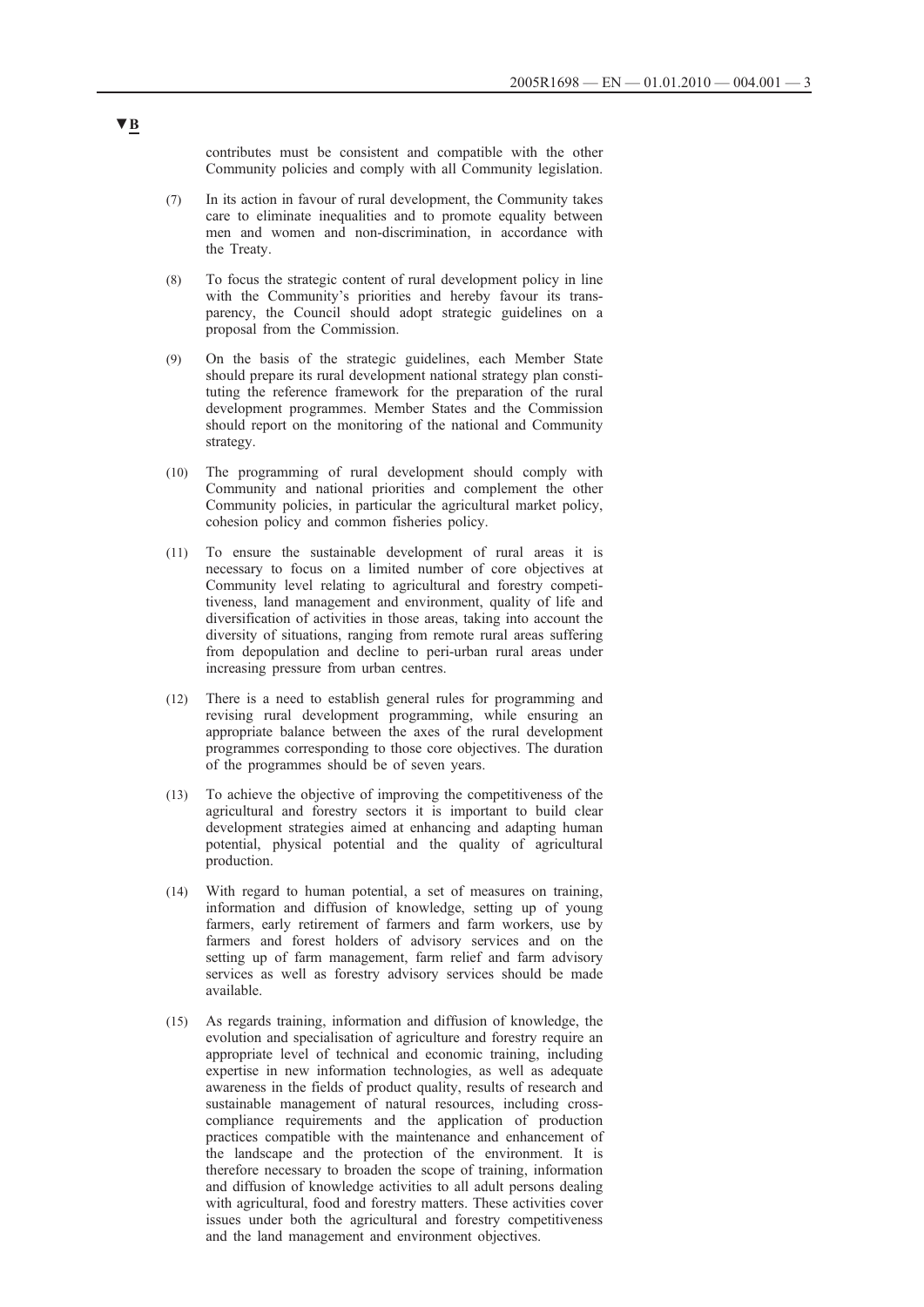**▼B**

contributes must be consistent and compatible with the other Community policies and comply with all Community legislation.

(7) In its action in favour of rural development, the Community takes care to eliminate inequalities and to promote equality between men and women and non-discrimination, in accordance with the Treaty.

(8) To focus the strategic content of rural development policy in line with the Community's priorities and hereby favour its transparency, the Council should adopt strategic guidelines on a proposal from the Commission.

(9) On the basis of the strategic guidelines, each Member State should prepare its rural development national strategy plan constituting the reference framework for the preparation of the rural development programmes. Member States and the Commission should report on the monitoring of the national and Community strategy.

(10) The programming of rural development should comply with Community and national priorities and complement the other Community policies, in particular the agricultural market policy, cohesion policy and common fisheries policy.

(11) To ensure the sustainable development of rural areas it is necessary to focus on a limited number of core objectives at Community level relating to agricultural and forestry competitiveness, land management and environment, quality of life and diversification of activities in those areas, taking into account the diversity of situations, ranging from remote rural areas suffering from depopulation and decline to peri-urban rural areas under increasing pressure from urban centres.

(12) There is a need to establish general rules for programming and revising rural development programming, while ensuring an appropriate balance between the axes of the rural development programmes corresponding to those core objectives. The duration of the programmes should be of seven years.

(13) To achieve the objective of improving the competitiveness of the agricultural and forestry sectors it is important to build clear development strategies aimed at enhancing and adapting human potential, physical potential and the quality of agricultural production.

(14) With regard to human potential, a set of measures on training, information and diffusion of knowledge, setting up of young farmers, early retirement of farmers and farm workers, use by farmers and forest holders of advisory services and on the setting up of farm management, farm relief and farm advisory services as well as forestry advisory services should be made available.

(15) As regards training, information and diffusion of knowledge, the evolution and specialisation of agriculture and forestry require an appropriate level of technical and economic training, including expertise in new information technologies, as well as adequate awareness in the fields of product quality, results of research and sustainable management of natural resources, including cross-compliance requirements and the application of production practices compatible with the maintenance and enhancement of the landscape and the protection of the environment. It is therefore necessary to broaden the scope of training, information and diffusion of knowledge activities to all adult persons dealing with agricultural, food and forestry matters. These activities cover issues under both the agricultural and forestry competitiveness and the land management and environment objectives.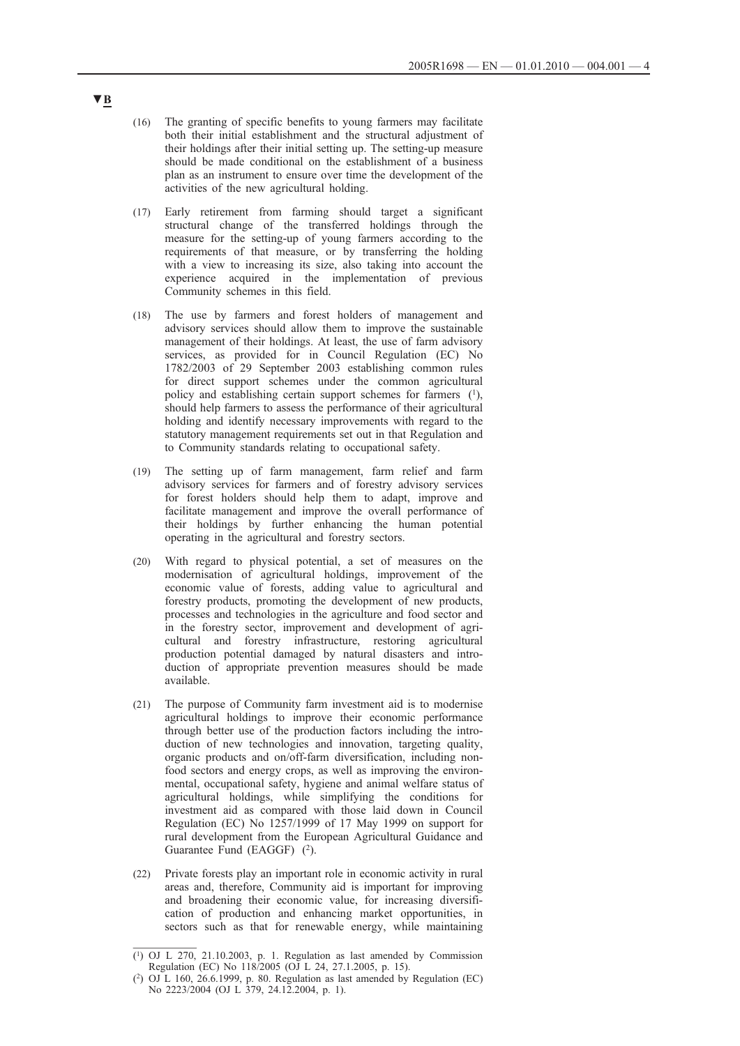▼B

(16) The granting of specific benefits to young farmers may facilitate both their initial establishment and the structural adjustment of their holdings after their initial setting up. The setting-up measure should be made conditional on the establishment of a business plan as an instrument to ensure over time the development of the activities of the new agricultural holding.

(17) Early retirement from farming should target a significant structural change of the transferred holdings through the measure for the setting-up of young farmers according to the requirements of that measure, or by transferring the holding with a view to increasing its size, also taking into account the experience acquired in the implementation of previous Community schemes in this field.

(18) The use by farmers and forest holders of management and advisory services should allow them to improve the sustainable management of their holdings. At least, the use of farm advisory services, as provided for in Council Regulation (EC) No 1782/2003 of 29 September 2003 establishing common rules for direct support schemes under the common agricultural policy and establishing certain support schemes for farmers [1], should help farmers to assess the performance of their agricultural holding and identify necessary improvements with regard to the statutory management requirements set out in that Regulation and to Community standards relating to occupational safety.

(19) The setting up of farm management, farm relief and farm advisory services for farmers and of forestry advisory services for forest holders should help them to adapt, improve and facilitate management and improve the overall performance of their holdings by further enhancing the human potential operating in the agricultural and forestry sectors.

(20) With regard to physical potential, a set of measures on the modernisation of agricultural holdings, improvement of the economic value of forests, adding value to agricultural and forestry products, promoting the development of new products, processes and technologies in the agriculture and food sector and in the forestry sector, improvement and development of agricultural and forestry infrastructure, restoring agricultural production potential damaged by natural disasters and introduction of appropriate prevention measures should be made available.

(21) The purpose of Community farm investment aid is to modernise agricultural holdings to improve their economic performance through better use of the production factors including the introduction of new technologies and innovation, targeting quality, organic products and on/off-farm diversification, including non-food sectors and energy crops, as well as improving the environmental, occupational safety, hygiene and animal welfare status of agricultural holdings, while simplifying the conditions for investment aid as compared with those laid down in Council Regulation (EC) No 1257/1999 of 17 May 1999 on support for rural development from the European Agricultural Guidance and Guarantee Fund (EAGGF) [2].

(22) Private forests play an important role in economic activity in rural areas and, therefore, Community aid is important for improving and broadening their economic value, for increasing diversification of production and enhancing market opportunities, in sectors such as that for renewable energy, while maintaining

---

[1] OJ L 270, 21.10.2003, p. 1. Regulation as last amended by Commission Regulation (EC) No 118/2005 (OJ L 24, 27.1.2005, p. 15).

[2] OJ L 160, 26.6.1999, p. 80. Regulation as last amended by Regulation (EC) No 2223/2004 (OJ L 379, 24.12.2004, p. 1).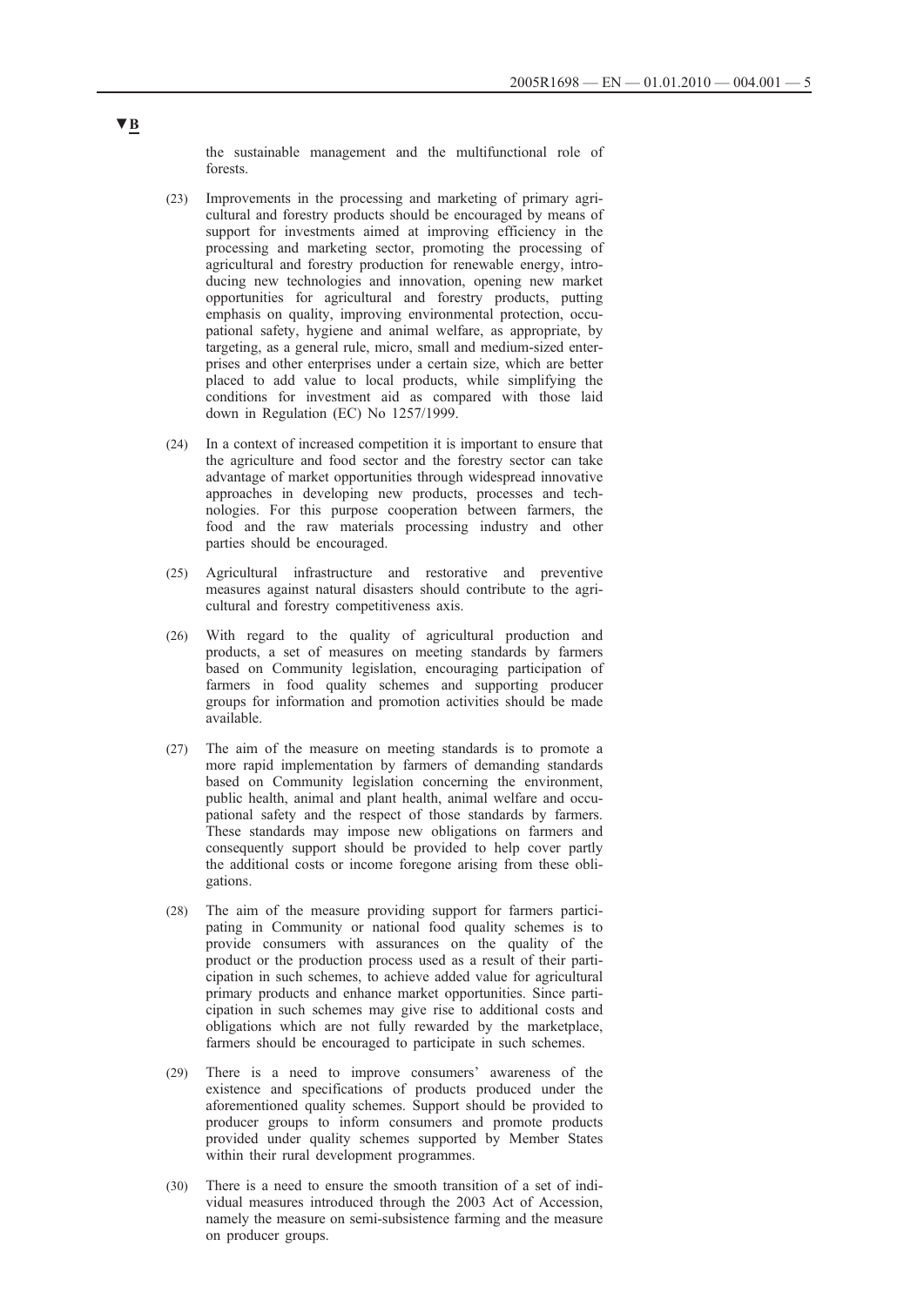▼B

the sustainable management and the multifunctional role of forests.

(23) Improvements in the processing and marketing of primary agricultural and forestry products should be encouraged by means of support for investments aimed at improving efficiency in the processing and marketing sector, promoting the processing of agricultural and forestry production for renewable energy, introducing new technologies and innovation, opening new market opportunities for agricultural and forestry products, putting emphasis on quality, improving environmental protection, occupational safety, hygiene and animal welfare, as appropriate, by targeting, as a general rule, micro, small and medium-sized enterprises and other enterprises under a certain size, which are better placed to add value to local products, while simplifying the conditions for investment aid as compared with those laid down in Regulation (EC) No 1257/1999.

(24) In a context of increased competition it is important to ensure that the agriculture and food sector and the forestry sector can take advantage of market opportunities through widespread innovative approaches in developing new products, processes and technologies. For this purpose cooperation between farmers, the food and the raw materials processing industry and other parties should be encouraged.

(25) Agricultural infrastructure and restorative and preventive measures against natural disasters should contribute to the agricultural and forestry competitiveness axis.

(26) With regard to the quality of agricultural production and products, a set of measures on meeting standards by farmers based on Community legislation, encouraging participation of farmers in food quality schemes and supporting producer groups for information and promotion activities should be made available.

(27) The aim of the measure on meeting standards is to promote a more rapid implementation by farmers of demanding standards based on Community legislation concerning the environment, public health, animal and plant health, animal welfare and occupational safety and the respect of those standards by farmers. These standards may impose new obligations on farmers and consequently support should be provided to help cover partly the additional costs or income foregone arising from these obligations.

(28) The aim of the measure providing support for farmers participating in Community or national food quality schemes is to provide consumers with assurances on the quality of the product or the production process used as a result of their participation in such schemes, to achieve added value for agricultural primary products and enhance market opportunities. Since participation in such schemes may give rise to additional costs and obligations which are not fully rewarded by the marketplace, farmers should be encouraged to participate in such schemes.

(29) There is a need to improve consumers' awareness of the existence and specifications of products produced under the aforementioned quality schemes. Support should be provided to producer groups to inform consumers and promote products provided under quality schemes supported by Member States within their rural development programmes.

(30) There is a need to ensure the smooth transition of a set of individual measures introduced through the 2003 Act of Accession, namely the measure on semi-subsistence farming and the measure on producer groups.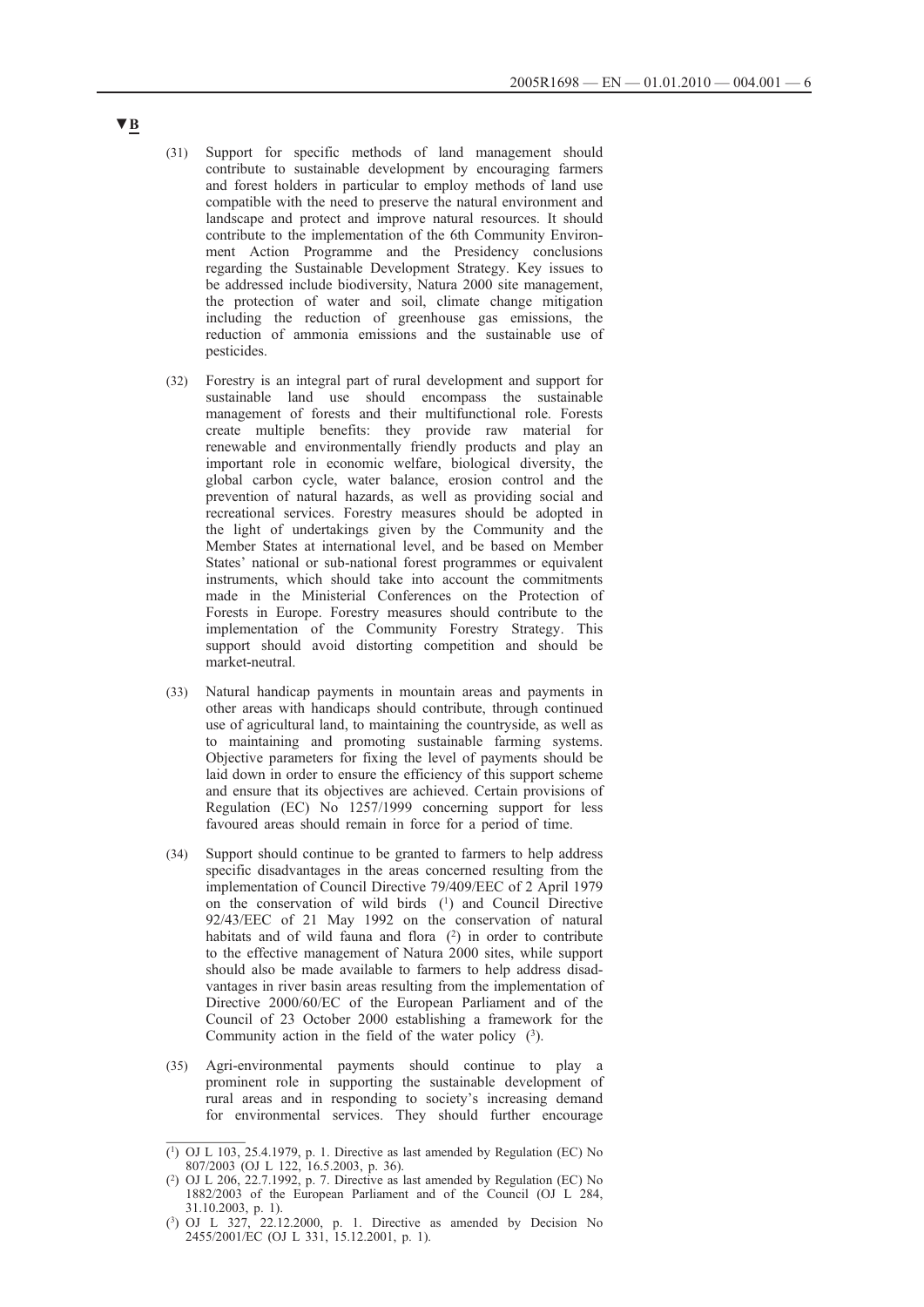▼B

(31) Support for specific methods of land management should contribute to sustainable development by encouraging farmers and forest holders in particular to employ methods of land use compatible with the need to preserve the natural environment and landscape and protect and improve natural resources. It should contribute to the implementation of the 6th Community Environment Action Programme and the Presidency conclusions regarding the Sustainable Development Strategy. Key issues to be addressed include biodiversity, Natura 2000 site management, the protection of water and soil, climate change mitigation including the reduction of greenhouse gas emissions, the reduction of ammonia emissions and the sustainable use of pesticides.

(32) Forestry is an integral part of rural development and support for sustainable land use should encompass the sustainable management of forests and their multifunctional role. Forests create multiple benefits: they provide raw material for renewable and environmentally friendly products and play an important role in economic welfare, biological diversity, the global carbon cycle, water balance, erosion control and the prevention of natural hazards, as well as providing social and recreational services. Forestry measures should be adopted in the light of undertakings given by the Community and the Member States at international level, and be based on Member States' national or sub-national forest programmes or equivalent instruments, which should take into account the commitments made in the Ministerial Conferences on the Protection of Forests in Europe. Forestry measures should contribute to the implementation of the Community Forestry Strategy. This support should avoid distorting competition and should be market-neutral.

(33) Natural handicap payments in mountain areas and payments in other areas with handicaps should contribute, through continued use of agricultural land, to maintaining the countryside, as well as to maintaining and promoting sustainable farming systems. Objective parameters for fixing the level of payments should be laid down in order to ensure the efficiency of this support scheme and ensure that its objectives are achieved. Certain provisions of Regulation (EC) No 1257/1999 concerning support for less favoured areas should remain in force for a period of time.

(34) Support should continue to be granted to farmers to help address specific disadvantages in the areas concerned resulting from the implementation of Council Directive 79/409/EEC of 2 April 1979 on the conservation of wild birds [1] and Council Directive 92/43/EEC of 21 May 1992 on the conservation of natural habitats and of wild fauna and flora [2] in order to contribute to the effective management of Natura 2000 sites, while support should also be made available to farmers to help address disadvantages in river basin areas resulting from the implementation of Directive 2000/60/EC of the European Parliament and of the Council of 23 October 2000 establishing a framework for the Community action in the field of the water policy [3].

(35) Agri-environmental payments should continue to play a prominent role in supporting the sustainable development of rural areas and in responding to society's increasing demand for environmental services. They should further encourage

---

[1] OJ L 103, 25.4.1979, p. 1. Directive as last amended by Regulation (EC) No 807/2003 (OJ L 122, 16.5.2003, p. 36).

[2] OJ L 206, 22.7.1992, p. 7. Directive as last amended by Regulation (EC) No 1882/2003 of the European Parliament and of the Council (OJ L 284, 31.10.2003, p. 1).

[3] OJ L 327, 22.12.2000, p. 1. Directive as amended by Decision No 2455/2001/EC (OJ L 331, 15.12.2001, p. 1).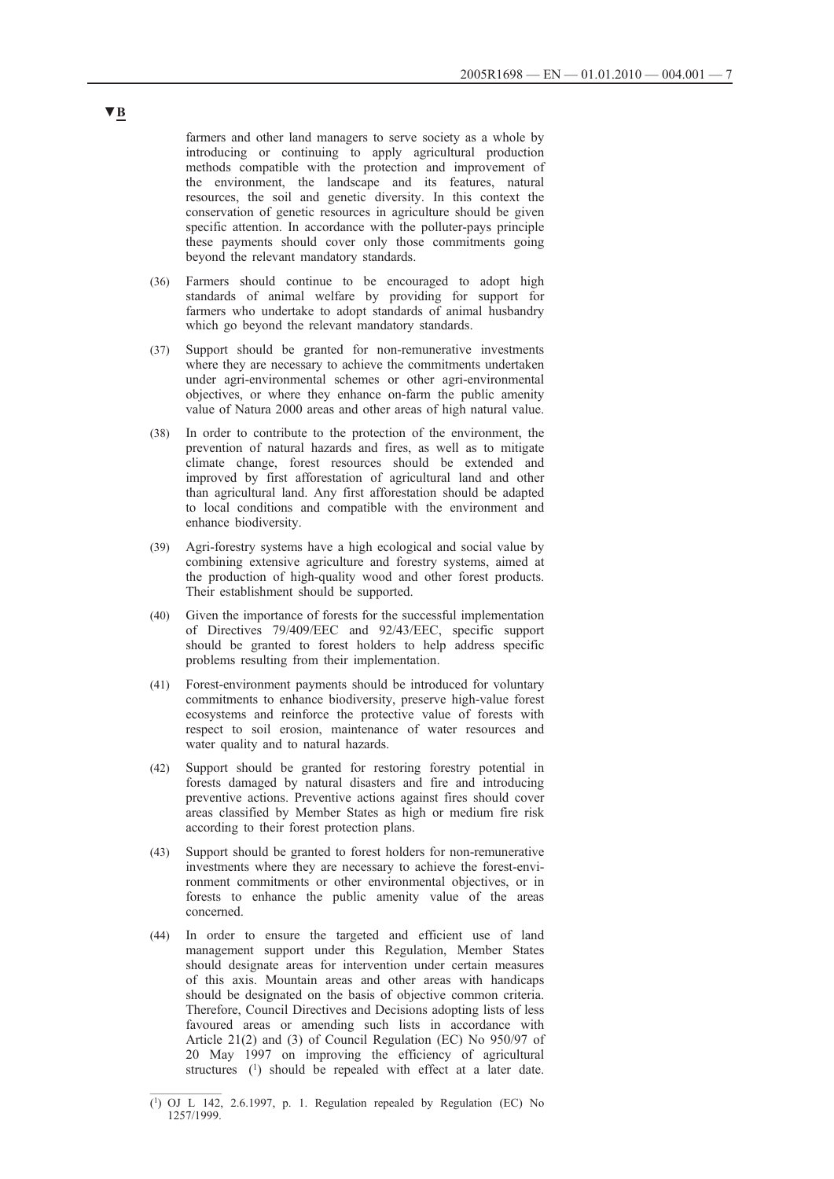▼B

farmers and other land managers to serve society as a whole by introducing or continuing to apply agricultural production methods compatible with the protection and improvement of the environment, the landscape and its features, natural resources, the soil and genetic diversity. In this context the conservation of genetic resources in agriculture should be given specific attention. In accordance with the polluter-pays principle these payments should cover only those commitments going beyond the relevant mandatory standards.

(36) Farmers should continue to be encouraged to adopt high standards of animal welfare by providing for support for farmers who undertake to adopt standards of animal husbandry which go beyond the relevant mandatory standards.

(37) Support should be granted for non-remunerative investments where they are necessary to achieve the commitments undertaken under agri-environmental schemes or other agri-environmental objectives, or where they enhance on-farm the public amenity value of Natura 2000 areas and other areas of high natural value.

(38) In order to contribute to the protection of the environment, the prevention of natural hazards and fires, as well as to mitigate climate change, forest resources should be extended and improved by first afforestation of agricultural land and other than agricultural land. Any first afforestation should be adapted to local conditions and compatible with the environment and enhance biodiversity.

(39) Agri-forestry systems have a high ecological and social value by combining extensive agriculture and forestry systems, aimed at the production of high-quality wood and other forest products. Their establishment should be supported.

(40) Given the importance of forests for the successful implementation of Directives 79/409/EEC and 92/43/EEC, specific support should be granted to forest holders to help address specific problems resulting from their implementation.

(41) Forest-environment payments should be introduced for voluntary commitments to enhance biodiversity, preserve high-value forest ecosystems and reinforce the protective value of forests with respect to soil erosion, maintenance of water resources and water quality and to natural hazards.

(42) Support should be granted for restoring forestry potential in forests damaged by natural disasters and fire and introducing preventive actions. Preventive actions against fires should cover areas classified by Member States as high or medium fire risk according to their forest protection plans.

(43) Support should be granted to forest holders for non-remunerative investments where they are necessary to achieve the forest-environment commitments or other environmental objectives, or in forests to enhance the public amenity value of the areas concerned.

(44) In order to ensure the targeted and efficient use of land management support under this Regulation, Member States should designate areas for intervention under certain measures of this axis. Mountain areas and other areas with handicaps should be designated on the basis of objective common criteria. Therefore, Council Directives and Decisions adopting lists of less favoured areas or amending such lists in accordance with Article 21(2) and (3) of Council Regulation (EC) No 950/97 of 20 May 1997 on improving the efficiency of agricultural structures [1] should be repealed with effect at a later date.

---

[1] OJ L 142, 2.6.1997, p. 1. Regulation repealed by Regulation (EC) No 1257/1999.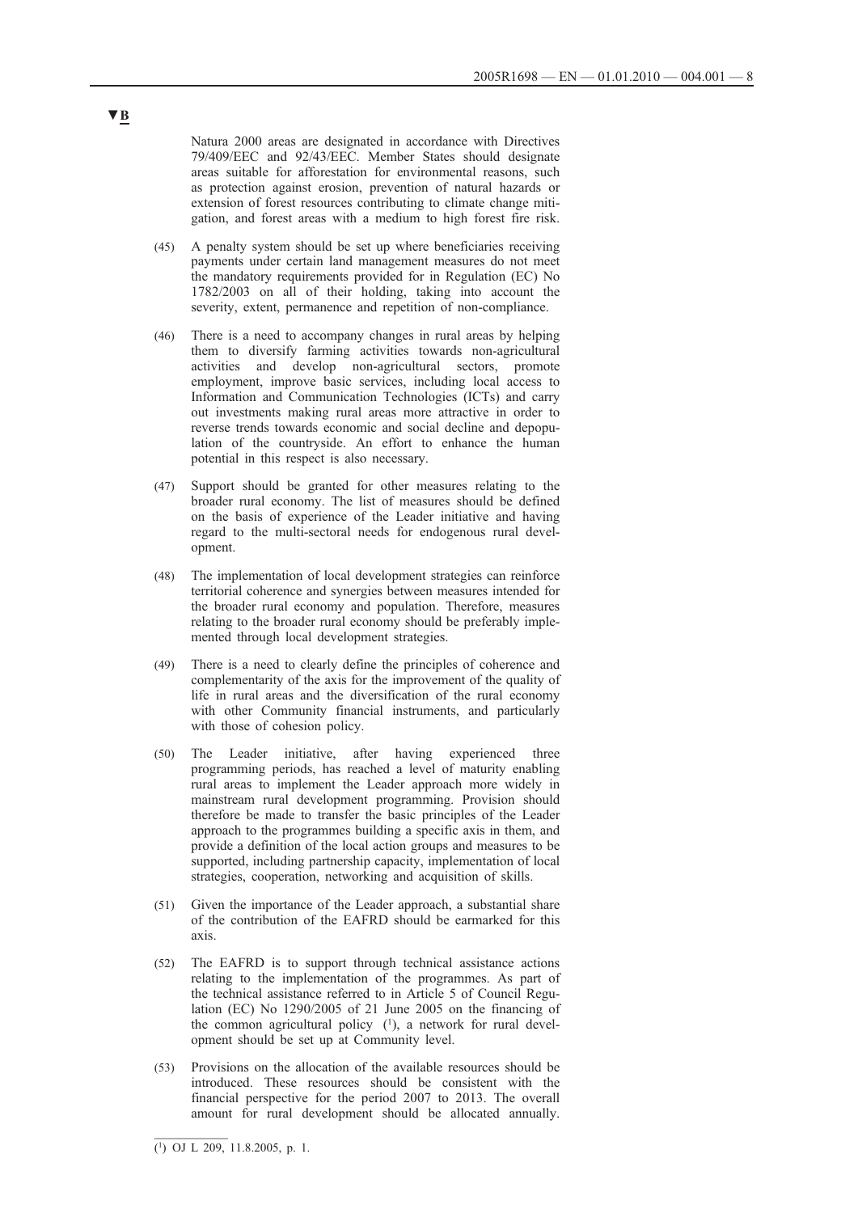▼B

Natura 2000 areas are designated in accordance with Directives 79/409/EEC and 92/43/EEC. Member States should designate areas suitable for afforestation for environmental reasons, such as protection against erosion, prevention of natural hazards or extension of forest resources contributing to climate change mitigation, and forest areas with a medium to high forest fire risk.

(45) A penalty system should be set up where beneficiaries receiving payments under certain land management measures do not meet the mandatory requirements provided for in Regulation (EC) No 1782/2003 on all of their holding, taking into account the severity, extent, permanence and repetition of non-compliance.

(46) There is a need to accompany changes in rural areas by helping them to diversify farming activities towards non-agricultural activities and develop non-agricultural sectors, promote employment, improve basic services, including local access to Information and Communication Technologies (ICTs) and carry out investments making rural areas more attractive in order to reverse trends towards economic and social decline and depopulation of the countryside. An effort to enhance the human potential in this respect is also necessary.

(47) Support should be granted for other measures relating to the broader rural economy. The list of measures should be defined on the basis of experience of the Leader initiative and having regard to the multi-sectoral needs for endogenous rural development.

(48) The implementation of local development strategies can reinforce territorial coherence and synergies between measures intended for the broader rural economy and population. Therefore, measures relating to the broader rural economy should be preferably implemented through local development strategies.

(49) There is a need to clearly define the principles of coherence and complementarity of the axis for the improvement of the quality of life in rural areas and the diversification of the rural economy with other Community financial instruments, and particularly with those of cohesion policy.

(50) The Leader initiative, after having experienced three programming periods, has reached a level of maturity enabling rural areas to implement the Leader approach more widely in mainstream rural development programming. Provision should therefore be made to transfer the basic principles of the Leader approach to the programmes building a specific axis in them, and provide a definition of the local action groups and measures to be supported, including partnership capacity, implementation of local strategies, cooperation, networking and acquisition of skills.

(51) Given the importance of the Leader approach, a substantial share of the contribution of the EAFRD should be earmarked for this axis.

(52) The EAFRD is to support through technical assistance actions relating to the implementation of the programmes. As part of the technical assistance referred to in Article 5 of Council Regulation (EC) No 1290/2005 of 21 June 2005 on the financing of the common agricultural policy [1], a network for rural development should be set up at Community level.

(53) Provisions on the allocation of the available resources should be introduced. These resources should be consistent with the financial perspective for the period 2007 to 2013. The overall amount for rural development should be allocated annually.

---

[1] OJ L 209, 11.8.2005, p. 1.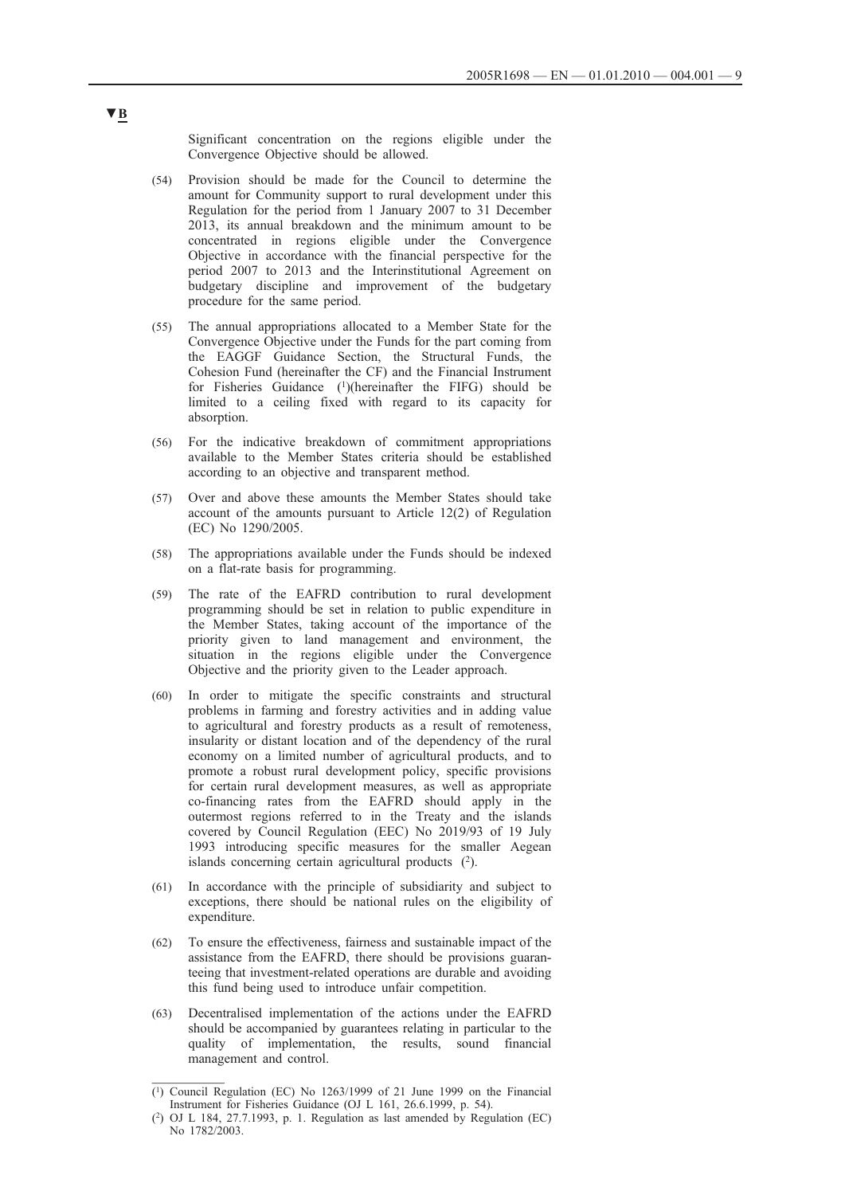▼B

Significant concentration on the regions eligible under the Convergence Objective should be allowed.

(54) Provision should be made for the Council to determine the amount for Community support to rural development under this Regulation for the period from 1 January 2007 to 31 December 2013, its annual breakdown and the minimum amount to be concentrated in regions eligible under the Convergence Objective in accordance with the financial perspective for the period 2007 to 2013 and the Interinstitutional Agreement on budgetary discipline and improvement of the budgetary procedure for the same period.

(55) The annual appropriations allocated to a Member State for the Convergence Objective under the Funds for the part coming from the EAGGF Guidance Section, the Structural Funds, the Cohesion Fund (hereinafter the CF) and the Financial Instrument for Fisheries Guidance [1](hereinafter the FIFG) should be limited to a ceiling fixed with regard to its capacity for absorption.

(56) For the indicative breakdown of commitment appropriations available to the Member States criteria should be established according to an objective and transparent method.

(57) Over and above these amounts the Member States should take account of the amounts pursuant to Article 12(2) of Regulation (EC) No 1290/2005.

(58) The appropriations available under the Funds should be indexed on a flat-rate basis for programming.

(59) The rate of the EAFRD contribution to rural development programming should be set in relation to public expenditure in the Member States, taking account of the importance of the priority given to land management and environment, the situation in the regions eligible under the Convergence Objective and the priority given to the Leader approach.

(60) In order to mitigate the specific constraints and structural problems in farming and forestry activities and in adding value to agricultural and forestry products as a result of remoteness, insularity or distant location and of the dependency of the rural economy on a limited number of agricultural products, and to promote a robust rural development policy, specific provisions for certain rural development measures, as well as appropriate co-financing rates from the EAFRD should apply in the outermost regions referred to in the Treaty and the islands covered by Council Regulation (EEC) No 2019/93 of 19 July 1993 introducing specific measures for the smaller Aegean islands concerning certain agricultural products [2].

(61) In accordance with the principle of subsidiarity and subject to exceptions, there should be national rules on the eligibility of expenditure.

(62) To ensure the effectiveness, fairness and sustainable impact of the assistance from the EAFRD, there should be provisions guaranteeing that investment-related operations are durable and avoiding this fund being used to introduce unfair competition.

(63) Decentralised implementation of the actions under the EAFRD should be accompanied by guarantees relating in particular to the quality of implementation, the results, sound financial management and control.

---

[1] Council Regulation (EC) No 1263/1999 of 21 June 1999 on the Financial Instrument for Fisheries Guidance (OJ L 161, 26.6.1999, p. 54).

[2] OJ L 184, 27.7.1993, p. 1. Regulation as last amended by Regulation (EC) No 1782/2003.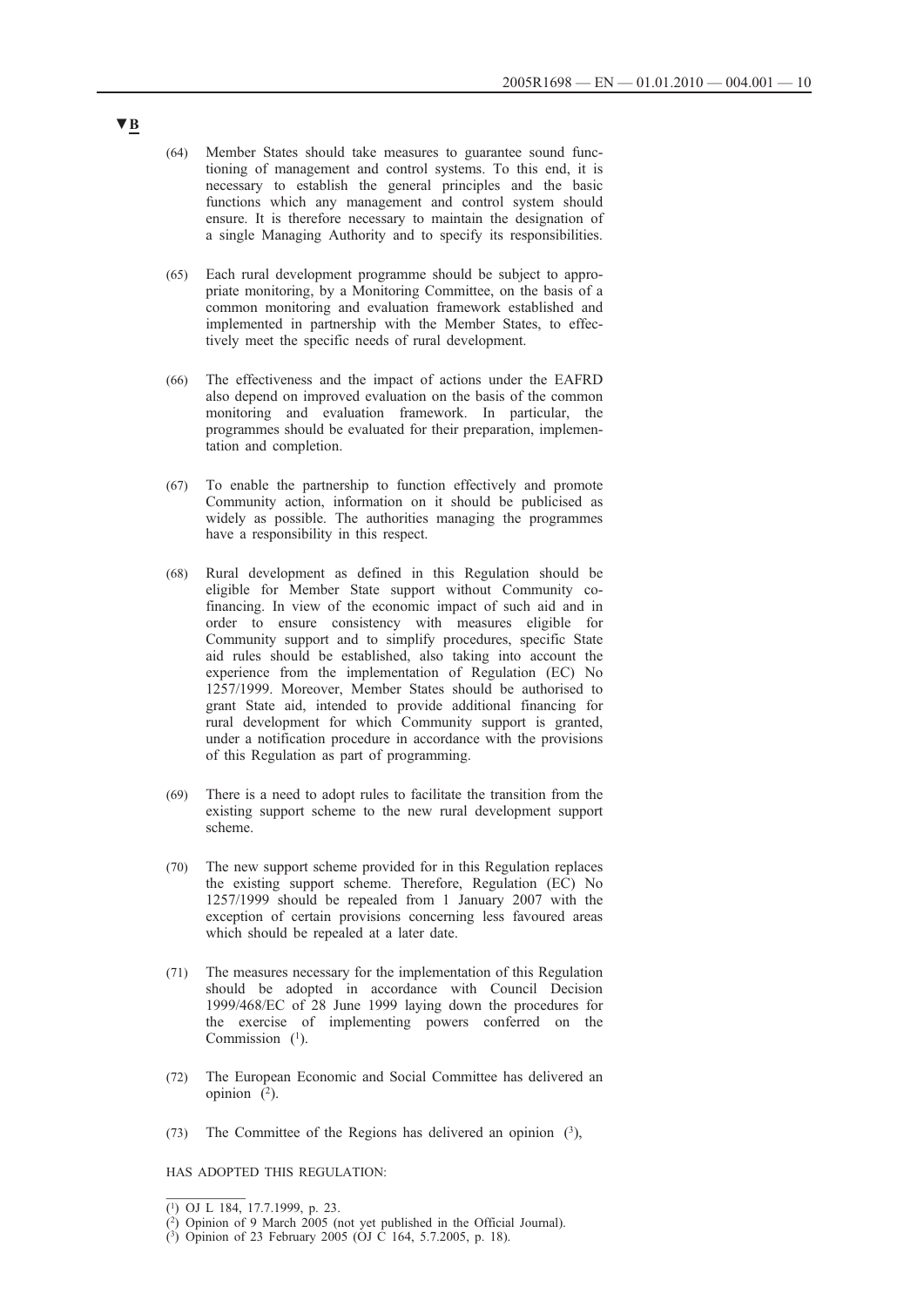▼B

(64) Member States should take measures to guarantee sound functioning of management and control systems. To this end, it is necessary to establish the general principles and the basic functions which any management and control system should ensure. It is therefore necessary to maintain the designation of a single Managing Authority and to specify its responsibilities.

(65) Each rural development programme should be subject to appropriate monitoring, by a Monitoring Committee, on the basis of a common monitoring and evaluation framework established and implemented in partnership with the Member States, to effectively meet the specific needs of rural development.

(66) The effectiveness and the impact of actions under the EAFRD also depend on improved evaluation on the basis of the common monitoring and evaluation framework. In particular, the programmes should be evaluated for their preparation, implementation and completion.

(67) To enable the partnership to function effectively and promote Community action, information on it should be publicised as widely as possible. The authorities managing the programmes have a responsibility in this respect.

(68) Rural development as defined in this Regulation should be eligible for Member State support without Community co-financing. In view of the economic impact of such aid and in order to ensure consistency with measures eligible for Community support and to simplify procedures, specific State aid rules should be established, also taking into account the experience from the implementation of Regulation (EC) No 1257/1999. Moreover, Member States should be authorised to grant State aid, intended to provide additional financing for rural development for which Community support is granted, under a notification procedure in accordance with the provisions of this Regulation as part of programming.

(69) There is a need to adopt rules to facilitate the transition from the existing support scheme to the new rural development support scheme.

(70) The new support scheme provided for in this Regulation replaces the existing support scheme. Therefore, Regulation (EC) No 1257/1999 should be repealed from 1 January 2007 with the exception of certain provisions concerning less favoured areas which should be repealed at a later date.

(71) The measures necessary for the implementation of this Regulation should be adopted in accordance with Council Decision 1999/468/EC of 28 June 1999 laying down the procedures for the exercise of implementing powers conferred on the Commission [1].

(72) The European Economic and Social Committee has delivered an opinion [2].

(73) The Committee of the Regions has delivered an opinion [3],

HAS ADOPTED THIS REGULATION:

---

[1] OJ L 184, 17.7.1999, p. 23.

[2] Opinion of 9 March 2005 (not yet published in the Official Journal).

[3] Opinion of 23 February 2005 (OJ C 164, 5.7.2005, p. 18).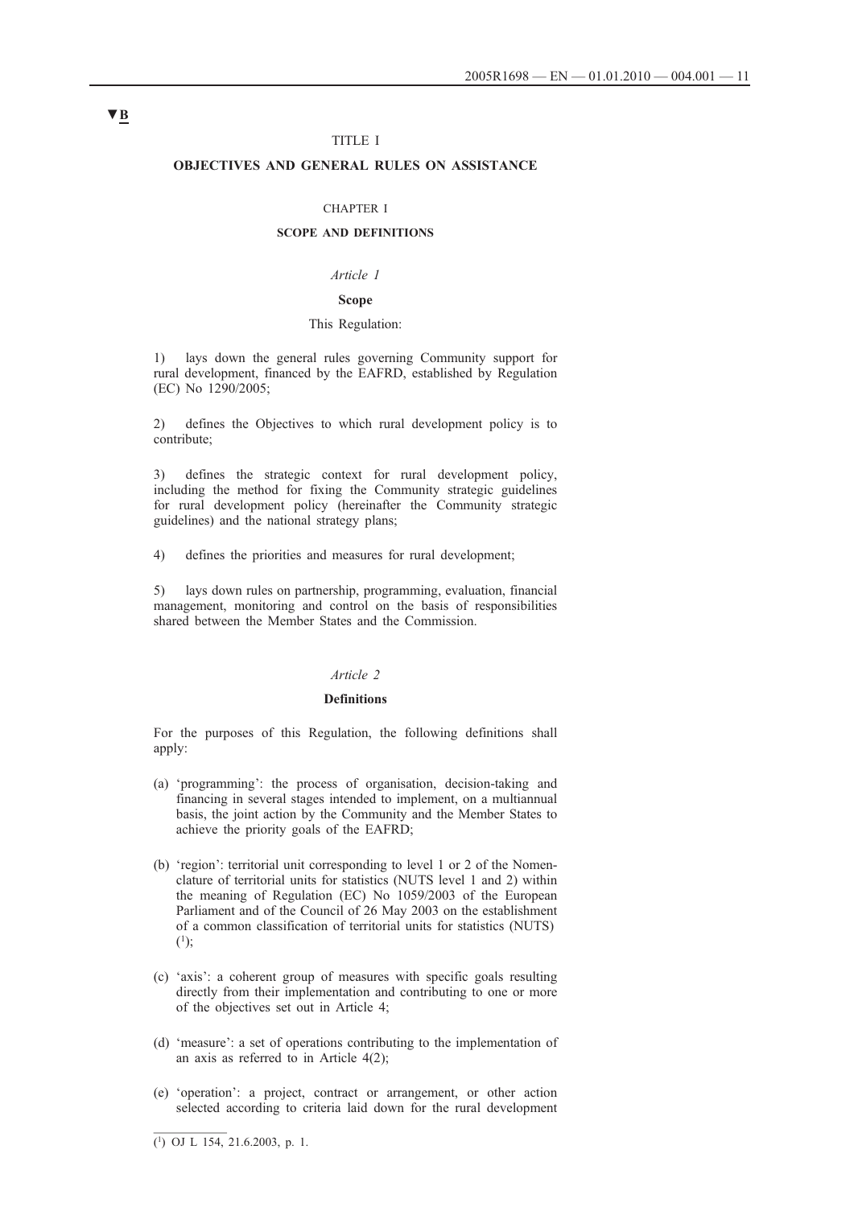▼B

TITLE I

# OBJECTIVES AND GENERAL RULES ON ASSISTANCE

CHAPTER I

## SCOPE AND DEFINITIONS

*Article 1*

### Scope

This Regulation:

1) lays down the general rules governing Community support for rural development, financed by the EAFRD, established by Regulation (EC) No 1290/2005;

2) defines the Objectives to which rural development policy is to contribute;

3) defines the strategic context for rural development policy, including the method for fixing the Community strategic guidelines for rural development policy (hereinafter the Community strategic guidelines) and the national strategy plans;

4) defines the priorities and measures for rural development;

5) lays down rules on partnership, programming, evaluation, financial management, monitoring and control on the basis of responsibilities shared between the Member States and the Commission.

*Article 2*

### Definitions

For the purposes of this Regulation, the following definitions shall apply:

(a) 'programming': the process of organisation, decision-taking and financing in several stages intended to implement, on a multiannual basis, the joint action by the Community and the Member States to achieve the priority goals of the EAFRD;

(b) 'region': territorial unit corresponding to level 1 or 2 of the Nomenclature of territorial units for statistics (NUTS level 1 and 2) within the meaning of Regulation (EC) No 1059/2003 of the European Parliament and of the Council of 26 May 2003 on the establishment of a common classification of territorial units for statistics (NUTS) [1];

(c) 'axis': a coherent group of measures with specific goals resulting directly from their implementation and contributing to one or more of the objectives set out in Article 4;

(d) 'measure': a set of operations contributing to the implementation of an axis as referred to in Article 4(2);

(e) 'operation': a project, contract or arrangement, or other action selected according to criteria laid down for the rural development

[1] OJ L 154, 21.6.2003, p. 1.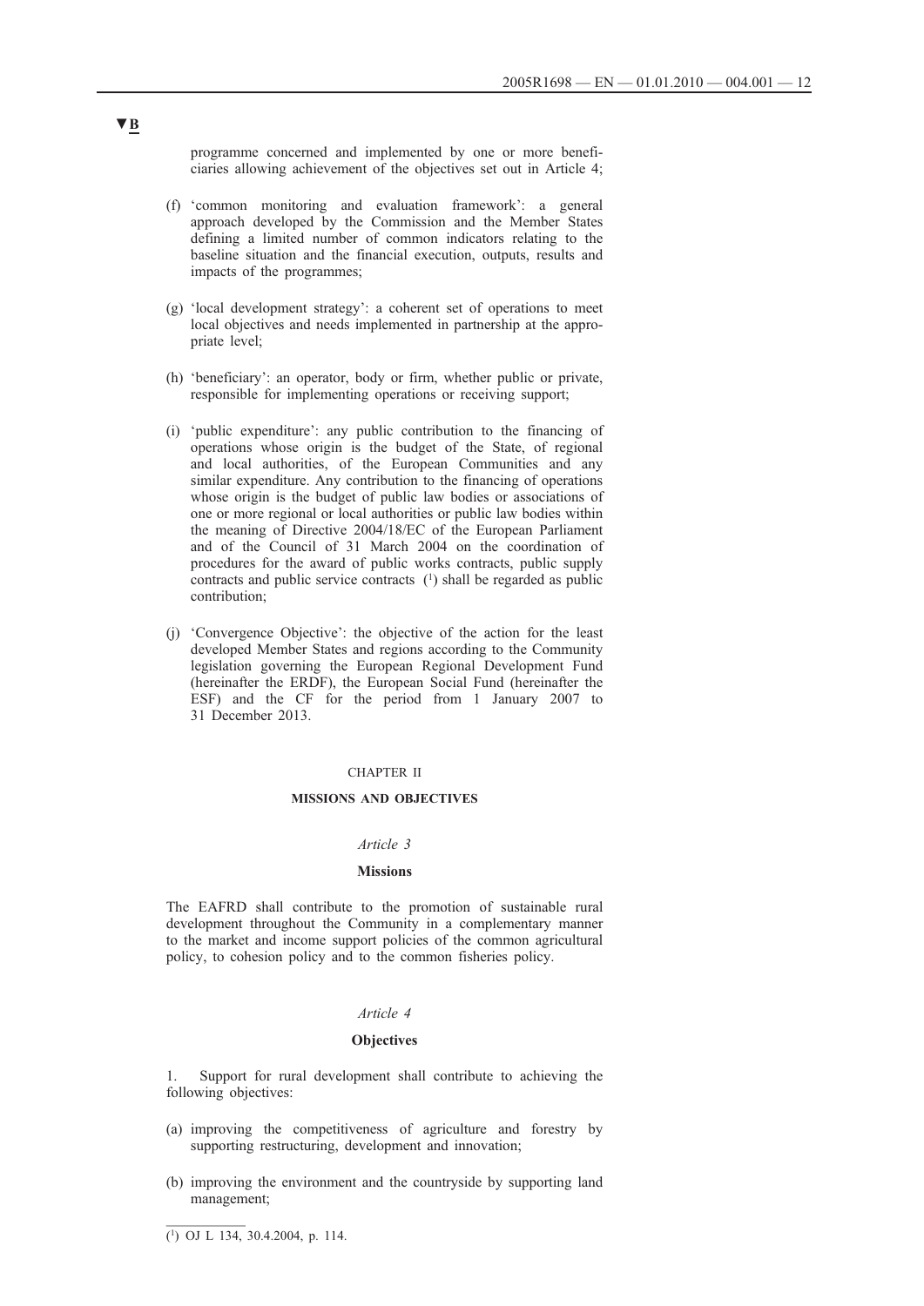▼B

programme concerned and implemented by one or more beneficiaries allowing achievement of the objectives set out in Article 4;

(f) 'common monitoring and evaluation framework': a general approach developed by the Commission and the Member States defining a limited number of common indicators relating to the baseline situation and the financial execution, outputs, results and impacts of the programmes;

(g) 'local development strategy': a coherent set of operations to meet local objectives and needs implemented in partnership at the appropriate level;

(h) 'beneficiary': an operator, body or firm, whether public or private, responsible for implementing operations or receiving support;

(i) 'public expenditure': any public contribution to the financing of operations whose origin is the budget of the State, of regional and local authorities, of the European Communities and any similar expenditure. Any contribution to the financing of operations whose origin is the budget of public law bodies or associations of one or more regional or local authorities or public law bodies within the meaning of Directive 2004/18/EC of the European Parliament and of the Council of 31 March 2004 on the coordination of procedures for the award of public works contracts, public supply contracts and public service contracts [1] shall be regarded as public contribution;

(j) 'Convergence Objective': the objective of the action for the least developed Member States and regions according to the Community legislation governing the European Regional Development Fund (hereinafter the ERDF), the European Social Fund (hereinafter the ESF) and the CF for the period from 1 January 2007 to 31 December 2013.

## CHAPTER II

## MISSIONS AND OBJECTIVES

### *Article 3*

### Missions

The EAFRD shall contribute to the promotion of sustainable rural development throughout the Community in a complementary manner to the market and income support policies of the common agricultural policy, to cohesion policy and to the common fisheries policy.

### *Article 4*

### Objectives

1. Support for rural development shall contribute to achieving the following objectives:

(a) improving the competitiveness of agriculture and forestry by supporting restructuring, development and innovation;

(b) improving the environment and the countryside by supporting land management;

---

[1] OJ L 134, 30.4.2004, p. 114.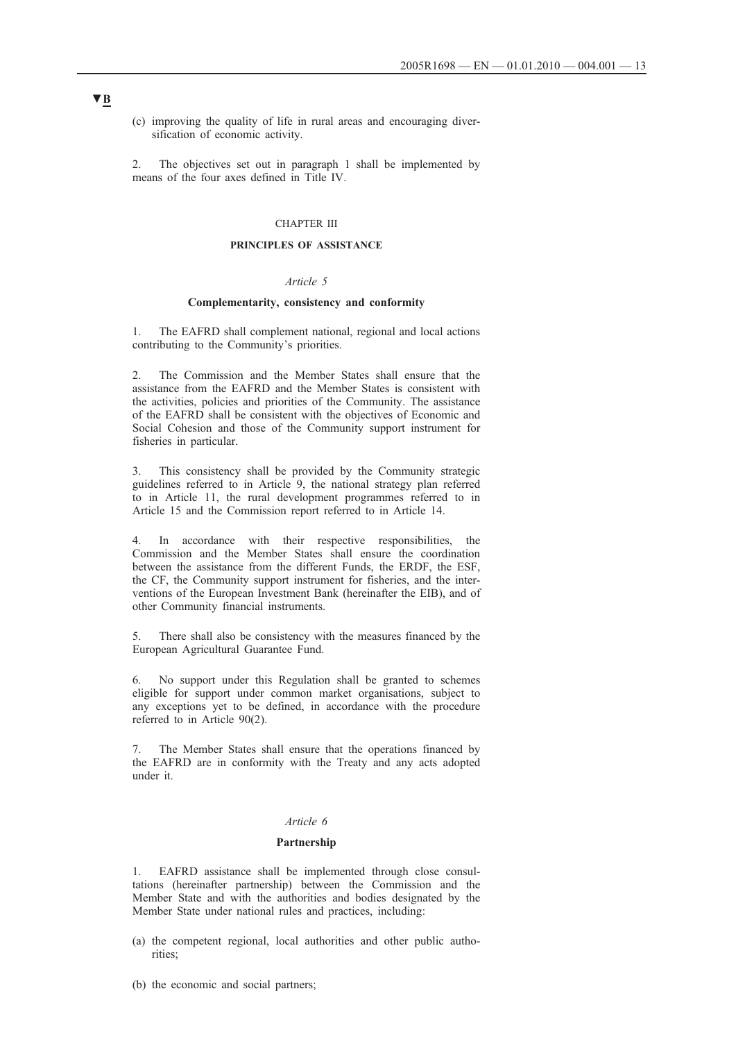▼B

(c) improving the quality of life in rural areas and encouraging diversification of economic activity.

2. The objectives set out in paragraph 1 shall be implemented by means of the four axes defined in Title IV.

CHAPTER III

**PRINCIPLES OF ASSISTANCE**

*Article 5*

**Complementarity, consistency and conformity**

1. The EAFRD shall complement national, regional and local actions contributing to the Community's priorities.

2. The Commission and the Member States shall ensure that the assistance from the EAFRD and the Member States is consistent with the activities, policies and priorities of the Community. The assistance of the EAFRD shall be consistent with the objectives of Economic and Social Cohesion and those of the Community support instrument for fisheries in particular.

3. This consistency shall be provided by the Community strategic guidelines referred to in Article 9, the national strategy plan referred to in Article 11, the rural development programmes referred to in Article 15 and the Commission report referred to in Article 14.

4. In accordance with their respective responsibilities, the Commission and the Member States shall ensure the coordination between the assistance from the different Funds, the ERDF, the ESF, the CF, the Community support instrument for fisheries, and the interventions of the European Investment Bank (hereinafter the EIB), and of other Community financial instruments.

5. There shall also be consistency with the measures financed by the European Agricultural Guarantee Fund.

6. No support under this Regulation shall be granted to schemes eligible for support under common market organisations, subject to any exceptions yet to be defined, in accordance with the procedure referred to in Article 90(2).

7. The Member States shall ensure that the operations financed by the EAFRD are in conformity with the Treaty and any acts adopted under it.

*Article 6*

**Partnership**

1. EAFRD assistance shall be implemented through close consultations (hereinafter partnership) between the Commission and the Member State and with the authorities and bodies designated by the Member State under national rules and practices, including:

(a) the competent regional, local authorities and other public authorities;

(b) the economic and social partners;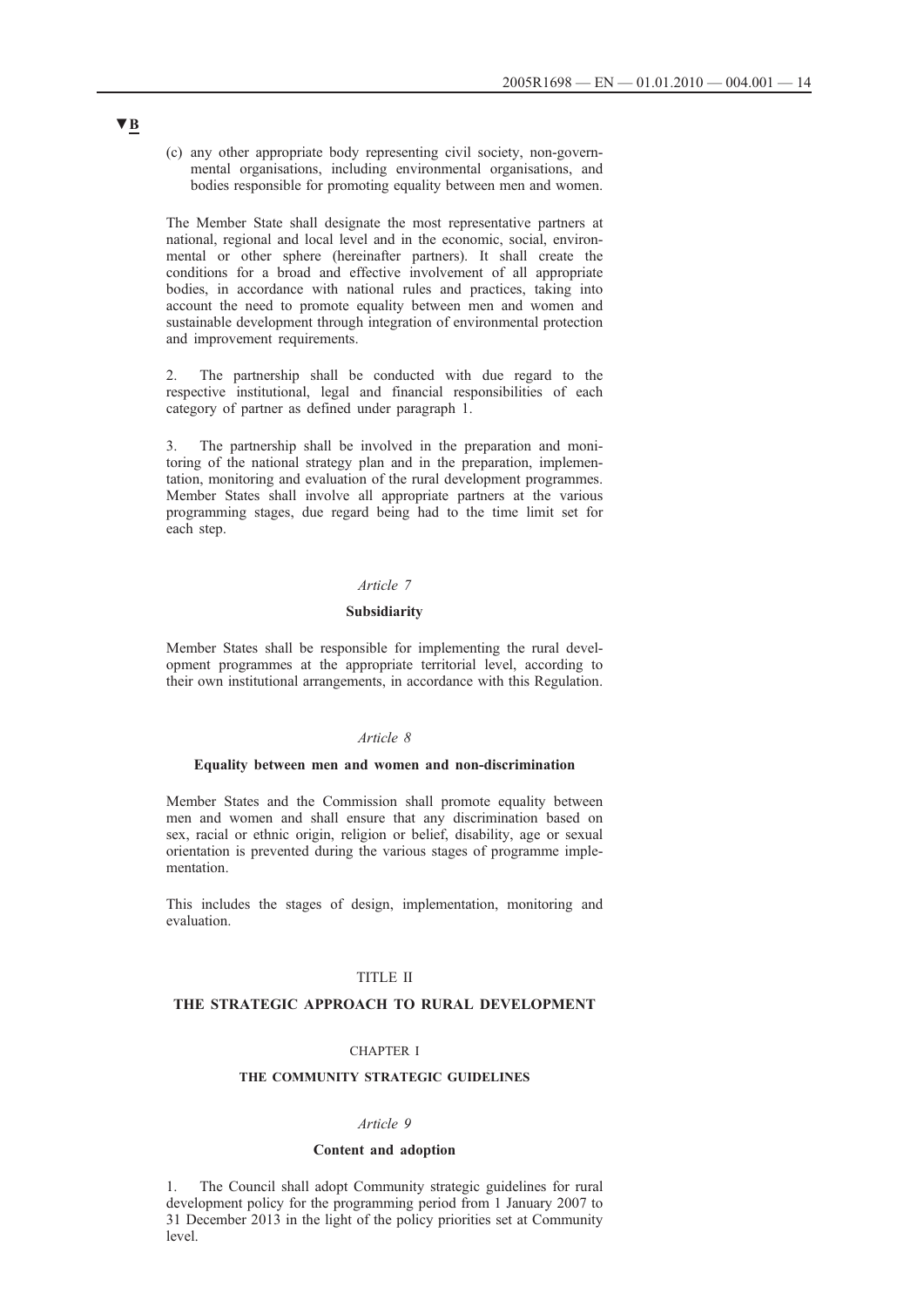▼B

(c) any other appropriate body representing civil society, non-governmental organisations, including environmental organisations, and bodies responsible for promoting equality between men and women.

The Member State shall designate the most representative partners at national, regional and local level and in the economic, social, environmental or other sphere (hereinafter partners). It shall create the conditions for a broad and effective involvement of all appropriate bodies, in accordance with national rules and practices, taking into account the need to promote equality between men and women and sustainable development through integration of environmental protection and improvement requirements.

2. The partnership shall be conducted with due regard to the respective institutional, legal and financial responsibilities of each category of partner as defined under paragraph 1.

3. The partnership shall be involved in the preparation and monitoring of the national strategy plan and in the preparation, implementation, monitoring and evaluation of the rural development programmes. Member States shall involve all appropriate partners at the various programming stages, due regard being had to the time limit set for each step.

*Article 7*

**Subsidiarity**

Member States shall be responsible for implementing the rural development programmes at the appropriate territorial level, according to their own institutional arrangements, in accordance with this Regulation.

*Article 8*

**Equality between men and women and non-discrimination**

Member States and the Commission shall promote equality between men and women and shall ensure that any discrimination based on sex, racial or ethnic origin, religion or belief, disability, age or sexual orientation is prevented during the various stages of programme implementation.

This includes the stages of design, implementation, monitoring and evaluation.

TITLE II

**THE STRATEGIC APPROACH TO RURAL DEVELOPMENT**

CHAPTER I

**THE COMMUNITY STRATEGIC GUIDELINES**

*Article 9*

**Content and adoption**

1. The Council shall adopt Community strategic guidelines for rural development policy for the programming period from 1 January 2007 to 31 December 2013 in the light of the policy priorities set at Community level.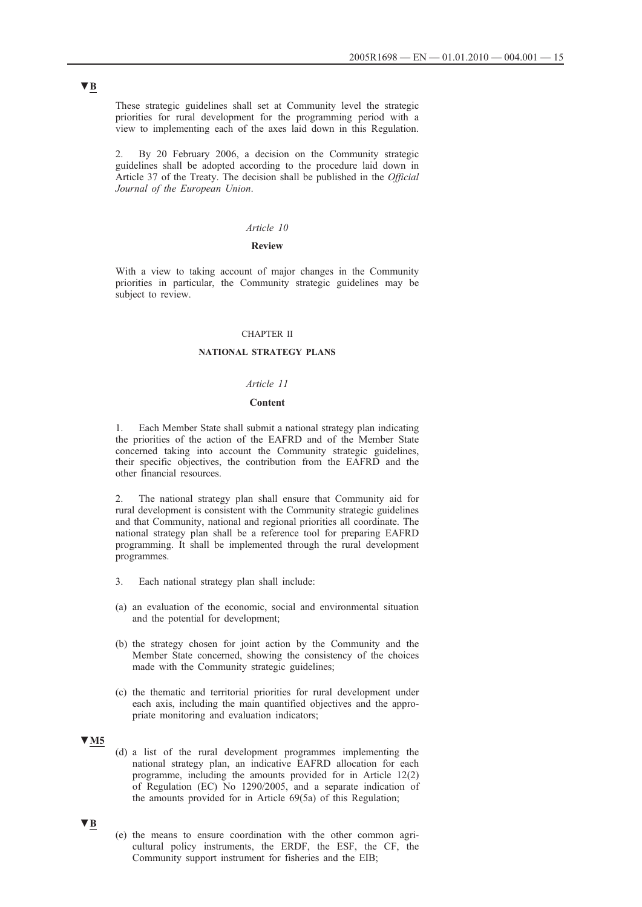▼B

These strategic guidelines shall set at Community level the strategic priorities for rural development for the programming period with a view to implementing each of the axes laid down in this Regulation.

2. By 20 February 2006, a decision on the Community strategic guidelines shall be adopted according to the procedure laid down in Article 37 of the Treaty. The decision shall be published in the *Official Journal of the European Union*.

*Article 10*

**Review**

With a view to taking account of major changes in the Community priorities in particular, the Community strategic guidelines may be subject to review.

CHAPTER II

**NATIONAL STRATEGY PLANS**

*Article 11*

**Content**

1. Each Member State shall submit a national strategy plan indicating the priorities of the action of the EAFRD and of the Member State concerned taking into account the Community strategic guidelines, their specific objectives, the contribution from the EAFRD and the other financial resources.

2. The national strategy plan shall ensure that Community aid for rural development is consistent with the Community strategic guidelines and that Community, national and regional priorities all coordinate. The national strategy plan shall be a reference tool for preparing EAFRD programming. It shall be implemented through the rural development programmes.

3. Each national strategy plan shall include:

(a) an evaluation of the economic, social and environmental situation and the potential for development;

(b) the strategy chosen for joint action by the Community and the Member State concerned, showing the consistency of the choices made with the Community strategic guidelines;

(c) the thematic and territorial priorities for rural development under each axis, including the main quantified objectives and the appropriate monitoring and evaluation indicators;

▼M5

(d) a list of the rural development programmes implementing the national strategy plan, an indicative EAFRD allocation for each programme, including the amounts provided for in Article 12(2) of Regulation (EC) No 1290/2005, and a separate indication of the amounts provided for in Article 69(5a) of this Regulation;

▼B

(e) the means to ensure coordination with the other common agricultural policy instruments, the ERDF, the ESF, the CF, the Community support instrument for fisheries and the EIB;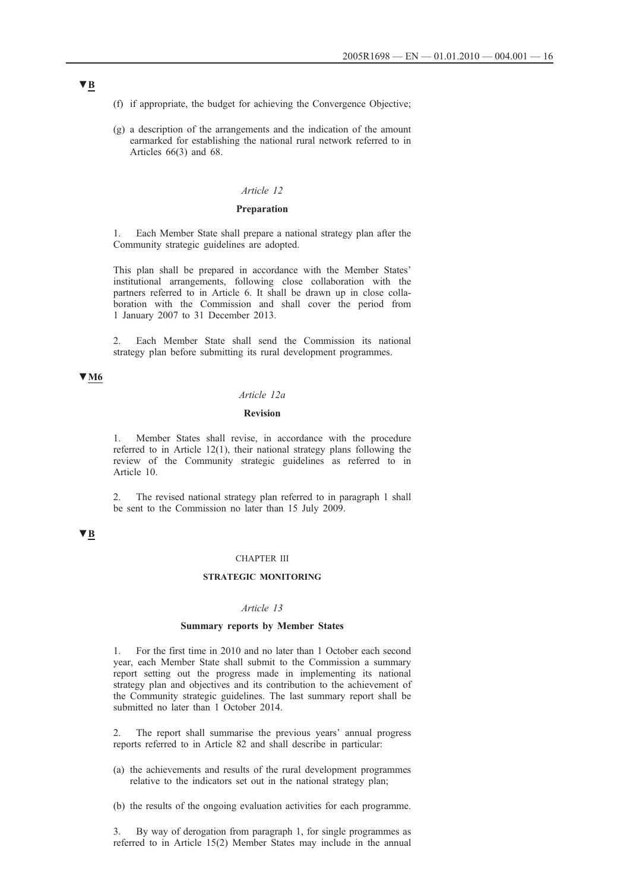▼B

(f) if appropriate, the budget for achieving the Convergence Objective;

(g) a description of the arrangements and the indication of the amount earmarked for establishing the national rural network referred to in Articles 66(3) and 68.

*Article 12*

**Preparation**

1. Each Member State shall prepare a national strategy plan after the Community strategic guidelines are adopted.

This plan shall be prepared in accordance with the Member States' institutional arrangements, following close collaboration with the partners referred to in Article 6. It shall be drawn up in close collaboration with the Commission and shall cover the period from 1 January 2007 to 31 December 2013.

2. Each Member State shall send the Commission its national strategy plan before submitting its rural development programmes.

▼M6

*Article 12a*

**Revision**

1. Member States shall revise, in accordance with the procedure referred to in Article 12(1), their national strategy plans following the review of the Community strategic guidelines as referred to in Article 10.

2. The revised national strategy plan referred to in paragraph 1 shall be sent to the Commission no later than 15 July 2009.

▼B

CHAPTER III

**STRATEGIC MONITORING**

*Article 13*

**Summary reports by Member States**

1. For the first time in 2010 and no later than 1 October each second year, each Member State shall submit to the Commission a summary report setting out the progress made in implementing its national strategy plan and objectives and its contribution to the achievement of the Community strategic guidelines. The last summary report shall be submitted no later than 1 October 2014.

2. The report shall summarise the previous years' annual progress reports referred to in Article 82 and shall describe in particular:

(a) the achievements and results of the rural development programmes relative to the indicators set out in the national strategy plan;

(b) the results of the ongoing evaluation activities for each programme.

3. By way of derogation from paragraph 1, for single programmes as referred to in Article 15(2) Member States may include in the annual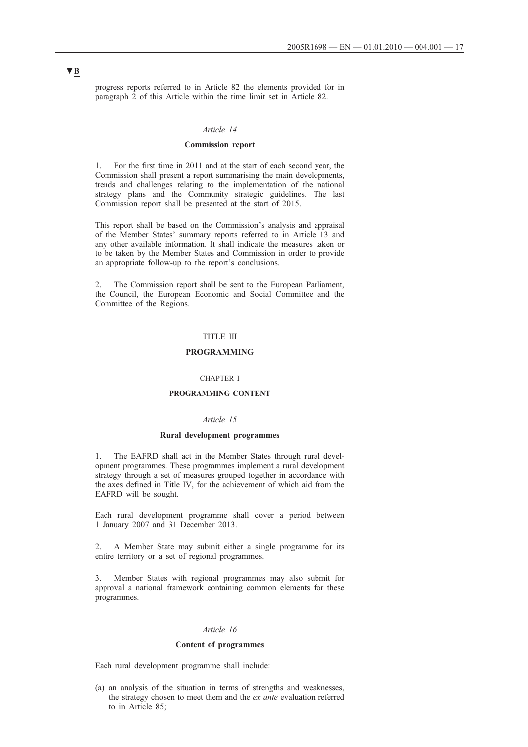▼B

progress reports referred to in Article 82 the elements provided for in paragraph 2 of this Article within the time limit set in Article 82.

*Article 14*

**Commission report**

1. For the first time in 2011 and at the start of each second year, the Commission shall present a report summarising the main developments, trends and challenges relating to the implementation of the national strategy plans and the Community strategic guidelines. The last Commission report shall be presented at the start of 2015.

This report shall be based on the Commission's analysis and appraisal of the Member States' summary reports referred to in Article 13 and any other available information. It shall indicate the measures taken or to be taken by the Member States and Commission in order to provide an appropriate follow-up to the report's conclusions.

2. The Commission report shall be sent to the European Parliament, the Council, the European Economic and Social Committee and the Committee of the Regions.

# TITLE III

# PROGRAMMING

## CHAPTER I

## PROGRAMMING CONTENT

*Article 15*

**Rural development programmes**

1. The EAFRD shall act in the Member States through rural development programmes. These programmes implement a rural development strategy through a set of measures grouped together in accordance with the axes defined in Title IV, for the achievement of which aid from the EAFRD will be sought.

Each rural development programme shall cover a period between 1 January 2007 and 31 December 2013.

2. A Member State may submit either a single programme for its entire territory or a set of regional programmes.

3. Member States with regional programmes may also submit for approval a national framework containing common elements for these programmes.

*Article 16*

**Content of programmes**

Each rural development programme shall include:

(a) an analysis of the situation in terms of strengths and weaknesses, the strategy chosen to meet them and the *ex ante* evaluation referred to in Article 85;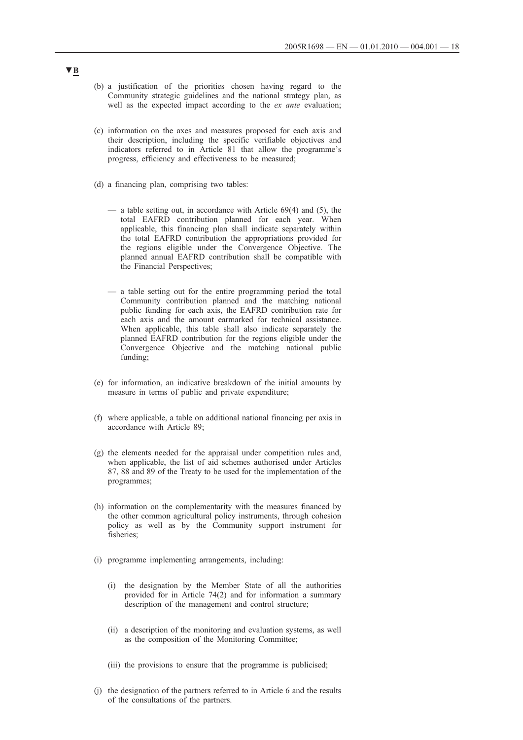▼B

(b) a justification of the priorities chosen having regard to the Community strategic guidelines and the national strategy plan, as well as the expected impact according to the *ex ante* evaluation;

(c) information on the axes and measures proposed for each axis and their description, including the specific verifiable objectives and indicators referred to in Article 81 that allow the programme's progress, efficiency and effectiveness to be measured;

(d) a financing plan, comprising two tables:

— a table setting out, in accordance with Article 69(4) and (5), the total EAFRD contribution planned for each year. When applicable, this financing plan shall indicate separately within the total EAFRD contribution the appropriations provided for the regions eligible under the Convergence Objective. The planned annual EAFRD contribution shall be compatible with the Financial Perspectives;

— a table setting out for the entire programming period the total Community contribution planned and the matching national public funding for each axis, the EAFRD contribution rate for each axis and the amount earmarked for technical assistance. When applicable, this table shall also indicate separately the planned EAFRD contribution for the regions eligible under the Convergence Objective and the matching national public funding;

(e) for information, an indicative breakdown of the initial amounts by measure in terms of public and private expenditure;

(f) where applicable, a table on additional national financing per axis in accordance with Article 89;

(g) the elements needed for the appraisal under competition rules and, when applicable, the list of aid schemes authorised under Articles 87, 88 and 89 of the Treaty to be used for the implementation of the programmes;

(h) information on the complementarity with the measures financed by the other common agricultural policy instruments, through cohesion policy as well as by the Community support instrument for fisheries;

(i) programme implementing arrangements, including:

(i) the designation by the Member State of all the authorities provided for in Article 74(2) and for information a summary description of the management and control structure;

(ii) a description of the monitoring and evaluation systems, as well as the composition of the Monitoring Committee;

(iii) the provisions to ensure that the programme is publicised;

(j) the designation of the partners referred to in Article 6 and the results of the consultations of the partners.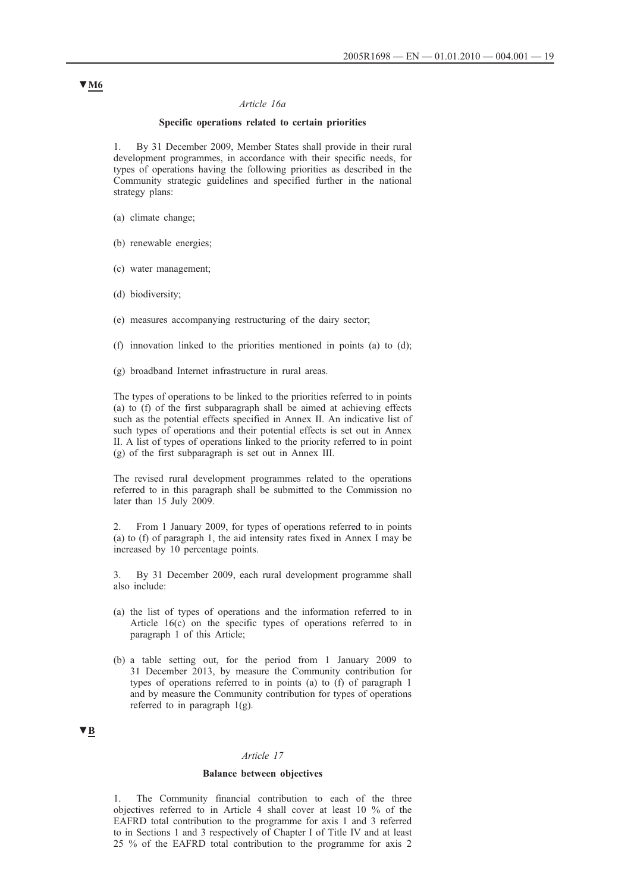▼M6

*Article 16a*

**Specific operations related to certain priorities**

1. By 31 December 2009, Member States shall provide in their rural development programmes, in accordance with their specific needs, for types of operations having the following priorities as described in the Community strategic guidelines and specified further in the national strategy plans:

(a) climate change;

(b) renewable energies;

(c) water management;

(d) biodiversity;

(e) measures accompanying restructuring of the dairy sector;

(f) innovation linked to the priorities mentioned in points (a) to (d);

(g) broadband Internet infrastructure in rural areas.

The types of operations to be linked to the priorities referred to in points (a) to (f) of the first subparagraph shall be aimed at achieving effects such as the potential effects specified in Annex II. An indicative list of such types of operations and their potential effects is set out in Annex II. A list of types of operations linked to the priority referred to in point (g) of the first subparagraph is set out in Annex III.

The revised rural development programmes related to the operations referred to in this paragraph shall be submitted to the Commission no later than 15 July 2009.

2. From 1 January 2009, for types of operations referred to in points (a) to (f) of paragraph 1, the aid intensity rates fixed in Annex I may be increased by 10 percentage points.

3. By 31 December 2009, each rural development programme shall also include:

(a) the list of types of operations and the information referred to in Article 16(c) on the specific types of operations referred to in paragraph 1 of this Article;

(b) a table setting out, for the period from 1 January 2009 to 31 December 2013, by measure the Community contribution for types of operations referred to in points (a) to (f) of paragraph 1 and by measure the Community contribution for types of operations referred to in paragraph 1(g).

▼B

*Article 17*

**Balance between objectives**

1. The Community financial contribution to each of the three objectives referred to in Article 4 shall cover at least 10 % of the EAFRD total contribution to the programme for axis 1 and 3 referred to in Sections 1 and 3 respectively of Chapter I of Title IV and at least 25 % of the EAFRD total contribution to the programme for axis 2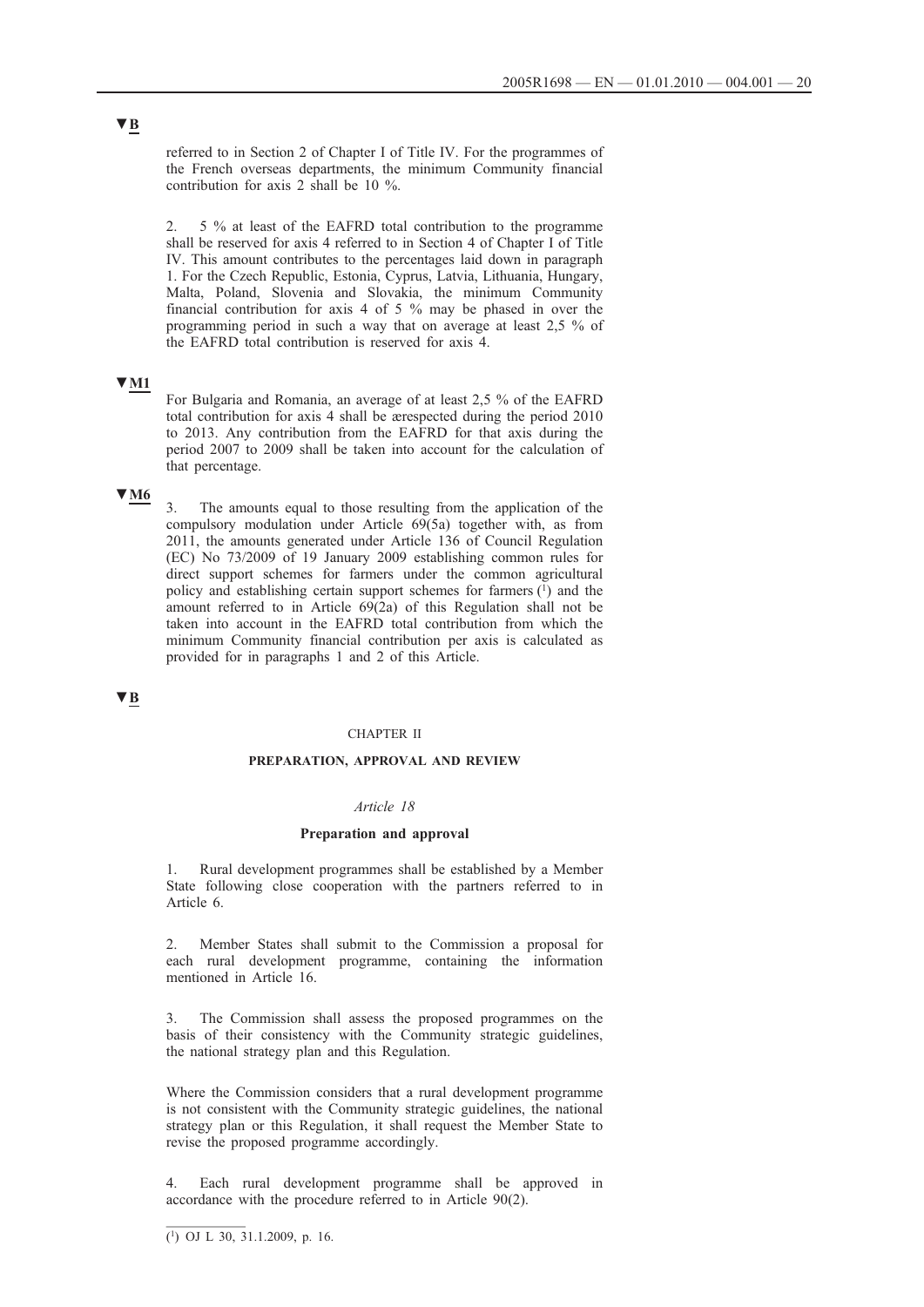▼B

referred to in Section 2 of Chapter I of Title IV. For the programmes of the French overseas departments, the minimum Community financial contribution for axis 2 shall be 10 %.

2. 5 % at least of the EAFRD total contribution to the programme shall be reserved for axis 4 referred to in Section 4 of Chapter I of Title IV. This amount contributes to the percentages laid down in paragraph 1. For the Czech Republic, Estonia, Cyprus, Latvia, Lithuania, Hungary, Malta, Poland, Slovenia and Slovakia, the minimum Community financial contribution for axis 4 of 5 % may be phased in over the programming period in such a way that on average at least 2,5 % of the EAFRD total contribution is reserved for axis 4.

▼M1

For Bulgaria and Romania, an average of at least 2,5 % of the EAFRD total contribution for axis 4 shall be ærespected during the period 2010 to 2013. Any contribution from the EAFRD for that axis during the period 2007 to 2009 shall be taken into account for the calculation of that percentage.

▼M6

3. The amounts equal to those resulting from the application of the compulsory modulation under Article 69(5a) together with, as from 2011, the amounts generated under Article 136 of Council Regulation (EC) No 73/2009 of 19 January 2009 establishing common rules for direct support schemes for farmers under the common agricultural policy and establishing certain support schemes for farmers [1] and the amount referred to in Article 69(2a) of this Regulation shall not be taken into account in the EAFRD total contribution from which the minimum Community financial contribution per axis is calculated as provided for in paragraphs 1 and 2 of this Article.

▼B

## CHAPTER II

## PREPARATION, APPROVAL AND REVIEW

### *Article 18*

### Preparation and approval

1. Rural development programmes shall be established by a Member State following close cooperation with the partners referred to in Article 6.

2. Member States shall submit to the Commission a proposal for each rural development programme, containing the information mentioned in Article 16.

3. The Commission shall assess the proposed programmes on the basis of their consistency with the Community strategic guidelines, the national strategy plan and this Regulation.

Where the Commission considers that a rural development programme is not consistent with the Community strategic guidelines, the national strategy plan or this Regulation, it shall request the Member State to revise the proposed programme accordingly.

4. Each rural development programme shall be approved in accordance with the procedure referred to in Article 90(2).

---

[1] OJ L 30, 31.1.2009, p. 16.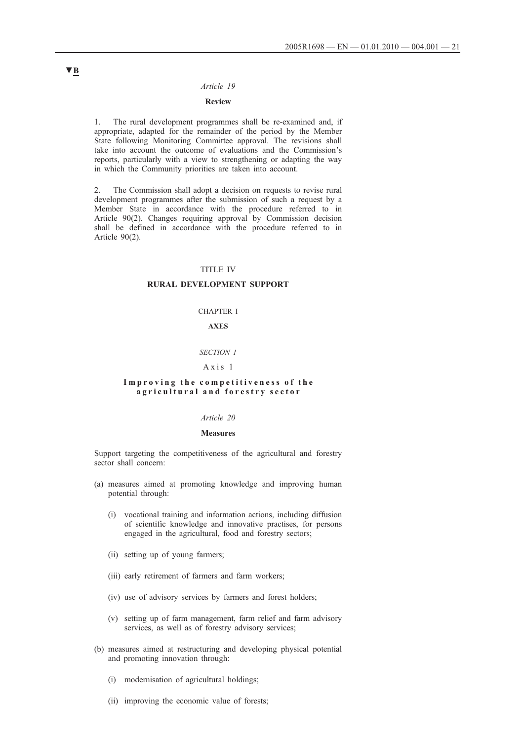▼B

*Article 19*

**Review**

1. The rural development programmes shall be re-examined and, if appropriate, adapted for the remainder of the period by the Member State following Monitoring Committee approval. The revisions shall take into account the outcome of evaluations and the Commission's reports, particularly with a view to strengthening or adapting the way in which the Community priorities are taken into account.

2. The Commission shall adopt a decision on requests to revise rural development programmes after the submission of such a request by a Member State in accordance with the procedure referred to in Article 90(2). Changes requiring approval by Commission decision shall be defined in accordance with the procedure referred to in Article 90(2).

# TITLE IV

# RURAL DEVELOPMENT SUPPORT

## CHAPTER I

## AXES

### *SECTION 1*

### Axis 1

### Improving the competitiveness of the agricultural and forestry sector

*Article 20*

**Measures**

Support targeting the competitiveness of the agricultural and forestry sector shall concern:

(a) measures aimed at promoting knowledge and improving human potential through:

   (i) vocational training and information actions, including diffusion of scientific knowledge and innovative practises, for persons engaged in the agricultural, food and forestry sectors;

   (ii) setting up of young farmers;

   (iii) early retirement of farmers and farm workers;

   (iv) use of advisory services by farmers and forest holders;

   (v) setting up of farm management, farm relief and farm advisory services, as well as of forestry advisory services;

(b) measures aimed at restructuring and developing physical potential and promoting innovation through:

   (i) modernisation of agricultural holdings;

   (ii) improving the economic value of forests;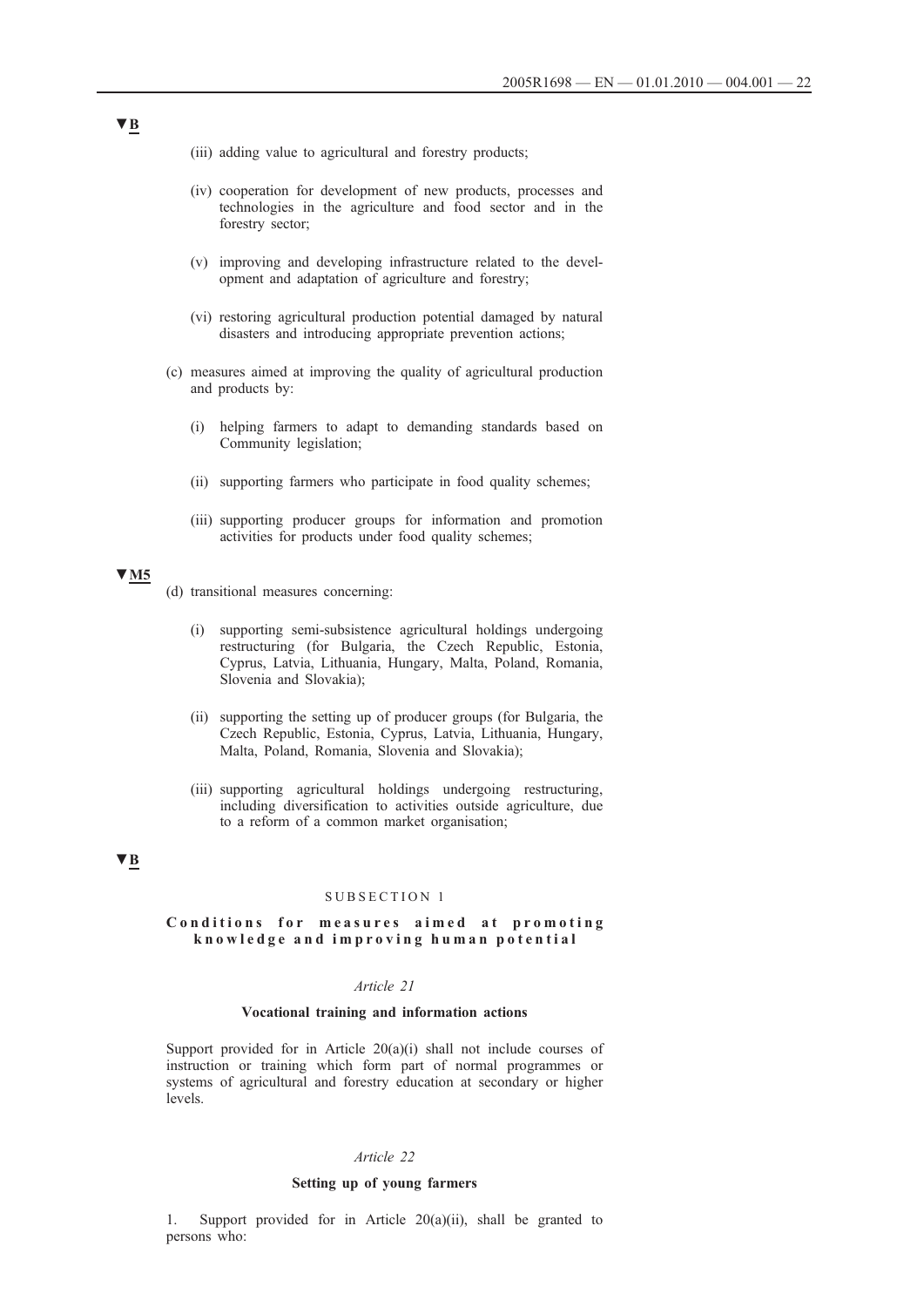▼B

(iii) adding value to agricultural and forestry products;

(iv) cooperation for development of new products, processes and technologies in the agriculture and food sector and in the forestry sector;

(v) improving and developing infrastructure related to the development and adaptation of agriculture and forestry;

(vi) restoring agricultural production potential damaged by natural disasters and introducing appropriate prevention actions;

(c) measures aimed at improving the quality of agricultural production and products by:

(i) helping farmers to adapt to demanding standards based on Community legislation;

(ii) supporting farmers who participate in food quality schemes;

(iii) supporting producer groups for information and promotion activities for products under food quality schemes;

▼M5

(d) transitional measures concerning:

(i) supporting semi-subsistence agricultural holdings undergoing restructuring (for Bulgaria, the Czech Republic, Estonia, Cyprus, Latvia, Lithuania, Hungary, Malta, Poland, Romania, Slovenia and Slovakia);

(ii) supporting the setting up of producer groups (for Bulgaria, the Czech Republic, Estonia, Cyprus, Latvia, Lithuania, Hungary, Malta, Poland, Romania, Slovenia and Slovakia);

(iii) supporting agricultural holdings undergoing restructuring, including diversification to activities outside agriculture, due to a reform of a common market organisation;

▼B

SUBSECTION 1

**Conditions for measures aimed at promoting knowledge and improving human potential**

*Article 21*

**Vocational training and information actions**

Support provided for in Article 20(a)(i) shall not include courses of instruction or training which form part of normal programmes or systems of agricultural and forestry education at secondary or higher levels.

*Article 22*

**Setting up of young farmers**

1. Support provided for in Article 20(a)(ii), shall be granted to persons who: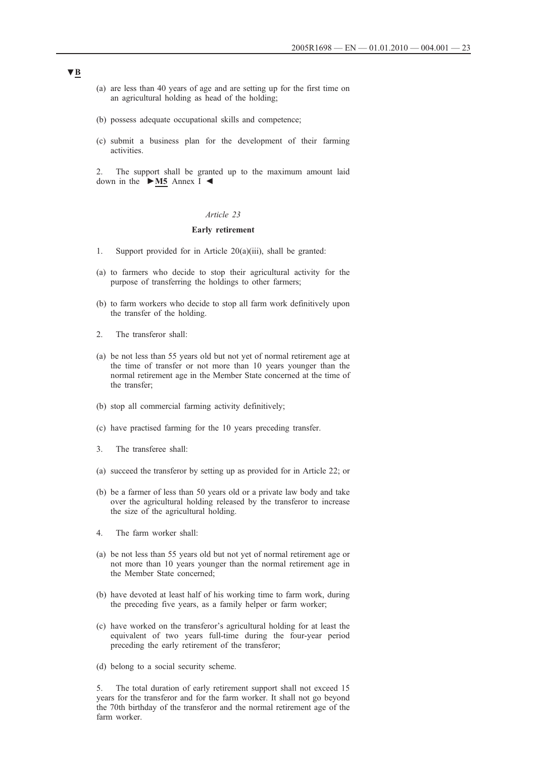▼B

(a) are less than 40 years of age and are setting up for the first time on an agricultural holding as head of the holding;

(b) possess adequate occupational skills and competence;

(c) submit a business plan for the development of their farming activities.

2. The support shall be granted up to the maximum amount laid down in the ►M5 Annex I ◄

*Article 23*

**Early retirement**

1. Support provided for in Article 20(a)(iii), shall be granted:

(a) to farmers who decide to stop their agricultural activity for the purpose of transferring the holdings to other farmers;

(b) to farm workers who decide to stop all farm work definitively upon the transfer of the holding.

2. The transferor shall:

(a) be not less than 55 years old but not yet of normal retirement age at the time of transfer or not more than 10 years younger than the normal retirement age in the Member State concerned at the time of the transfer;

(b) stop all commercial farming activity definitively;

(c) have practised farming for the 10 years preceding transfer.

3. The transferee shall:

(a) succeed the transferor by setting up as provided for in Article 22; or

(b) be a farmer of less than 50 years old or a private law body and take over the agricultural holding released by the transferor to increase the size of the agricultural holding.

4. The farm worker shall:

(a) be not less than 55 years old but not yet of normal retirement age or not more than 10 years younger than the normal retirement age in the Member State concerned;

(b) have devoted at least half of his working time to farm work, during the preceding five years, as a family helper or farm worker;

(c) have worked on the transferor's agricultural holding for at least the equivalent of two years full-time during the four-year period preceding the early retirement of the transferor;

(d) belong to a social security scheme.

5. The total duration of early retirement support shall not exceed 15 years for the transferor and for the farm worker. It shall not go beyond the 70th birthday of the transferor and the normal retirement age of the farm worker.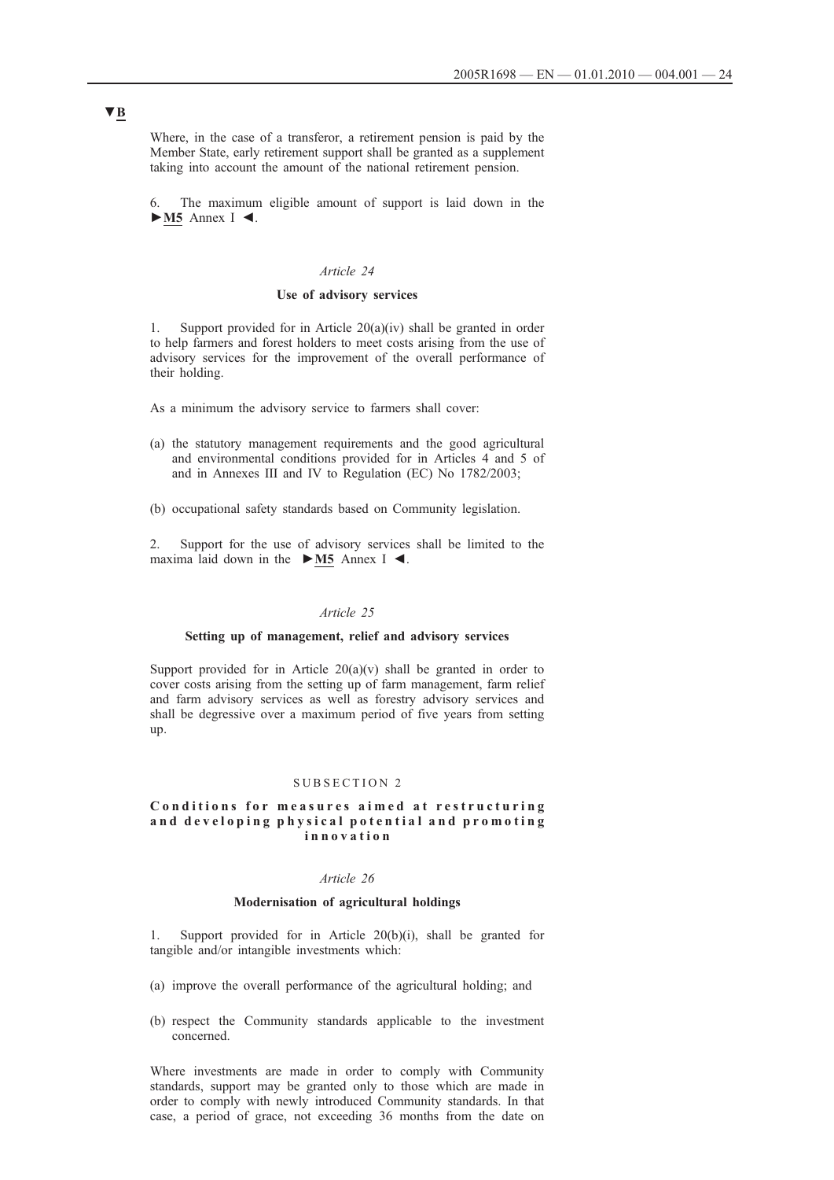▼B

Where, in the case of a transferor, a retirement pension is paid by the Member State, early retirement support shall be granted as a supplement taking into account the amount of the national retirement pension.

6. The maximum eligible amount of support is laid down in the ►M5 Annex I ◄.

*Article 24*

**Use of advisory services**

1. Support provided for in Article 20(a)(iv) shall be granted in order to help farmers and forest holders to meet costs arising from the use of advisory services for the improvement of the overall performance of their holding.

As a minimum the advisory service to farmers shall cover:

(a) the statutory management requirements and the good agricultural and environmental conditions provided for in Articles 4 and 5 of and in Annexes III and IV to Regulation (EC) No 1782/2003;

(b) occupational safety standards based on Community legislation.

2. Support for the use of advisory services shall be limited to the maxima laid down in the ►M5 Annex I ◄.

*Article 25*

**Setting up of management, relief and advisory services**

Support provided for in Article 20(a)(v) shall be granted in order to cover costs arising from the setting up of farm management, farm relief and farm advisory services as well as forestry advisory services and shall be degressive over a maximum period of five years from setting up.

SUBSECTION 2

**Conditions for measures aimed at restructuring and developing physical potential and promoting innovation**

*Article 26*

**Modernisation of agricultural holdings**

1. Support provided for in Article 20(b)(i), shall be granted for tangible and/or intangible investments which:

(a) improve the overall performance of the agricultural holding; and

(b) respect the Community standards applicable to the investment concerned.

Where investments are made in order to comply with Community standards, support may be granted only to those which are made in order to comply with newly introduced Community standards. In that case, a period of grace, not exceeding 36 months from the date on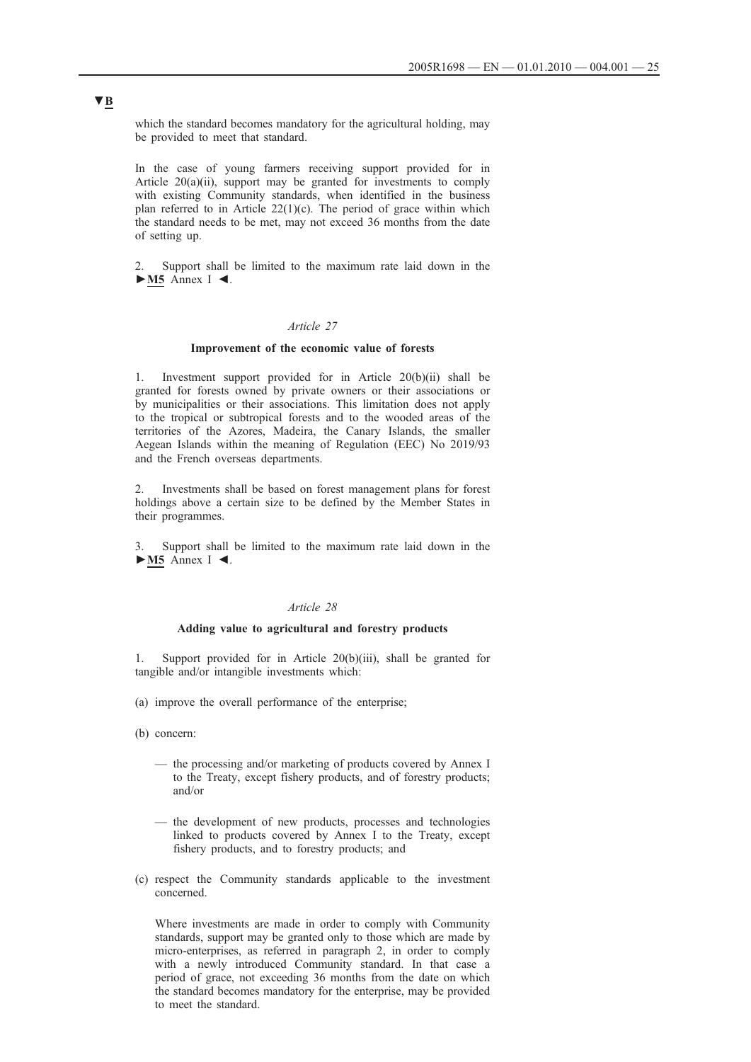▼B

which the standard becomes mandatory for the agricultural holding, may be provided to meet that standard.

In the case of young farmers receiving support provided for in Article 20(a)(ii), support may be granted for investments to comply with existing Community standards, when identified in the business plan referred to in Article 22(1)(c). The period of grace within which the standard needs to be met, may not exceed 36 months from the date of setting up.

2. Support shall be limited to the maximum rate laid down in the ►M5 Annex I ◄.

*Article 27*

**Improvement of the economic value of forests**

1. Investment support provided for in Article 20(b)(ii) shall be granted for forests owned by private owners or their associations or by municipalities or their associations. This limitation does not apply to the tropical or subtropical forests and to the wooded areas of the territories of the Azores, Madeira, the Canary Islands, the smaller Aegean Islands within the meaning of Regulation (EEC) No 2019/93 and the French overseas departments.

2. Investments shall be based on forest management plans for forest holdings above a certain size to be defined by the Member States in their programmes.

3. Support shall be limited to the maximum rate laid down in the ►M5 Annex I ◄.

*Article 28*

**Adding value to agricultural and forestry products**

1. Support provided for in Article 20(b)(iii), shall be granted for tangible and/or intangible investments which:

(a) improve the overall performance of the enterprise;

(b) concern:

— the processing and/or marketing of products covered by Annex I to the Treaty, except fishery products, and of forestry products; and/or

— the development of new products, processes and technologies linked to products covered by Annex I to the Treaty, except fishery products, and to forestry products; and

(c) respect the Community standards applicable to the investment concerned.

Where investments are made in order to comply with Community standards, support may be granted only to those which are made by micro-enterprises, as referred in paragraph 2, in order to comply with a newly introduced Community standard. In that case a period of grace, not exceeding 36 months from the date on which the standard becomes mandatory for the enterprise, may be provided to meet the standard.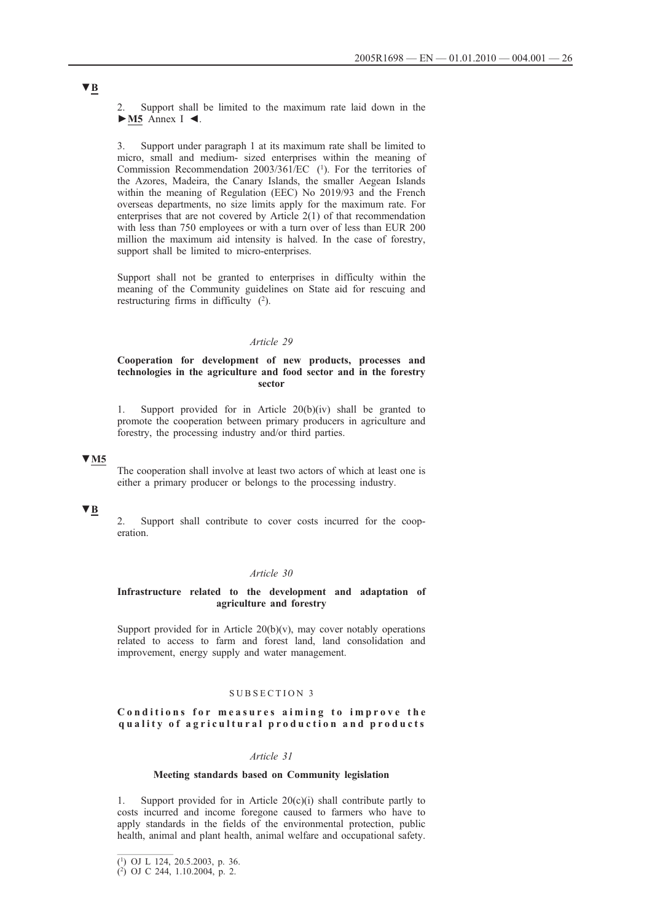▼B

2. Support shall be limited to the maximum rate laid down in the ►M5 Annex I ◄.

3. Support under paragraph 1 at its maximum rate shall be limited to micro, small and medium- sized enterprises within the meaning of Commission Recommendation 2003/361/EC [1]. For the territories of the Azores, Madeira, the Canary Islands, the smaller Aegean Islands within the meaning of Regulation (EEC) No 2019/93 and the French overseas departments, no size limits apply for the maximum rate. For enterprises that are not covered by Article 2(1) of that recommendation with less than 750 employees or with a turn over of less than EUR 200 million the maximum aid intensity is halved. In the case of forestry, support shall be limited to micro-enterprises.

Support shall not be granted to enterprises in difficulty within the meaning of the Community guidelines on State aid for rescuing and restructuring firms in difficulty [2].

*Article 29*

**Cooperation for development of new products, processes and technologies in the agriculture and food sector and in the forestry sector**

1. Support provided for in Article 20(b)(iv) shall be granted to promote the cooperation between primary producers in agriculture and forestry, the processing industry and/or third parties.

▼M5

The cooperation shall involve at least two actors of which at least one is either a primary producer or belongs to the processing industry.

▼B

2. Support shall contribute to cover costs incurred for the cooperation.

*Article 30*

**Infrastructure related to the development and adaptation of agriculture and forestry**

Support provided for in Article 20(b)(v), may cover notably operations related to access to farm and forest land, land consolidation and improvement, energy supply and water management.

SUBSECTION 3

**Conditions for measures aiming to improve the quality of agricultural production and products**

*Article 31*

**Meeting standards based on Community legislation**

1. Support provided for in Article 20(c)(i) shall contribute partly to costs incurred and income foregone caused to farmers who have to apply standards in the fields of the environmental protection, public health, animal and plant health, animal welfare and occupational safety.

---

[1] OJ L 124, 20.5.2003, p. 36.

[2] OJ C 244, 1.10.2004, p. 2.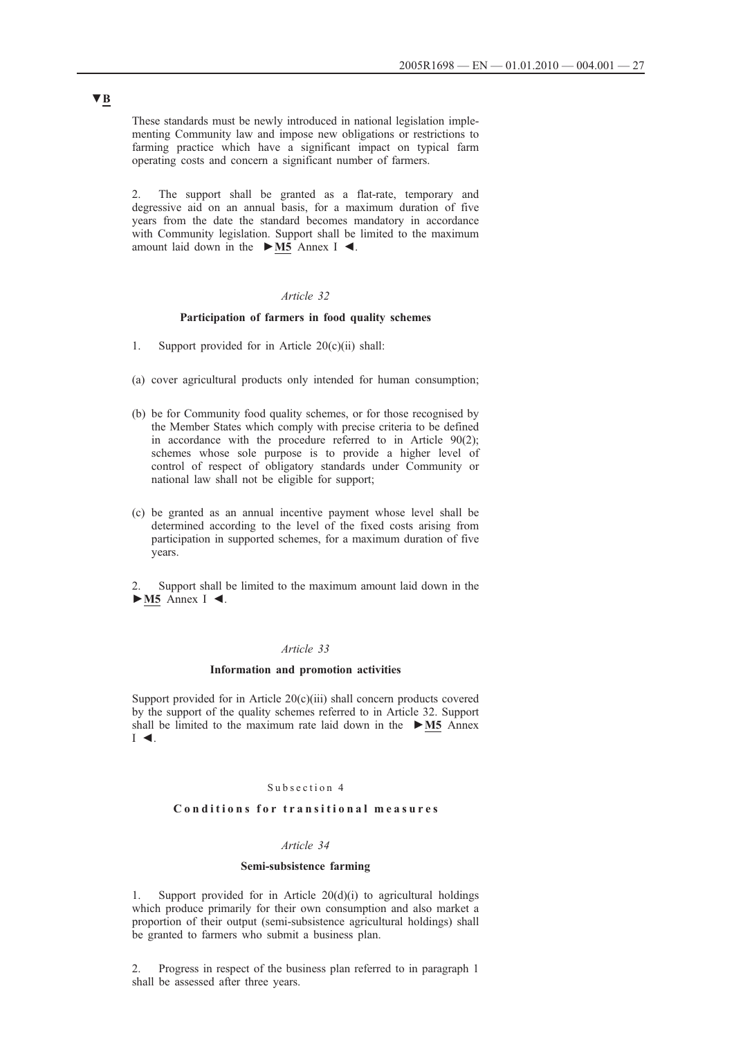▼B

These standards must be newly introduced in national legislation implementing Community law and impose new obligations or restrictions to farming practice which have a significant impact on typical farm operating costs and concern a significant number of farmers.

2. The support shall be granted as a flat-rate, temporary and degressive aid on an annual basis, for a maximum duration of five years from the date the standard becomes mandatory in accordance with Community legislation. Support shall be limited to the maximum amount laid down in the ►M5 Annex I ◄.

*Article 32*

**Participation of farmers in food quality schemes**

1. Support provided for in Article 20(c)(ii) shall:

(a) cover agricultural products only intended for human consumption;

(b) be for Community food quality schemes, or for those recognised by the Member States which comply with precise criteria to be defined in accordance with the procedure referred to in Article 90(2); schemes whose sole purpose is to provide a higher level of control of respect of obligatory standards under Community or national law shall not be eligible for support;

(c) be granted as an annual incentive payment whose level shall be determined according to the level of the fixed costs arising from participation in supported schemes, for a maximum duration of five years.

2. Support shall be limited to the maximum amount laid down in the ►M5 Annex I ◄.

*Article 33*

**Information and promotion activities**

Support provided for in Article 20(c)(iii) shall concern products covered by the support of the quality schemes referred to in Article 32. Support shall be limited to the maximum rate laid down in the ►M5 Annex I ◄.

Subsection 4

**Conditions for transitional measures**

*Article 34*

**Semi-subsistence farming**

1. Support provided for in Article 20(d)(i) to agricultural holdings which produce primarily for their own consumption and also market a proportion of their output (semi-subsistence agricultural holdings) shall be granted to farmers who submit a business plan.

2. Progress in respect of the business plan referred to in paragraph 1 shall be assessed after three years.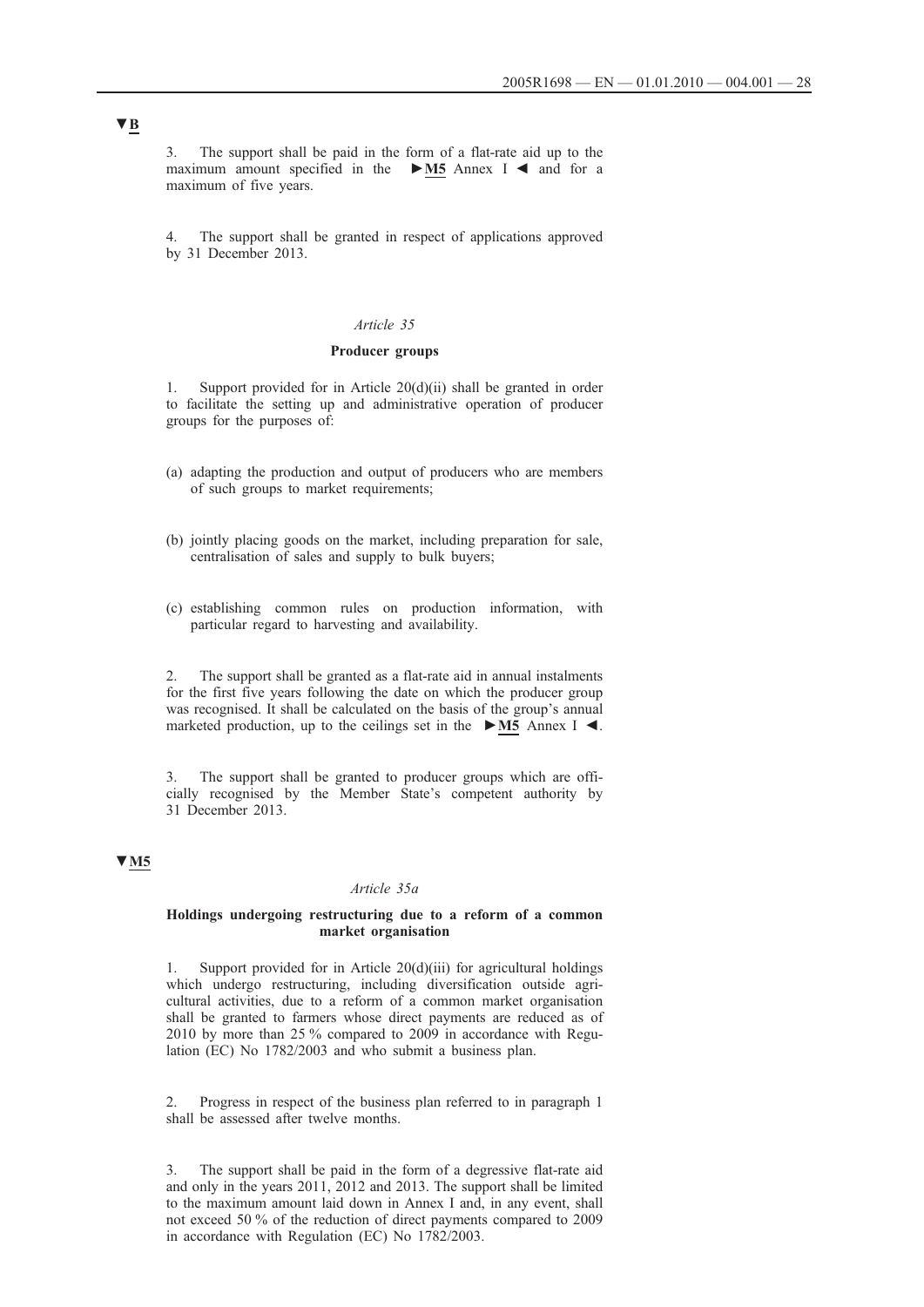▼B

3. The support shall be paid in the form of a flat-rate aid up to the maximum amount specified in the ►M5 Annex I ◄ and for a maximum of five years.

4. The support shall be granted in respect of applications approved by 31 December 2013.

*Article 35*

**Producer groups**

1. Support provided for in Article 20(d)(ii) shall be granted in order to facilitate the setting up and administrative operation of producer groups for the purposes of:

(a) adapting the production and output of producers who are members of such groups to market requirements;

(b) jointly placing goods on the market, including preparation for sale, centralisation of sales and supply to bulk buyers;

(c) establishing common rules on production information, with particular regard to harvesting and availability.

2. The support shall be granted as a flat-rate aid in annual instalments for the first five years following the date on which the producer group was recognised. It shall be calculated on the basis of the group's annual marketed production, up to the ceilings set in the ►M5 Annex I ◄.

3. The support shall be granted to producer groups which are officially recognised by the Member State's competent authority by 31 December 2013.

▼M5

*Article 35a*

**Holdings undergoing restructuring due to a reform of a common market organisation**

1. Support provided for in Article 20(d)(iii) for agricultural holdings which undergo restructuring, including diversification outside agricultural activities, due to a reform of a common market organisation shall be granted to farmers whose direct payments are reduced as of 2010 by more than 25 % compared to 2009 in accordance with Regulation (EC) No 1782/2003 and who submit a business plan.

2. Progress in respect of the business plan referred to in paragraph 1 shall be assessed after twelve months.

3. The support shall be paid in the form of a degressive flat-rate aid and only in the years 2011, 2012 and 2013. The support shall be limited to the maximum amount laid down in Annex I and, in any event, shall not exceed 50 % of the reduction of direct payments compared to 2009 in accordance with Regulation (EC) No 1782/2003.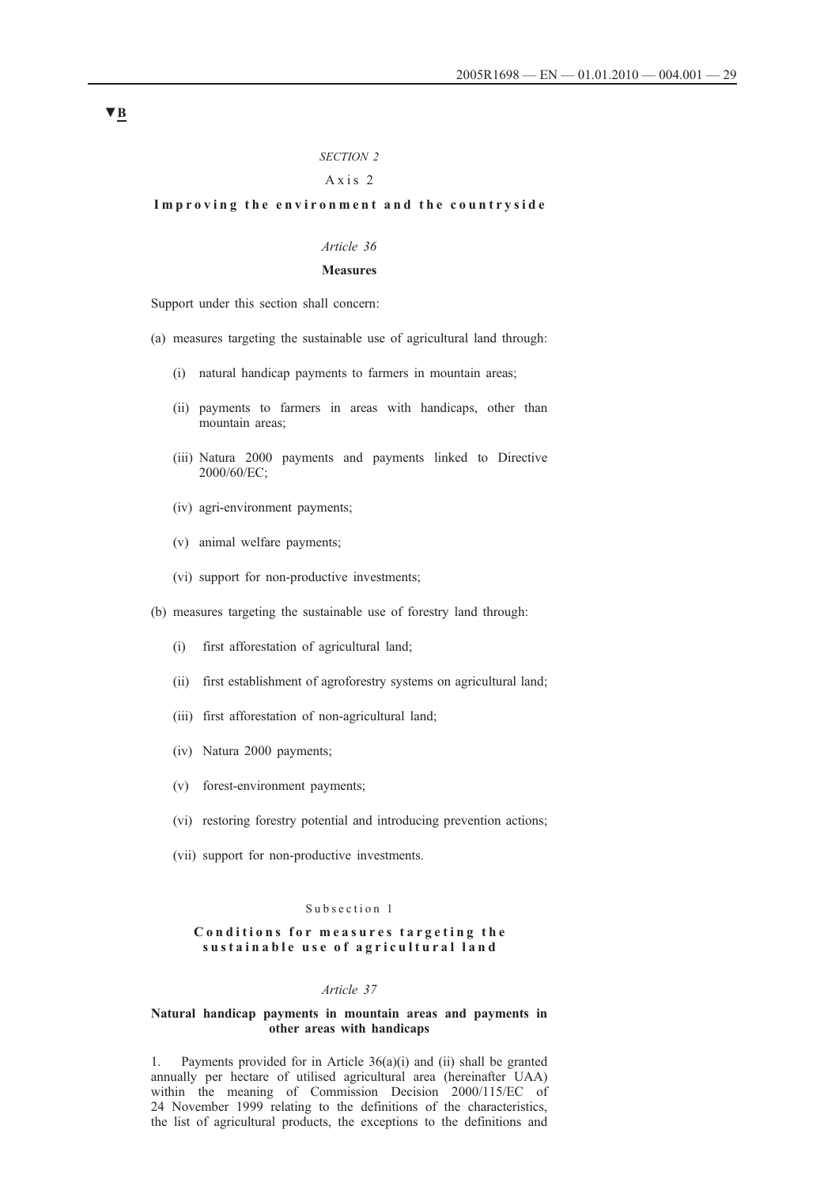▼B

*SECTION 2*

Axis 2

**Improving the environment and the countryside**

*Article 36*

**Measures**

Support under this section shall concern:

(a) measures targeting the sustainable use of agricultural land through:

 (i) natural handicap payments to farmers in mountain areas;

 (ii) payments to farmers in areas with handicaps, other than mountain areas;

 (iii) Natura 2000 payments and payments linked to Directive 2000/60/EC;

 (iv) agri-environment payments;

 (v) animal welfare payments;

 (vi) support for non-productive investments;

(b) measures targeting the sustainable use of forestry land through:

 (i) first afforestation of agricultural land;

 (ii) first establishment of agroforestry systems on agricultural land;

 (iii) first afforestation of non-agricultural land;

 (iv) Natura 2000 payments;

 (v) forest-environment payments;

 (vi) restoring forestry potential and introducing prevention actions;

 (vii) support for non-productive investments.

Subsection 1

**Conditions for measures targeting the sustainable use of agricultural land**

*Article 37*

**Natural handicap payments in mountain areas and payments in other areas with handicaps**

1. Payments provided for in Article 36(a)(i) and (ii) shall be granted annually per hectare of utilised agricultural area (hereinafter UAA) within the meaning of Commission Decision 2000/115/EC of 24 November 1999 relating to the definitions of the characteristics, the list of agricultural products, the exceptions to the definitions and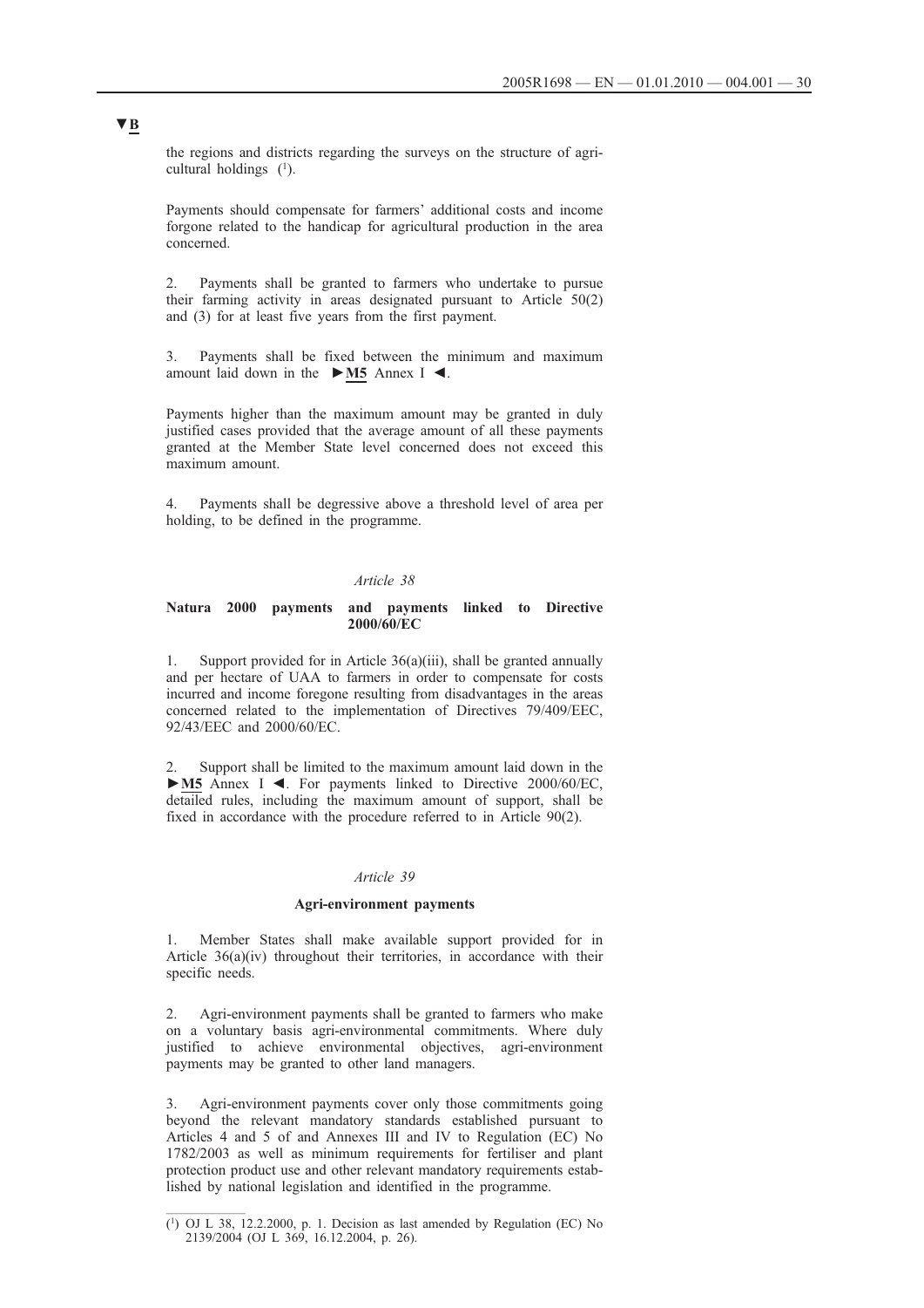▼B

the regions and districts regarding the surveys on the structure of agricultural holdings [1].

Payments should compensate for farmers' additional costs and income forgone related to the handicap for agricultural production in the area concerned.

2. Payments shall be granted to farmers who undertake to pursue their farming activity in areas designated pursuant to Article 50(2) and (3) for at least five years from the first payment.

3. Payments shall be fixed between the minimum and maximum amount laid down in the ►M5 Annex I ◄.

Payments higher than the maximum amount may be granted in duly justified cases provided that the average amount of all these payments granted at the Member State level concerned does not exceed this maximum amount.

4. Payments shall be degressive above a threshold level of area per holding, to be defined in the programme.

*Article 38*

**Natura 2000 payments and payments linked to Directive 2000/60/EC**

1. Support provided for in Article 36(a)(iii), shall be granted annually and per hectare of UAA to farmers in order to compensate for costs incurred and income foregone resulting from disadvantages in the areas concerned related to the implementation of Directives 79/409/EEC, 92/43/EEC and 2000/60/EC.

2. Support shall be limited to the maximum amount laid down in the ►M5 Annex I ◄. For payments linked to Directive 2000/60/EC, detailed rules, including the maximum amount of support, shall be fixed in accordance with the procedure referred to in Article 90(2).

*Article 39*

**Agri-environment payments**

1. Member States shall make available support provided for in Article 36(a)(iv) throughout their territories, in accordance with their specific needs.

2. Agri-environment payments shall be granted to farmers who make on a voluntary basis agri-environmental commitments. Where duly justified to achieve environmental objectives, agri-environment payments may be granted to other land managers.

3. Agri-environment payments cover only those commitments going beyond the relevant mandatory standards established pursuant to Articles 4 and 5 of and Annexes III and IV to Regulation (EC) No 1782/2003 as well as minimum requirements for fertiliser and plant protection product use and other relevant mandatory requirements established by national legislation and identified in the programme.

---

[1] OJ L 38, 12.2.2000, p. 1. Decision as last amended by Regulation (EC) No 2139/2004 (OJ L 369, 16.12.2004, p. 26).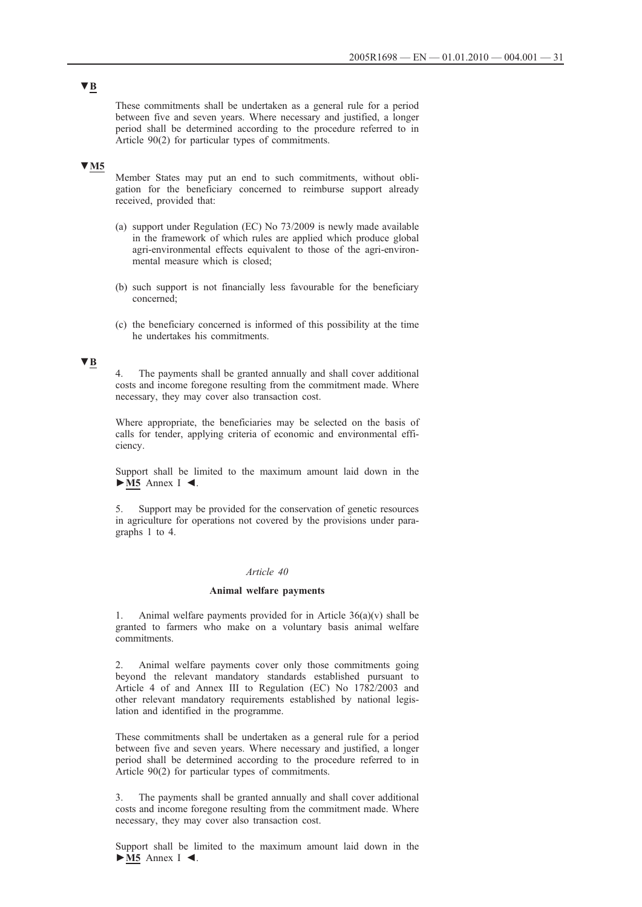▼B

These commitments shall be undertaken as a general rule for a period between five and seven years. Where necessary and justified, a longer period shall be determined according to the procedure referred to in Article 90(2) for particular types of commitments.

▼M5

Member States may put an end to such commitments, without obligation for the beneficiary concerned to reimburse support already received, provided that:

(a) support under Regulation (EC) No 73/2009 is newly made available in the framework of which rules are applied which produce global agri-environmental effects equivalent to those of the agri-environmental measure which is closed;

(b) such support is not financially less favourable for the beneficiary concerned;

(c) the beneficiary concerned is informed of this possibility at the time he undertakes his commitments.

▼B

4. The payments shall be granted annually and shall cover additional costs and income foregone resulting from the commitment made. Where necessary, they may cover also transaction cost.

Where appropriate, the beneficiaries may be selected on the basis of calls for tender, applying criteria of economic and environmental efficiency.

Support shall be limited to the maximum amount laid down in the ►M5 Annex I ◄.

5. Support may be provided for the conservation of genetic resources in agriculture for operations not covered by the provisions under paragraphs 1 to 4.

*Article 40*

**Animal welfare payments**

1. Animal welfare payments provided for in Article 36(a)(v) shall be granted to farmers who make on a voluntary basis animal welfare commitments.

2. Animal welfare payments cover only those commitments going beyond the relevant mandatory standards established pursuant to Article 4 of and Annex III to Regulation (EC) No 1782/2003 and other relevant mandatory requirements established by national legislation and identified in the programme.

These commitments shall be undertaken as a general rule for a period between five and seven years. Where necessary and justified, a longer period shall be determined according to the procedure referred to in Article 90(2) for particular types of commitments.

3. The payments shall be granted annually and shall cover additional costs and income foregone resulting from the commitment made. Where necessary, they may cover also transaction cost.

Support shall be limited to the maximum amount laid down in the ►M5 Annex I ◄.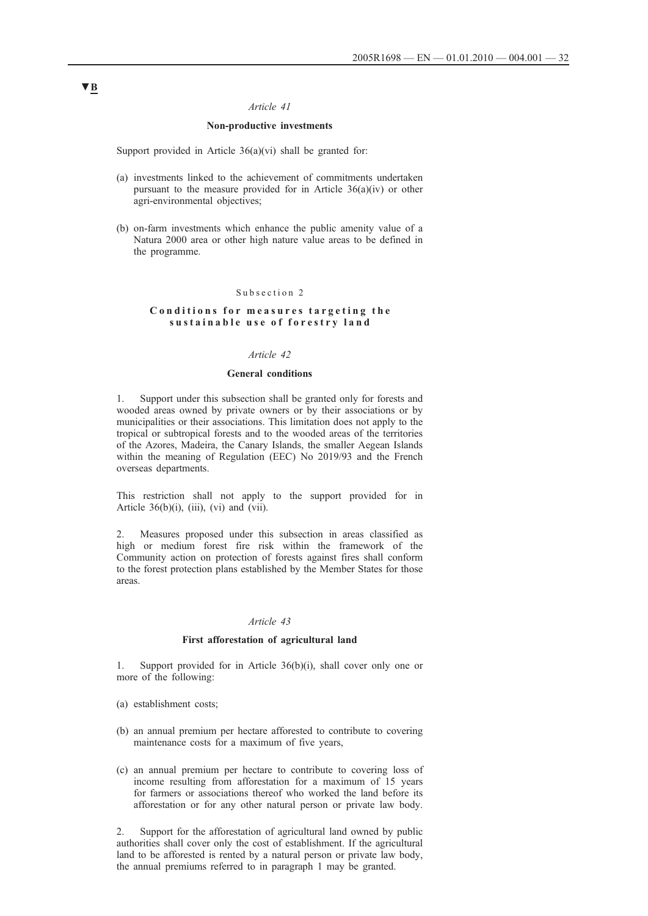▼B

*Article 41*

**Non-productive investments**

Support provided in Article 36(a)(vi) shall be granted for:

(a) investments linked to the achievement of commitments undertaken pursuant to the measure provided for in Article 36(a)(iv) or other agri-environmental objectives;

(b) on-farm investments which enhance the public amenity value of a Natura 2000 area or other high nature value areas to be defined in the programme.

Subsection 2

**Conditions for measures targeting the sustainable use of forestry land**

*Article 42*

**General conditions**

1. Support under this subsection shall be granted only for forests and wooded areas owned by private owners or by their associations or by municipalities or their associations. This limitation does not apply to the tropical or subtropical forests and to the wooded areas of the territories of the Azores, Madeira, the Canary Islands, the smaller Aegean Islands within the meaning of Regulation (EEC) No 2019/93 and the French overseas departments.

This restriction shall not apply to the support provided for in Article 36(b)(i), (iii), (vi) and (vii).

2. Measures proposed under this subsection in areas classified as high or medium forest fire risk within the framework of the Community action on protection of forests against fires shall conform to the forest protection plans established by the Member States for those areas.

*Article 43*

**First afforestation of agricultural land**

1. Support provided for in Article 36(b)(i), shall cover only one or more of the following:

(a) establishment costs;

(b) an annual premium per hectare afforested to contribute to covering maintenance costs for a maximum of five years,

(c) an annual premium per hectare to contribute to covering loss of income resulting from afforestation for a maximum of 15 years for farmers or associations thereof who worked the land before its afforestation or for any other natural person or private law body.

2. Support for the afforestation of agricultural land owned by public authorities shall cover only the cost of establishment. If the agricultural land to be afforested is rented by a natural person or private law body, the annual premiums referred to in paragraph 1 may be granted.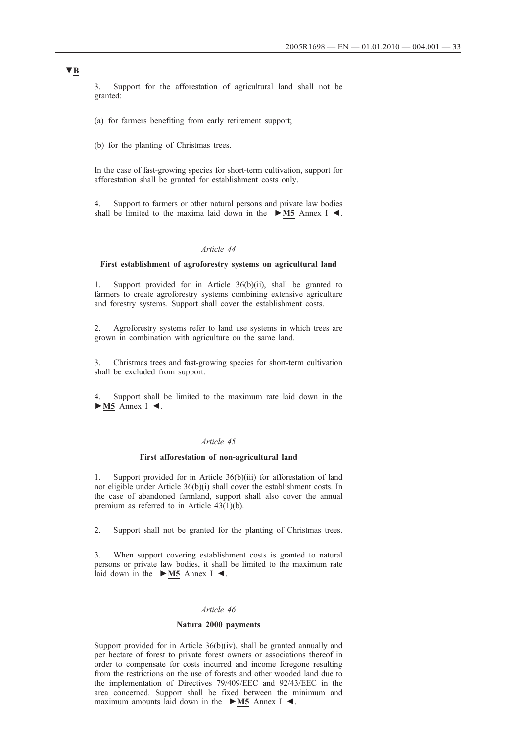▼B

3. Support for the afforestation of agricultural land shall not be granted:

(a) for farmers benefiting from early retirement support;

(b) for the planting of Christmas trees.

In the case of fast-growing species for short-term cultivation, support for afforestation shall be granted for establishment costs only.

4. Support to farmers or other natural persons and private law bodies shall be limited to the maxima laid down in the ►M5 Annex I ◄.

*Article 44*

**First establishment of agroforestry systems on agricultural land**

1. Support provided for in Article 36(b)(ii), shall be granted to farmers to create agroforestry systems combining extensive agriculture and forestry systems. Support shall cover the establishment costs.

2. Agroforestry systems refer to land use systems in which trees are grown in combination with agriculture on the same land.

3. Christmas trees and fast-growing species for short-term cultivation shall be excluded from support.

4. Support shall be limited to the maximum rate laid down in the ►M5 Annex I ◄.

*Article 45*

**First afforestation of non-agricultural land**

1. Support provided for in Article 36(b)(iii) for afforestation of land not eligible under Article 36(b)(i) shall cover the establishment costs. In the case of abandoned farmland, support shall also cover the annual premium as referred to in Article 43(1)(b).

2. Support shall not be granted for the planting of Christmas trees.

3. When support covering establishment costs is granted to natural persons or private law bodies, it shall be limited to the maximum rate laid down in the ►M5 Annex I ◄.

*Article 46*

**Natura 2000 payments**

Support provided for in Article 36(b)(iv), shall be granted annually and per hectare of forest to private forest owners or associations thereof in order to compensate for costs incurred and income foregone resulting from the restrictions on the use of forests and other wooded land due to the implementation of Directives 79/409/EEC and 92/43/EEC in the area concerned. Support shall be fixed between the minimum and maximum amounts laid down in the ►M5 Annex I ◄.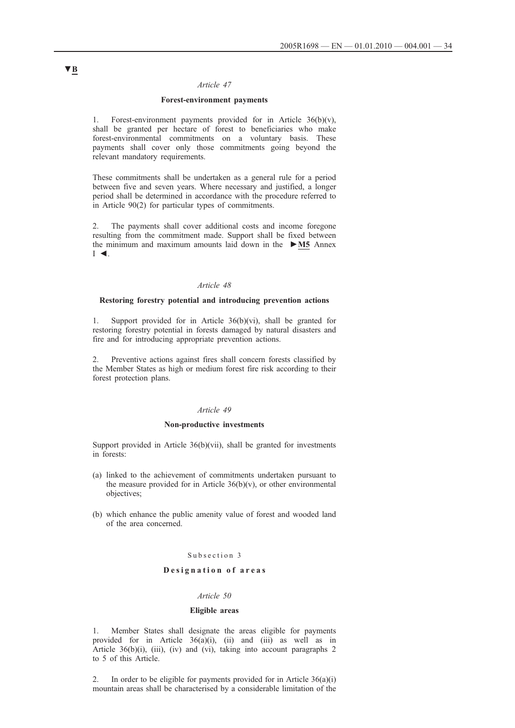▼B

*Article 47*

**Forest-environment payments**

1. Forest-environment payments provided for in Article 36(b)(v), shall be granted per hectare of forest to beneficiaries who make forest-environmental commitments on a voluntary basis. These payments shall cover only those commitments going beyond the relevant mandatory requirements.

These commitments shall be undertaken as a general rule for a period between five and seven years. Where necessary and justified, a longer period shall be determined in accordance with the procedure referred to in Article 90(2) for particular types of commitments.

2. The payments shall cover additional costs and income foregone resulting from the commitment made. Support shall be fixed between the minimum and maximum amounts laid down in the ►M5 Annex I ◄.

*Article 48*

**Restoring forestry potential and introducing prevention actions**

1. Support provided for in Article 36(b)(vi), shall be granted for restoring forestry potential in forests damaged by natural disasters and fire and for introducing appropriate prevention actions.

2. Preventive actions against fires shall concern forests classified by the Member States as high or medium forest fire risk according to their forest protection plans.

*Article 49*

**Non-productive investments**

Support provided in Article 36(b)(vii), shall be granted for investments in forests:

(a) linked to the achievement of commitments undertaken pursuant to the measure provided for in Article 36(b)(v), or other environmental objectives;

(b) which enhance the public amenity value of forest and wooded land of the area concerned.

Subsection 3

**Designation of areas**

*Article 50*

**Eligible areas**

1. Member States shall designate the areas eligible for payments provided for in Article 36(a)(i), (ii) and (iii) as well as in Article 36(b)(i), (iii), (iv) and (vi), taking into account paragraphs 2 to 5 of this Article.

2. In order to be eligible for payments provided for in Article 36(a)(i) mountain areas shall be characterised by a considerable limitation of the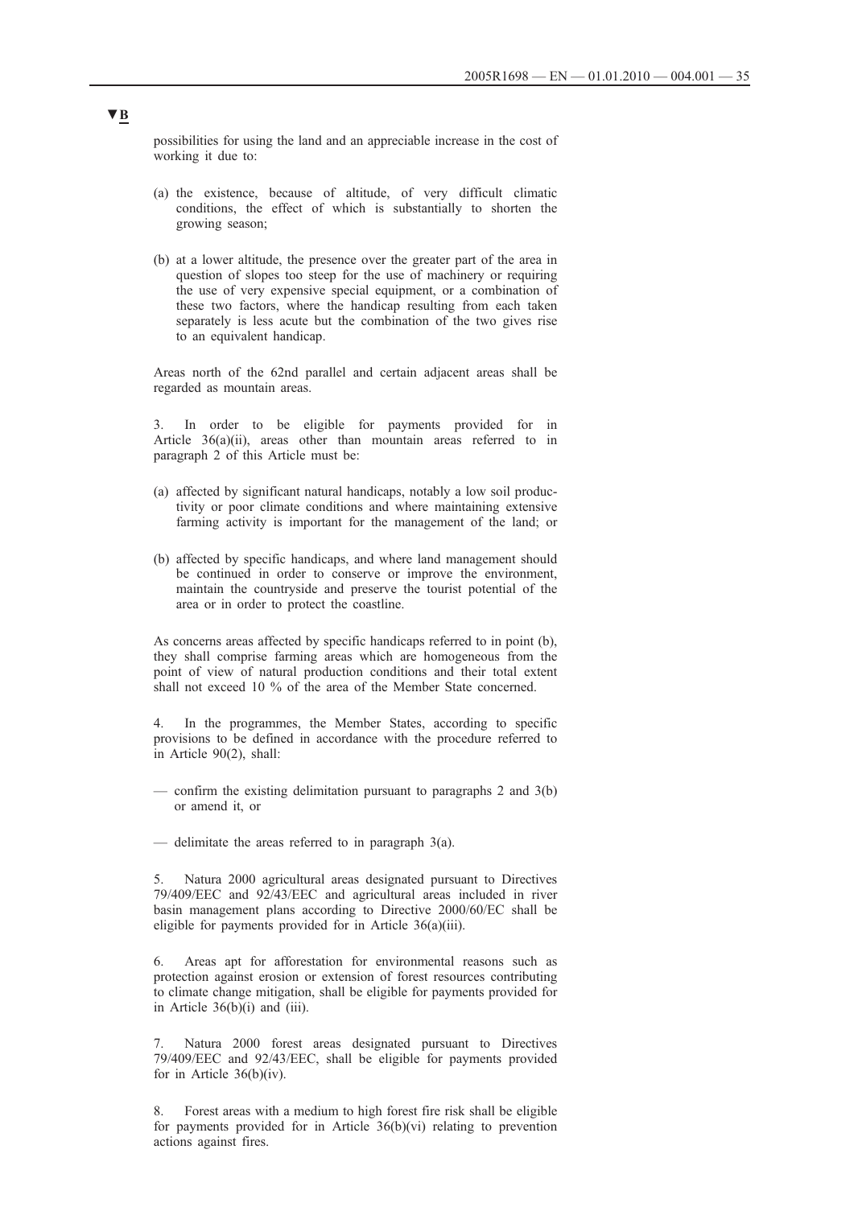▼B

possibilities for using the land and an appreciable increase in the cost of working it due to:

(a) the existence, because of altitude, of very difficult climatic conditions, the effect of which is substantially to shorten the growing season;

(b) at a lower altitude, the presence over the greater part of the area in question of slopes too steep for the use of machinery or requiring the use of very expensive special equipment, or a combination of these two factors, where the handicap resulting from each taken separately is less acute but the combination of the two gives rise to an equivalent handicap.

Areas north of the 62nd parallel and certain adjacent areas shall be regarded as mountain areas.

3. In order to be eligible for payments provided for in Article 36(a)(ii), areas other than mountain areas referred to in paragraph 2 of this Article must be:

(a) affected by significant natural handicaps, notably a low soil productivity or poor climate conditions and where maintaining extensive farming activity is important for the management of the land; or

(b) affected by specific handicaps, and where land management should be continued in order to conserve or improve the environment, maintain the countryside and preserve the tourist potential of the area or in order to protect the coastline.

As concerns areas affected by specific handicaps referred to in point (b), they shall comprise farming areas which are homogeneous from the point of view of natural production conditions and their total extent shall not exceed 10 % of the area of the Member State concerned.

4. In the programmes, the Member States, according to specific provisions to be defined in accordance with the procedure referred to in Article 90(2), shall:

— confirm the existing delimitation pursuant to paragraphs 2 and 3(b) or amend it, or

— delimitate the areas referred to in paragraph 3(a).

5. Natura 2000 agricultural areas designated pursuant to Directives 79/409/EEC and 92/43/EEC and agricultural areas included in river basin management plans according to Directive 2000/60/EC shall be eligible for payments provided for in Article 36(a)(iii).

6. Areas apt for afforestation for environmental reasons such as protection against erosion or extension of forest resources contributing to climate change mitigation, shall be eligible for payments provided for in Article 36(b)(i) and (iii).

7. Natura 2000 forest areas designated pursuant to Directives 79/409/EEC and 92/43/EEC, shall be eligible for payments provided for in Article 36(b)(iv).

8. Forest areas with a medium to high forest fire risk shall be eligible for payments provided for in Article 36(b)(vi) relating to prevention actions against fires.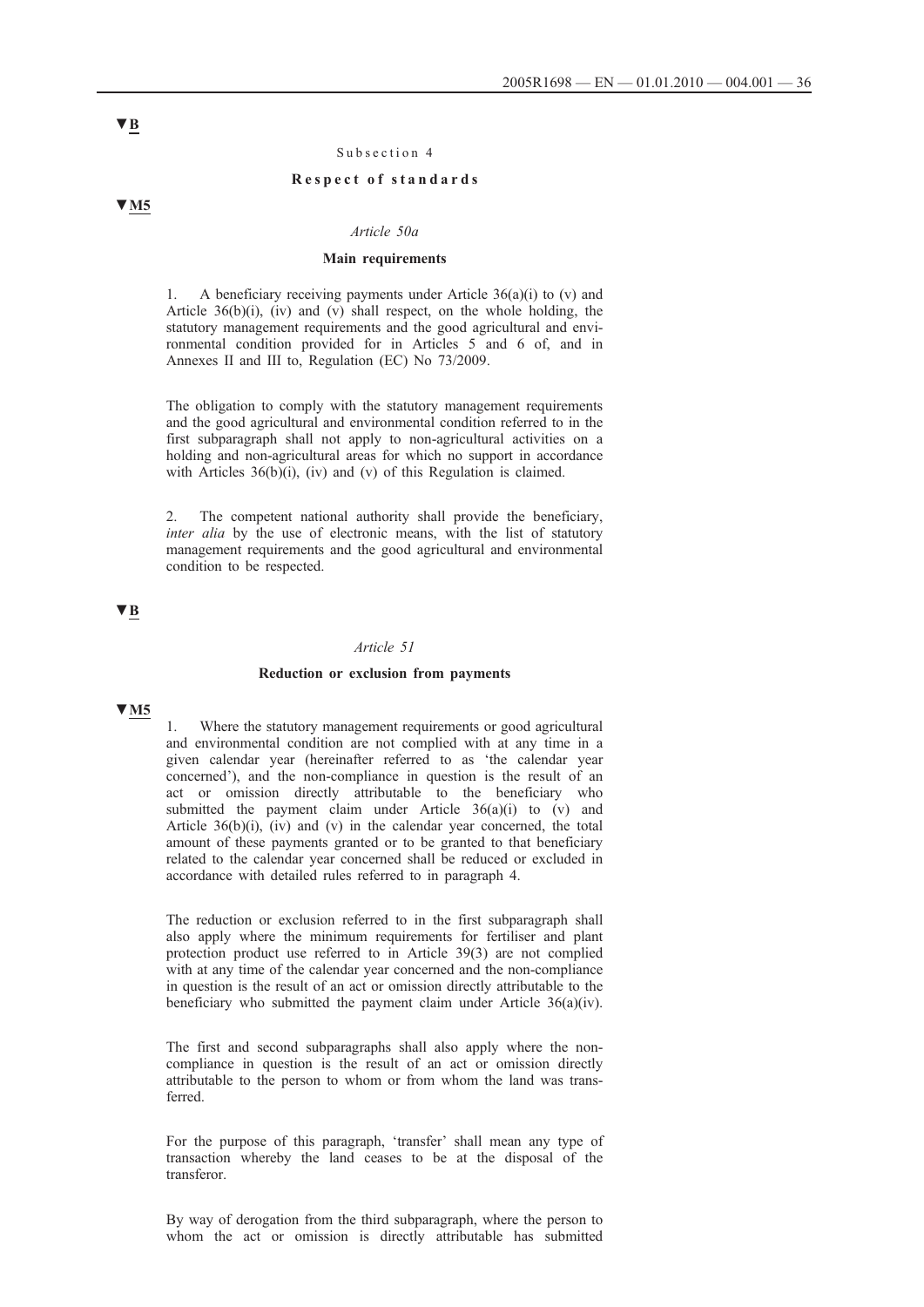▼B

Subsection 4

**Respect of standards**

▼M5

*Article 50a*

**Main requirements**

1. A beneficiary receiving payments under Article 36(a)(i) to (v) and Article 36(b)(i), (iv) and (v) shall respect, on the whole holding, the statutory management requirements and the good agricultural and environmental condition provided for in Articles 5 and 6 of, and in Annexes II and III to, Regulation (EC) No 73/2009.

The obligation to comply with the statutory management requirements and the good agricultural and environmental condition referred to in the first subparagraph shall not apply to non-agricultural activities on a holding and non-agricultural areas for which no support in accordance with Articles 36(b)(i), (iv) and (v) of this Regulation is claimed.

2. The competent national authority shall provide the beneficiary, *inter alia* by the use of electronic means, with the list of statutory management requirements and the good agricultural and environmental condition to be respected.

▼B

*Article 51*

**Reduction or exclusion from payments**

▼M5

1. Where the statutory management requirements or good agricultural and environmental condition are not complied with at any time in a given calendar year (hereinafter referred to as 'the calendar year concerned'), and the non-compliance in question is the result of an act or omission directly attributable to the beneficiary who submitted the payment claim under Article 36(a)(i) to (v) and Article 36(b)(i), (iv) and (v) in the calendar year concerned, the total amount of these payments granted or to be granted to that beneficiary related to the calendar year concerned shall be reduced or excluded in accordance with detailed rules referred to in paragraph 4.

The reduction or exclusion referred to in the first subparagraph shall also apply where the minimum requirements for fertiliser and plant protection product use referred to in Article 39(3) are not complied with at any time of the calendar year concerned and the non-compliance in question is the result of an act or omission directly attributable to the beneficiary who submitted the payment claim under Article 36(a)(iv).

The first and second subparagraphs shall also apply where the non-compliance in question is the result of an act or omission directly attributable to the person to whom or from whom the land was transferred.

For the purpose of this paragraph, 'transfer' shall mean any type of transaction whereby the land ceases to be at the disposal of the transferor.

By way of derogation from the third subparagraph, where the person to whom the act or omission is directly attributable has submitted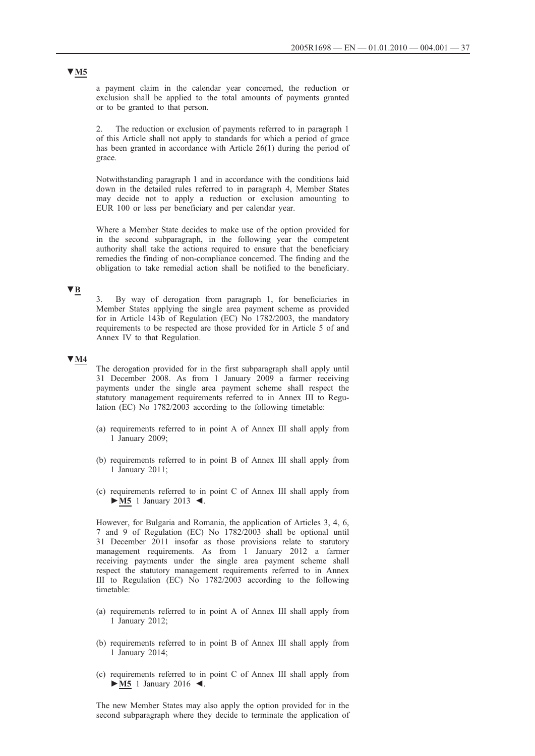▼M5

a payment claim in the calendar year concerned, the reduction or exclusion shall be applied to the total amounts of payments granted or to be granted to that person.

2. The reduction or exclusion of payments referred to in paragraph 1 of this Article shall not apply to standards for which a period of grace has been granted in accordance with Article 26(1) during the period of grace.

Notwithstanding paragraph 1 and in accordance with the conditions laid down in the detailed rules referred to in paragraph 4, Member States may decide not to apply a reduction or exclusion amounting to EUR 100 or less per beneficiary and per calendar year.

Where a Member State decides to make use of the option provided for in the second subparagraph, in the following year the competent authority shall take the actions required to ensure that the beneficiary remedies the finding of non-compliance concerned. The finding and the obligation to take remedial action shall be notified to the beneficiary.

▼B

3. By way of derogation from paragraph 1, for beneficiaries in Member States applying the single area payment scheme as provided for in Article 143b of Regulation (EC) No 1782/2003, the mandatory requirements to be respected are those provided for in Article 5 of and Annex IV to that Regulation.

▼M4

The derogation provided for in the first subparagraph shall apply until 31 December 2008. As from 1 January 2009 a farmer receiving payments under the single area payment scheme shall respect the statutory management requirements referred to in Annex III to Regulation (EC) No 1782/2003 according to the following timetable:

(a) requirements referred to in point A of Annex III shall apply from 1 January 2009;

(b) requirements referred to in point B of Annex III shall apply from 1 January 2011;

(c) requirements referred to in point C of Annex III shall apply from ►M5 1 January 2013 ◄.

However, for Bulgaria and Romania, the application of Articles 3, 4, 6, 7 and 9 of Regulation (EC) No 1782/2003 shall be optional until 31 December 2011 insofar as those provisions relate to statutory management requirements. As from 1 January 2012 a farmer receiving payments under the single area payment scheme shall respect the statutory management requirements referred to in Annex III to Regulation (EC) No 1782/2003 according to the following timetable:

(a) requirements referred to in point A of Annex III shall apply from 1 January 2012;

(b) requirements referred to in point B of Annex III shall apply from 1 January 2014;

(c) requirements referred to in point C of Annex III shall apply from ►M5 1 January 2016 ◄.

The new Member States may also apply the option provided for in the second subparagraph where they decide to terminate the application of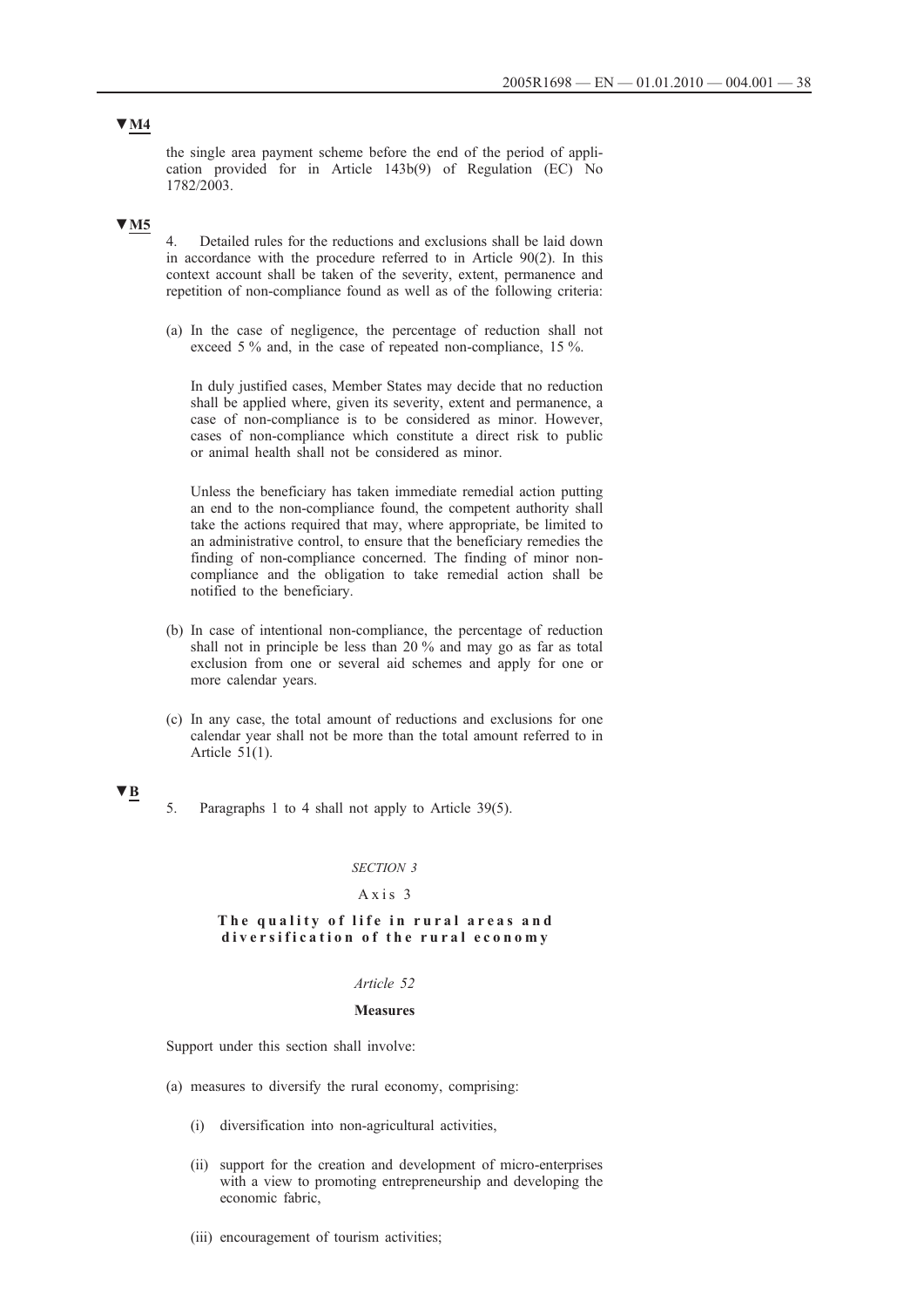▼M4

the single area payment scheme before the end of the period of application provided for in Article 143b(9) of Regulation (EC) No 1782/2003.

▼M5

4. Detailed rules for the reductions and exclusions shall be laid down in accordance with the procedure referred to in Article 90(2). In this context account shall be taken of the severity, extent, permanence and repetition of non-compliance found as well as of the following criteria:

(a) In the case of negligence, the percentage of reduction shall not exceed 5 % and, in the case of repeated non-compliance, 15 %.

In duly justified cases, Member States may decide that no reduction shall be applied where, given its severity, extent and permanence, a case of non-compliance is to be considered as minor. However, cases of non-compliance which constitute a direct risk to public or animal health shall not be considered as minor.

Unless the beneficiary has taken immediate remedial action putting an end to the non-compliance found, the competent authority shall take the actions required that may, where appropriate, be limited to an administrative control, to ensure that the beneficiary remedies the finding of non-compliance concerned. The finding of minor non-compliance and the obligation to take remedial action shall be notified to the beneficiary.

(b) In case of intentional non-compliance, the percentage of reduction shall not in principle be less than 20 % and may go as far as total exclusion from one or several aid schemes and apply for one or more calendar years.

(c) In any case, the total amount of reductions and exclusions for one calendar year shall not be more than the total amount referred to in Article 51(1).

▼B

5. Paragraphs 1 to 4 shall not apply to Article 39(5).

*SECTION 3*

Axis 3

**The quality of life in rural areas and diversification of the rural economy**

*Article 52*

**Measures**

Support under this section shall involve:

(a) measures to diversify the rural economy, comprising:

(i) diversification into non-agricultural activities,

(ii) support for the creation and development of micro-enterprises with a view to promoting entrepreneurship and developing the economic fabric,

(iii) encouragement of tourism activities;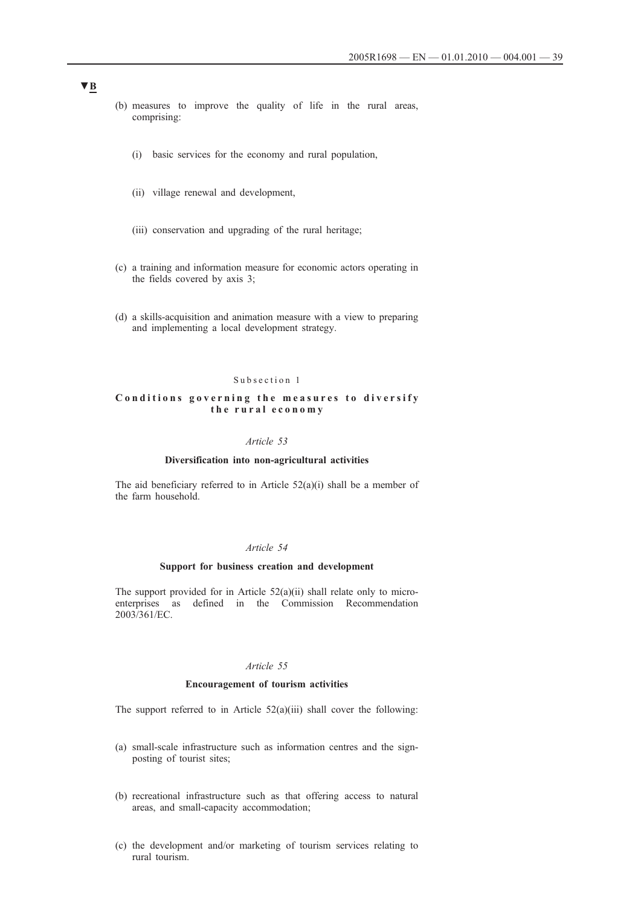▼B

(b) measures to improve the quality of life in the rural areas, comprising:

 (i) basic services for the economy and rural population,

 (ii) village renewal and development,

 (iii) conservation and upgrading of the rural heritage;

(c) a training and information measure for economic actors operating in the fields covered by axis 3;

(d) a skills-acquisition and animation measure with a view to preparing and implementing a local development strategy.

Subsection 1

### Conditions governing the measures to diversify the rural economy

*Article 53*

#### Diversification into non-agricultural activities

The aid beneficiary referred to in Article 52(a)(i) shall be a member of the farm household.

*Article 54*

#### Support for business creation and development

The support provided for in Article 52(a)(ii) shall relate only to micro-enterprises as defined in the Commission Recommendation 2003/361/EC.

*Article 55*

#### Encouragement of tourism activities

The support referred to in Article 52(a)(iii) shall cover the following:

(a) small-scale infrastructure such as information centres and the sign-posting of tourist sites;

(b) recreational infrastructure such as that offering access to natural areas, and small-capacity accommodation;

(c) the development and/or marketing of tourism services relating to rural tourism.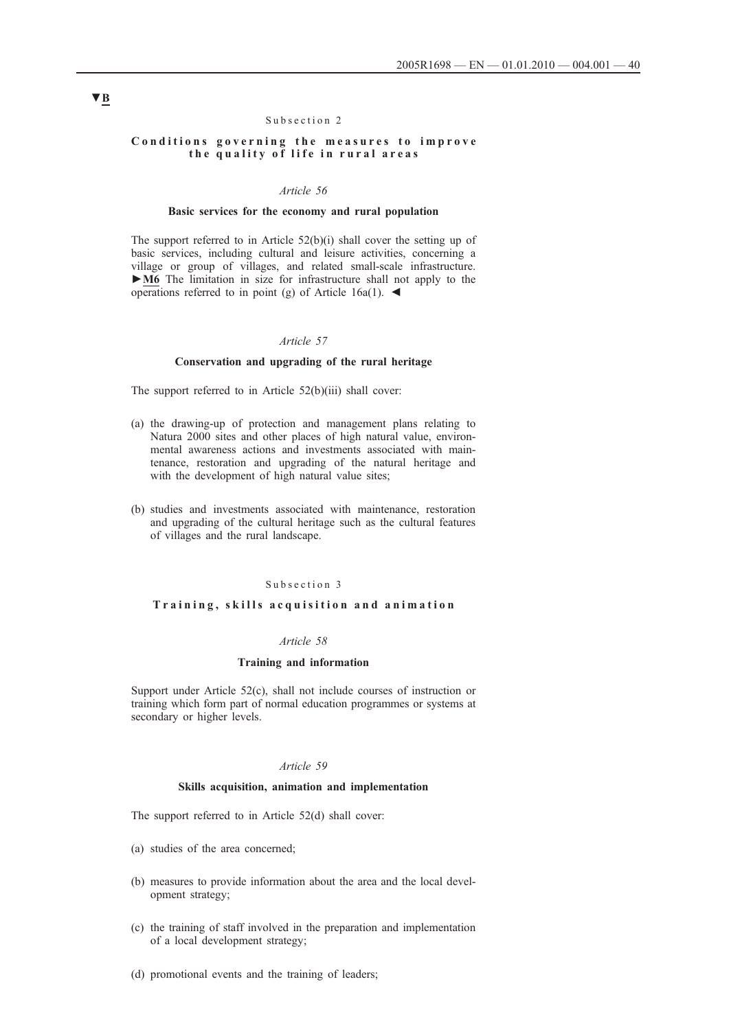▼B

Subsection 2

### Conditions governing the measures to improve the quality of life in rural areas

*Article 56*

**Basic services for the economy and rural population**

The support referred to in Article 52(b)(i) shall cover the setting up of basic services, including cultural and leisure activities, concerning a village or group of villages, and related small-scale infrastructure. ►M6 The limitation in size for infrastructure shall not apply to the operations referred to in point (g) of Article 16a(1). ◄

*Article 57*

**Conservation and upgrading of the rural heritage**

The support referred to in Article 52(b)(iii) shall cover:

(a) the drawing-up of protection and management plans relating to Natura 2000 sites and other places of high natural value, environmental awareness actions and investments associated with maintenance, restoration and upgrading of the natural heritage and with the development of high natural value sites;

(b) studies and investments associated with maintenance, restoration and upgrading of the cultural heritage such as the cultural features of villages and the rural landscape.

Subsection 3

### Training, skills acquisition and animation

*Article 58*

**Training and information**

Support under Article 52(c), shall not include courses of instruction or training which form part of normal education programmes or systems at secondary or higher levels.

*Article 59*

**Skills acquisition, animation and implementation**

The support referred to in Article 52(d) shall cover:

(a) studies of the area concerned;

(b) measures to provide information about the area and the local development strategy;

(c) the training of staff involved in the preparation and implementation of a local development strategy;

(d) promotional events and the training of leaders;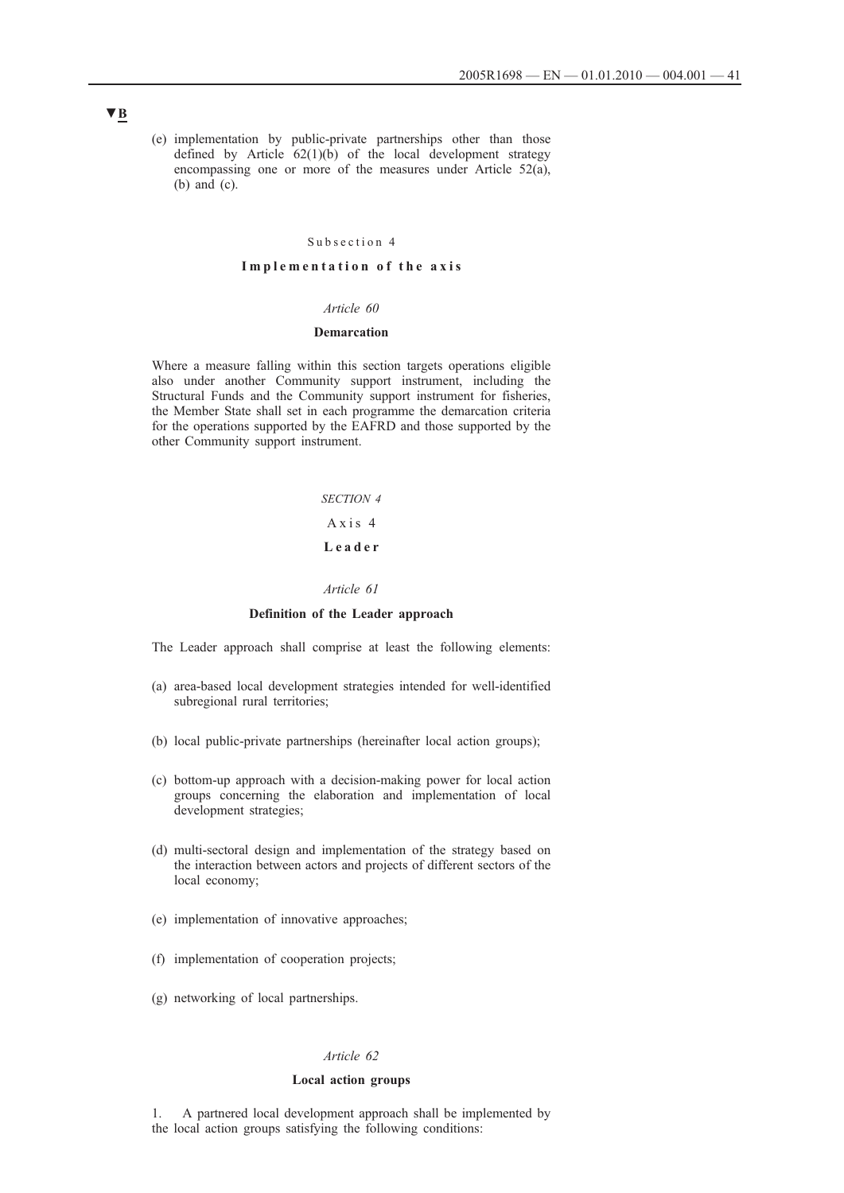▼B

(e) implementation by public-private partnerships other than those defined by Article 62(1)(b) of the local development strategy encompassing one or more of the measures under Article 52(a), (b) and (c).

Subsection 4

**Implementation of the axis**

*Article 60*

**Demarcation**

Where a measure falling within this section targets operations eligible also under another Community support instrument, including the Structural Funds and the Community support instrument for fisheries, the Member State shall set in each programme the demarcation criteria for the operations supported by the EAFRD and those supported by the other Community support instrument.

*SECTION 4*

Axis 4

**Leader**

*Article 61*

**Definition of the Leader approach**

The Leader approach shall comprise at least the following elements:

(a) area-based local development strategies intended for well-identified subregional rural territories;

(b) local public-private partnerships (hereinafter local action groups);

(c) bottom-up approach with a decision-making power for local action groups concerning the elaboration and implementation of local development strategies;

(d) multi-sectoral design and implementation of the strategy based on the interaction between actors and projects of different sectors of the local economy;

(e) implementation of innovative approaches;

(f) implementation of cooperation projects;

(g) networking of local partnerships.

*Article 62*

**Local action groups**

1. A partnered local development approach shall be implemented by the local action groups satisfying the following conditions: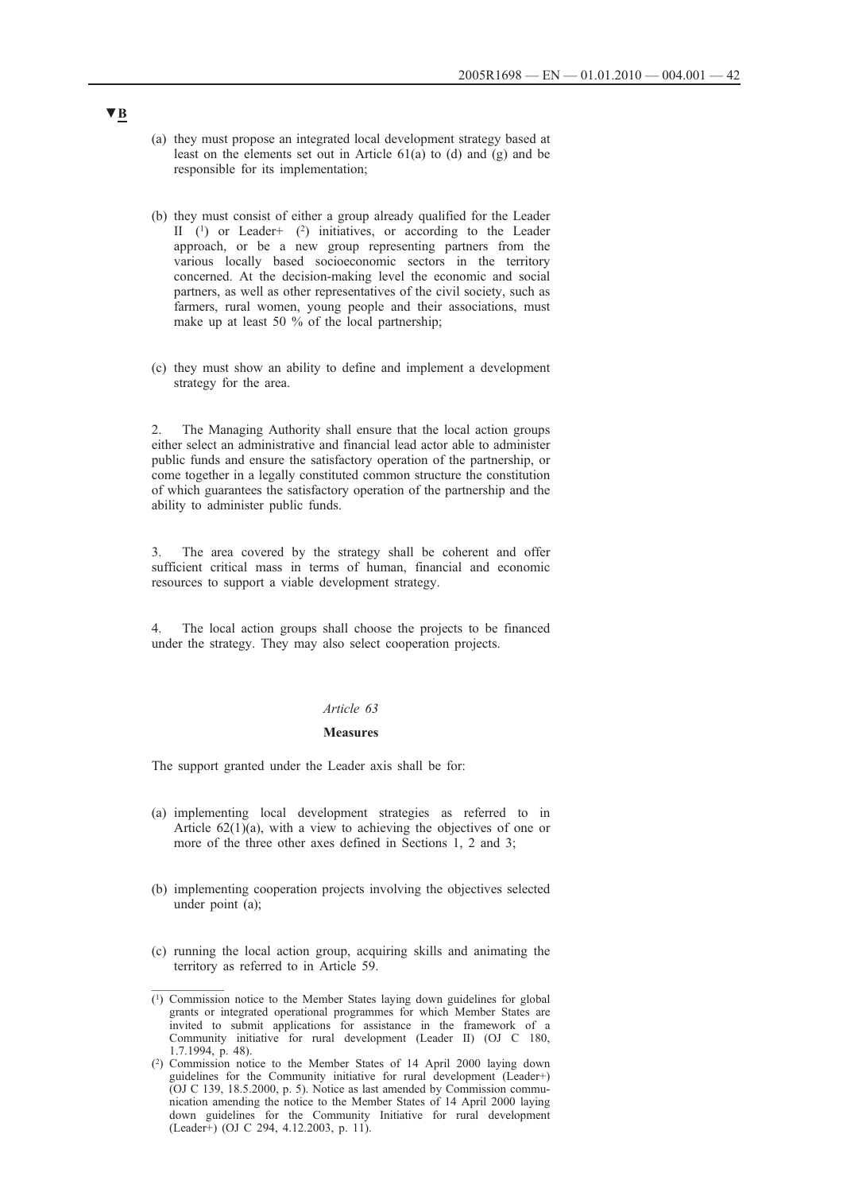▼B

(a) they must propose an integrated local development strategy based at least on the elements set out in Article 61(a) to (d) and (g) and be responsible for its implementation;

(b) they must consist of either a group already qualified for the Leader II [1] or Leader+ [2] initiatives, or according to the Leader approach, or be a new group representing partners from the various locally based socioeconomic sectors in the territory concerned. At the decision-making level the economic and social partners, as well as other representatives of the civil society, such as farmers, rural women, young people and their associations, must make up at least 50 % of the local partnership;

(c) they must show an ability to define and implement a development strategy for the area.

2. The Managing Authority shall ensure that the local action groups either select an administrative and financial lead actor able to administer public funds and ensure the satisfactory operation of the partnership, or come together in a legally constituted common structure the constitution of which guarantees the satisfactory operation of the partnership and the ability to administer public funds.

3. The area covered by the strategy shall be coherent and offer sufficient critical mass in terms of human, financial and economic resources to support a viable development strategy.

4. The local action groups shall choose the projects to be financed under the strategy. They may also select cooperation projects.

*Article 63*

**Measures**

The support granted under the Leader axis shall be for:

(a) implementing local development strategies as referred to in Article 62(1)(a), with a view to achieving the objectives of one or more of the three other axes defined in Sections 1, 2 and 3;

(b) implementing cooperation projects involving the objectives selected under point (a);

(c) running the local action group, acquiring skills and animating the territory as referred to in Article 59.

---

[1] Commission notice to the Member States laying down guidelines for global grants or integrated operational programmes for which Member States are invited to submit applications for assistance in the framework of a Community initiative for rural development (Leader II) (OJ C 180, 1.7.1994, p. 48).

[2] Commission notice to the Member States of 14 April 2000 laying down guidelines for the Community initiative for rural development (Leader+) (OJ C 139, 18.5.2000, p. 5). Notice as last amended by Commission communication amending the notice to the Member States of 14 April 2000 laying down guidelines for the Community Initiative for rural development (Leader+) (OJ C 294, 4.12.2003, p. 11).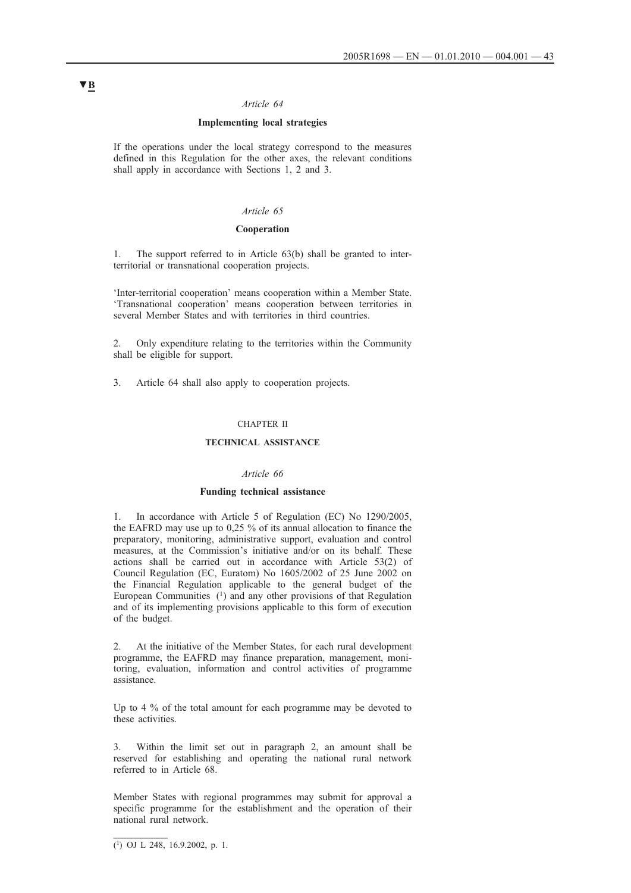▼B

*Article 64*

**Implementing local strategies**

If the operations under the local strategy correspond to the measures defined in this Regulation for the other axes, the relevant conditions shall apply in accordance with Sections 1, 2 and 3.

*Article 65*

**Cooperation**

1. The support referred to in Article 63(b) shall be granted to inter-territorial or transnational cooperation projects.

'Inter-territorial cooperation' means cooperation within a Member State. 'Transnational cooperation' means cooperation between territories in several Member States and with territories in third countries.

2. Only expenditure relating to the territories within the Community shall be eligible for support.

3. Article 64 shall also apply to cooperation projects.

CHAPTER II

**TECHNICAL ASSISTANCE**

*Article 66*

**Funding technical assistance**

1. In accordance with Article 5 of Regulation (EC) No 1290/2005, the EAFRD may use up to 0,25 % of its annual allocation to finance the preparatory, monitoring, administrative support, evaluation and control measures, at the Commission's initiative and/or on its behalf. These actions shall be carried out in accordance with Article 53(2) of Council Regulation (EC, Euratom) No 1605/2002 of 25 June 2002 on the Financial Regulation applicable to the general budget of the European Communities [1] and any other provisions of that Regulation and of its implementing provisions applicable to this form of execution of the budget.

2. At the initiative of the Member States, for each rural development programme, the EAFRD may finance preparation, management, monitoring, evaluation, information and control activities of programme assistance.

Up to 4 % of the total amount for each programme may be devoted to these activities.

3. Within the limit set out in paragraph 2, an amount shall be reserved for establishing and operating the national rural network referred to in Article 68.

Member States with regional programmes may submit for approval a specific programme for the establishment and the operation of their national rural network.

[1] OJ L 248, 16.9.2002, p. 1.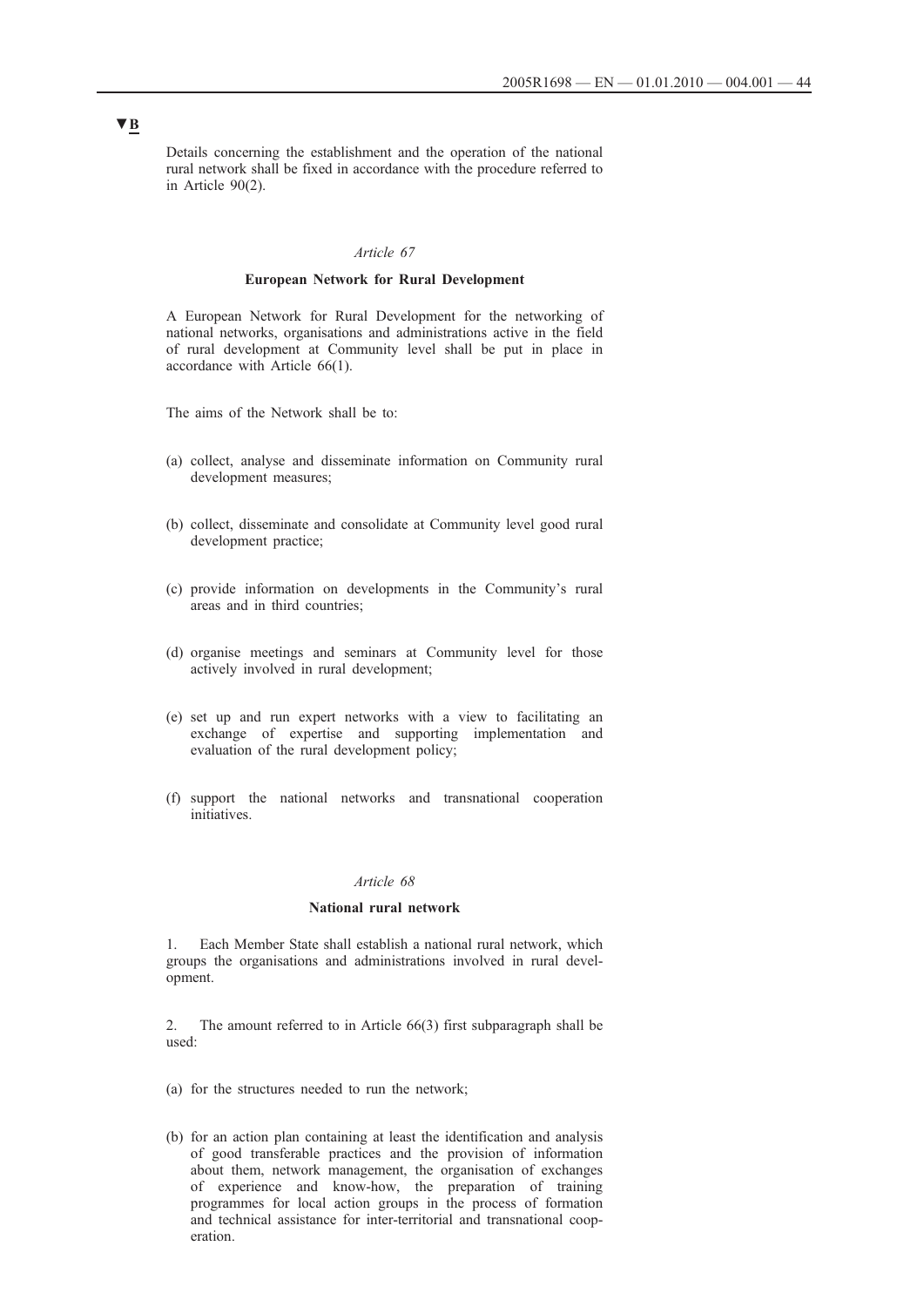▼B

Details concerning the establishment and the operation of the national rural network shall be fixed in accordance with the procedure referred to in Article 90(2).

*Article 67*

**European Network for Rural Development**

A European Network for Rural Development for the networking of national networks, organisations and administrations active in the field of rural development at Community level shall be put in place in accordance with Article 66(1).

The aims of the Network shall be to:

(a) collect, analyse and disseminate information on Community rural development measures;

(b) collect, disseminate and consolidate at Community level good rural development practice;

(c) provide information on developments in the Community's rural areas and in third countries;

(d) organise meetings and seminars at Community level for those actively involved in rural development;

(e) set up and run expert networks with a view to facilitating an exchange of expertise and supporting implementation and evaluation of the rural development policy;

(f) support the national networks and transnational cooperation initiatives.

*Article 68*

**National rural network**

1. Each Member State shall establish a national rural network, which groups the organisations and administrations involved in rural development.

2. The amount referred to in Article 66(3) first subparagraph shall be used:

(a) for the structures needed to run the network;

(b) for an action plan containing at least the identification and analysis of good transferable practices and the provision of information about them, network management, the organisation of exchanges of experience and know-how, the preparation of training programmes for local action groups in the process of formation and technical assistance for inter-territorial and transnational cooperation.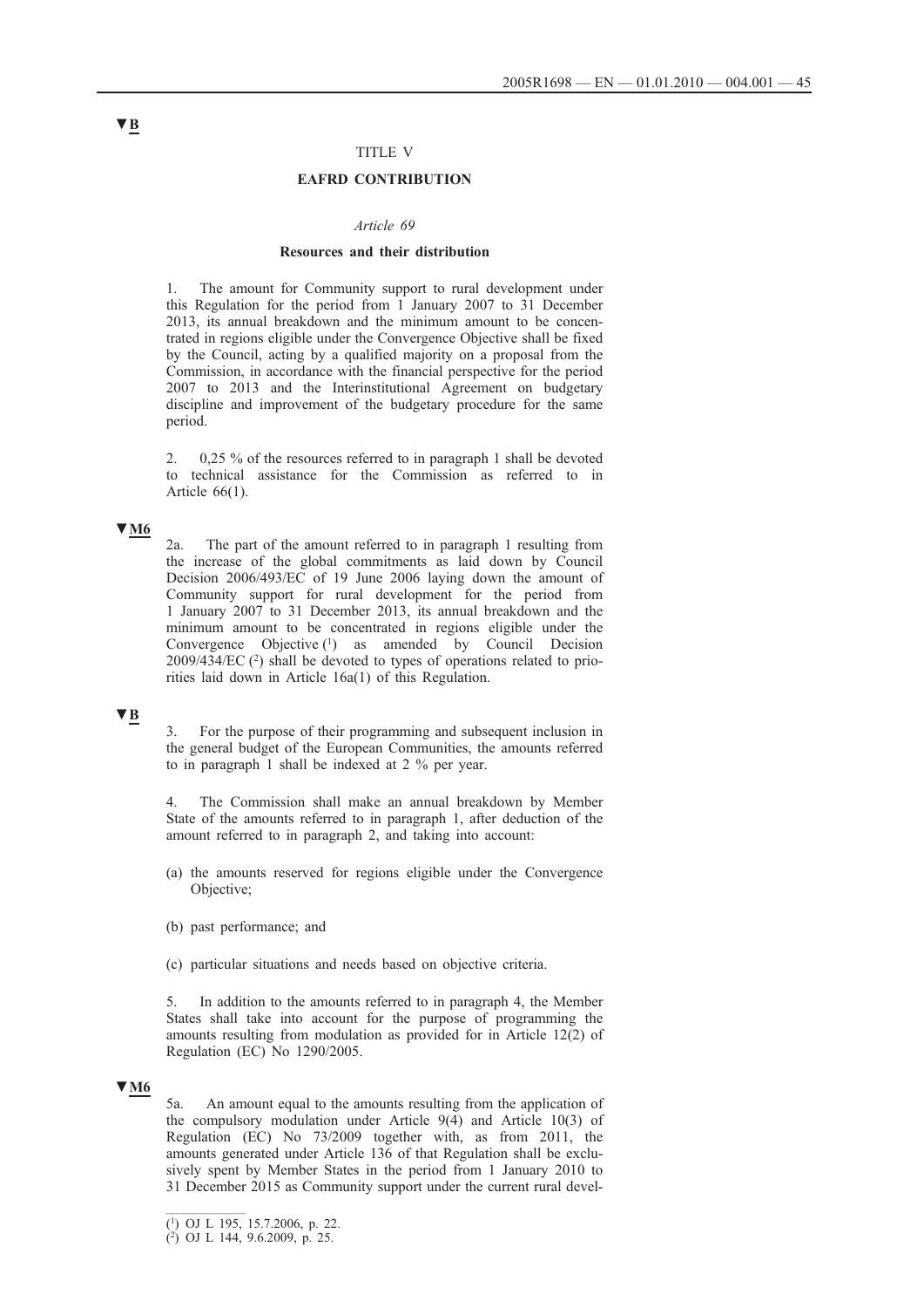▼B

TITLE V

**EAFRD CONTRIBUTION**

*Article 69*

**Resources and their distribution**

1. The amount for Community support to rural development under this Regulation for the period from 1 January 2007 to 31 December 2013, its annual breakdown and the minimum amount to be concentrated in regions eligible under the Convergence Objective shall be fixed by the Council, acting by a qualified majority on a proposal from the Commission, in accordance with the financial perspective for the period 2007 to 2013 and the Interinstitutional Agreement on budgetary discipline and improvement of the budgetary procedure for the same period.

2. 0,25 % of the resources referred to in paragraph 1 shall be devoted to technical assistance for the Commission as referred to in Article 66(1).

▼M6

2a. The part of the amount referred to in paragraph 1 resulting from the increase of the global commitments as laid down by Council Decision 2006/493/EC of 19 June 2006 laying down the amount of Community support for rural development for the period from 1 January 2007 to 31 December 2013, its annual breakdown and the minimum amount to be concentrated in regions eligible under the Convergence Objective [1] as amended by Council Decision 2009/434/EC [2] shall be devoted to types of operations related to priorities laid down in Article 16a(1) of this Regulation.

▼B

3. For the purpose of their programming and subsequent inclusion in the general budget of the European Communities, the amounts referred to in paragraph 1 shall be indexed at 2 % per year.

4. The Commission shall make an annual breakdown by Member State of the amounts referred to in paragraph 1, after deduction of the amount referred to in paragraph 2, and taking into account:

(a) the amounts reserved for regions eligible under the Convergence Objective;

(b) past performance; and

(c) particular situations and needs based on objective criteria.

5. In addition to the amounts referred to in paragraph 4, the Member States shall take into account for the purpose of programming the amounts resulting from modulation as provided for in Article 12(2) of Regulation (EC) No 1290/2005.

▼M6

5a. An amount equal to the amounts resulting from the application of the compulsory modulation under Article 9(4) and Article 10(3) of Regulation (EC) No 73/2009 together with, as from 2011, the amounts generated under Article 136 of that Regulation shall be exclusively spent by Member States in the period from 1 January 2010 to 31 December 2015 as Community support under the current rural devel-

---

[1] OJ L 195, 15.7.2006, p. 22.

[2] OJ L 144, 9.6.2009, p. 25.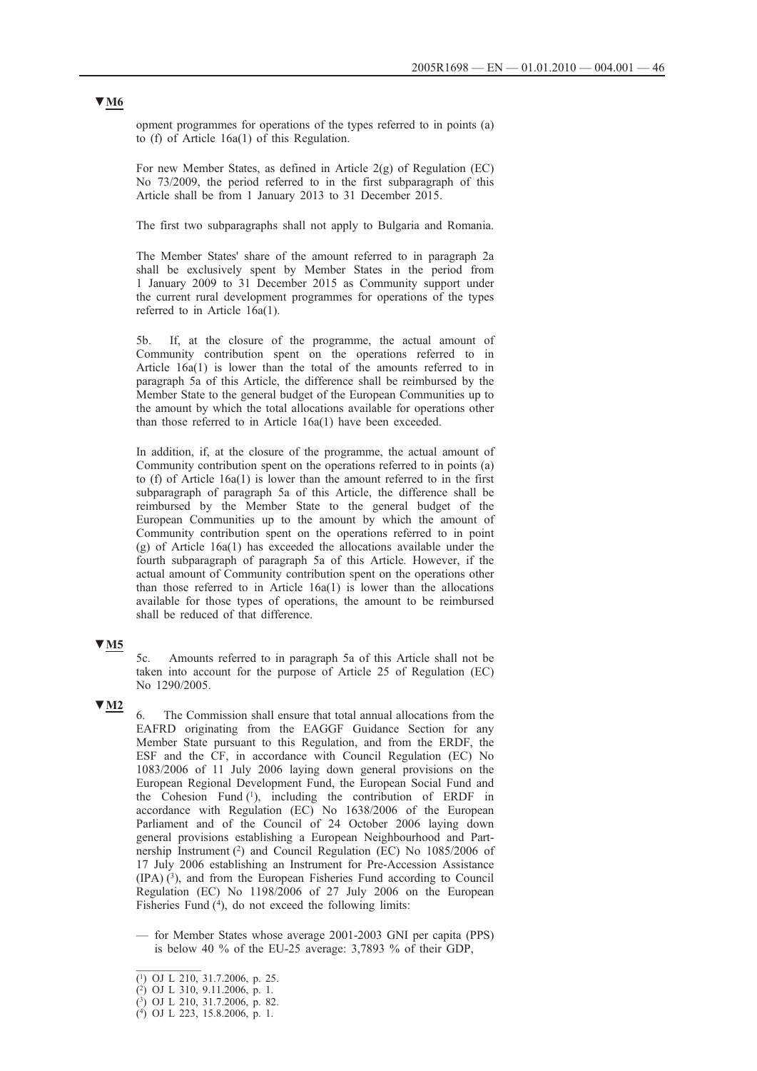▼M6

opment programmes for operations of the types referred to in points (a) to (f) of Article 16a(1) of this Regulation.

For new Member States, as defined in Article 2(g) of Regulation (EC) No 73/2009, the period referred to in the first subparagraph of this Article shall be from 1 January 2013 to 31 December 2015.

The first two subparagraphs shall not apply to Bulgaria and Romania.

The Member States' share of the amount referred to in paragraph 2a shall be exclusively spent by Member States in the period from 1 January 2009 to 31 December 2015 as Community support under the current rural development programmes for operations of the types referred to in Article 16a(1).

5b. If, at the closure of the programme, the actual amount of Community contribution spent on the operations referred to in Article 16a(1) is lower than the total of the amounts referred to in paragraph 5a of this Article, the difference shall be reimbursed by the Member State to the general budget of the European Communities up to the amount by which the total allocations available for operations other than those referred to in Article 16a(1) have been exceeded.

In addition, if, at the closure of the programme, the actual amount of Community contribution spent on the operations referred to in points (a) to (f) of Article 16a(1) is lower than the amount referred to in the first subparagraph of paragraph 5a of this Article, the difference shall be reimbursed by the Member State to the general budget of the European Communities up to the amount by which the amount of Community contribution spent on the operations referred to in point (g) of Article 16a(1) has exceeded the allocations available under the fourth subparagraph of paragraph 5a of this Article. However, if the actual amount of Community contribution spent on the operations other than those referred to in Article 16a(1) is lower than the allocations available for those types of operations, the amount to be reimbursed shall be reduced of that difference.

▼M5

5c. Amounts referred to in paragraph 5a of this Article shall not be taken into account for the purpose of Article 25 of Regulation (EC) No 1290/2005.

▼M2

6. The Commission shall ensure that total annual allocations from the EAFRD originating from the EAGGF Guidance Section for any Member State pursuant to this Regulation, and from the ERDF, the ESF and the CF, in accordance with Council Regulation (EC) No 1083/2006 of 11 July 2006 laying down general provisions on the European Regional Development Fund, the European Social Fund and the Cohesion Fund [1], including the contribution of ERDF in accordance with Regulation (EC) No 1638/2006 of the European Parliament and of the Council of 24 October 2006 laying down general provisions establishing a European Neighbourhood and Partnership Instrument [2] and Council Regulation (EC) No 1085/2006 of 17 July 2006 establishing an Instrument for Pre-Accession Assistance (IPA) [3], and from the European Fisheries Fund according to Council Regulation (EC) No 1198/2006 of 27 July 2006 on the European Fisheries Fund [4], do not exceed the following limits:

— for Member States whose average 2001-2003 GNI per capita (PPS) is below 40 % of the EU-25 average: 3,7893 % of their GDP,

---

[1] OJ L 210, 31.7.2006, p. 25.

[2] OJ L 310, 9.11.2006, p. 1.

[3] OJ L 210, 31.7.2006, p. 82.

[4] OJ L 223, 15.8.2006, p. 1.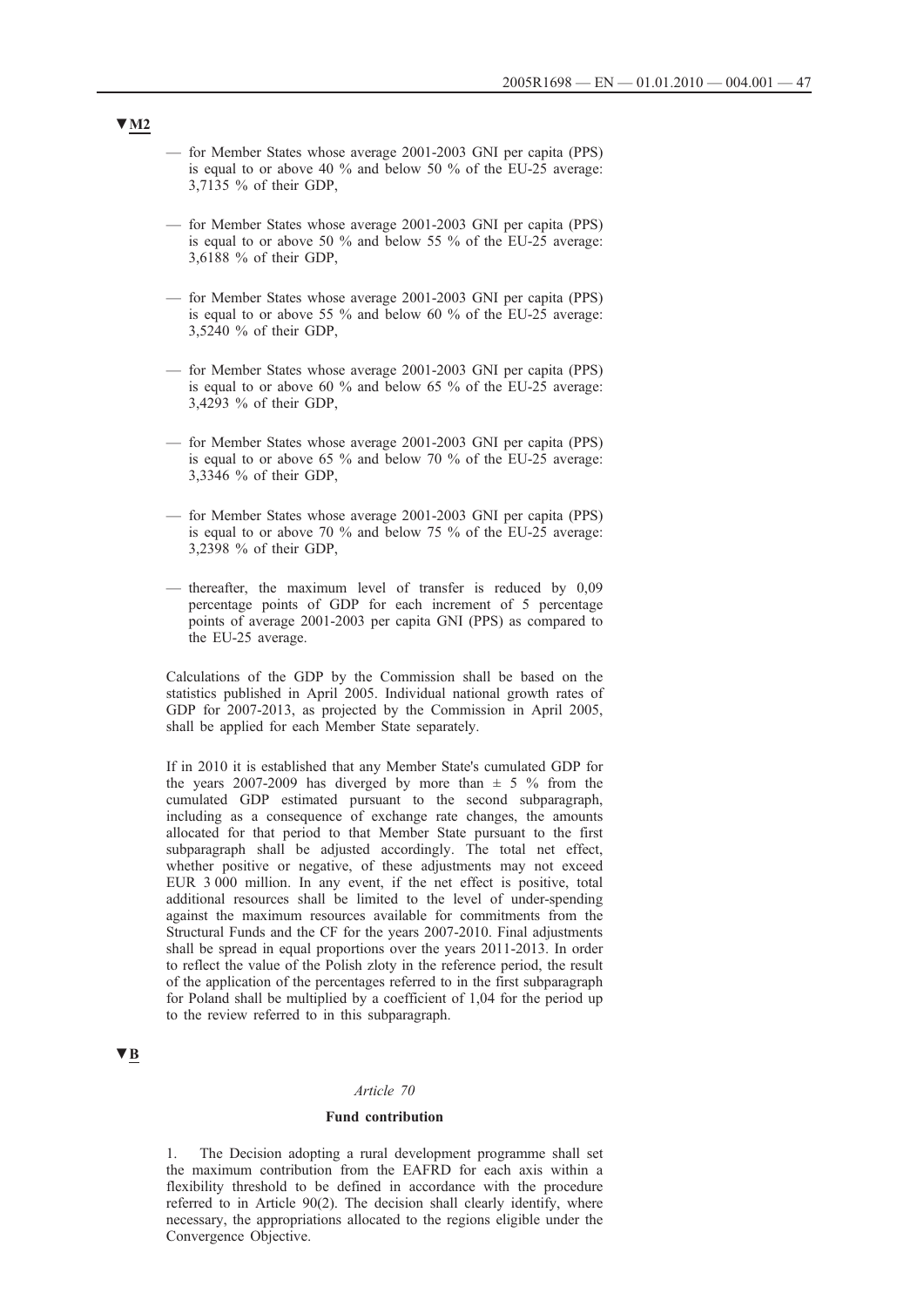▼M2

- for Member States whose average 2001-2003 GNI per capita (PPS) is equal to or above 40 % and below 50 % of the EU-25 average: 3,7135 % of their GDP,
- for Member States whose average 2001-2003 GNI per capita (PPS) is equal to or above 50 % and below 55 % of the EU-25 average: 3,6188 % of their GDP,
- for Member States whose average 2001-2003 GNI per capita (PPS) is equal to or above 55 % and below 60 % of the EU-25 average: 3,5240 % of their GDP,
- for Member States whose average 2001-2003 GNI per capita (PPS) is equal to or above 60 % and below 65 % of the EU-25 average: 3,4293 % of their GDP,
- for Member States whose average 2001-2003 GNI per capita (PPS) is equal to or above 65 % and below 70 % of the EU-25 average: 3,3346 % of their GDP,
- for Member States whose average 2001-2003 GNI per capita (PPS) is equal to or above 70 % and below 75 % of the EU-25 average: 3,2398 % of their GDP,
- thereafter, the maximum level of transfer is reduced by 0,09 percentage points of GDP for each increment of 5 percentage points of average 2001-2003 per capita GNI (PPS) as compared to the EU-25 average.

Calculations of the GDP by the Commission shall be based on the statistics published in April 2005. Individual national growth rates of GDP for 2007-2013, as projected by the Commission in April 2005, shall be applied for each Member State separately.

If in 2010 it is established that any Member State's cumulated GDP for the years 2007-2009 has diverged by more than ± 5 % from the cumulated GDP estimated pursuant to the second subparagraph, including as a consequence of exchange rate changes, the amounts allocated for that period to that Member State pursuant to the first subparagraph shall be adjusted accordingly. The total net effect, whether positive or negative, of these adjustments may not exceed EUR 3 000 million. In any event, if the net effect is positive, total additional resources shall be limited to the level of under-spending against the maximum resources available for commitments from the Structural Funds and the CF for the years 2007-2010. Final adjustments shall be spread in equal proportions over the years 2011-2013. In order to reflect the value of the Polish zloty in the reference period, the result of the application of the percentages referred to in the first subparagraph for Poland shall be multiplied by a coefficient of 1,04 for the period up to the review referred to in this subparagraph.

▼B

*Article 70*

**Fund contribution**

1. The Decision adopting a rural development programme shall set the maximum contribution from the EAFRD for each axis within a flexibility threshold to be defined in accordance with the procedure referred to in Article 90(2). The decision shall clearly identify, where necessary, the appropriations allocated to the regions eligible under the Convergence Objective.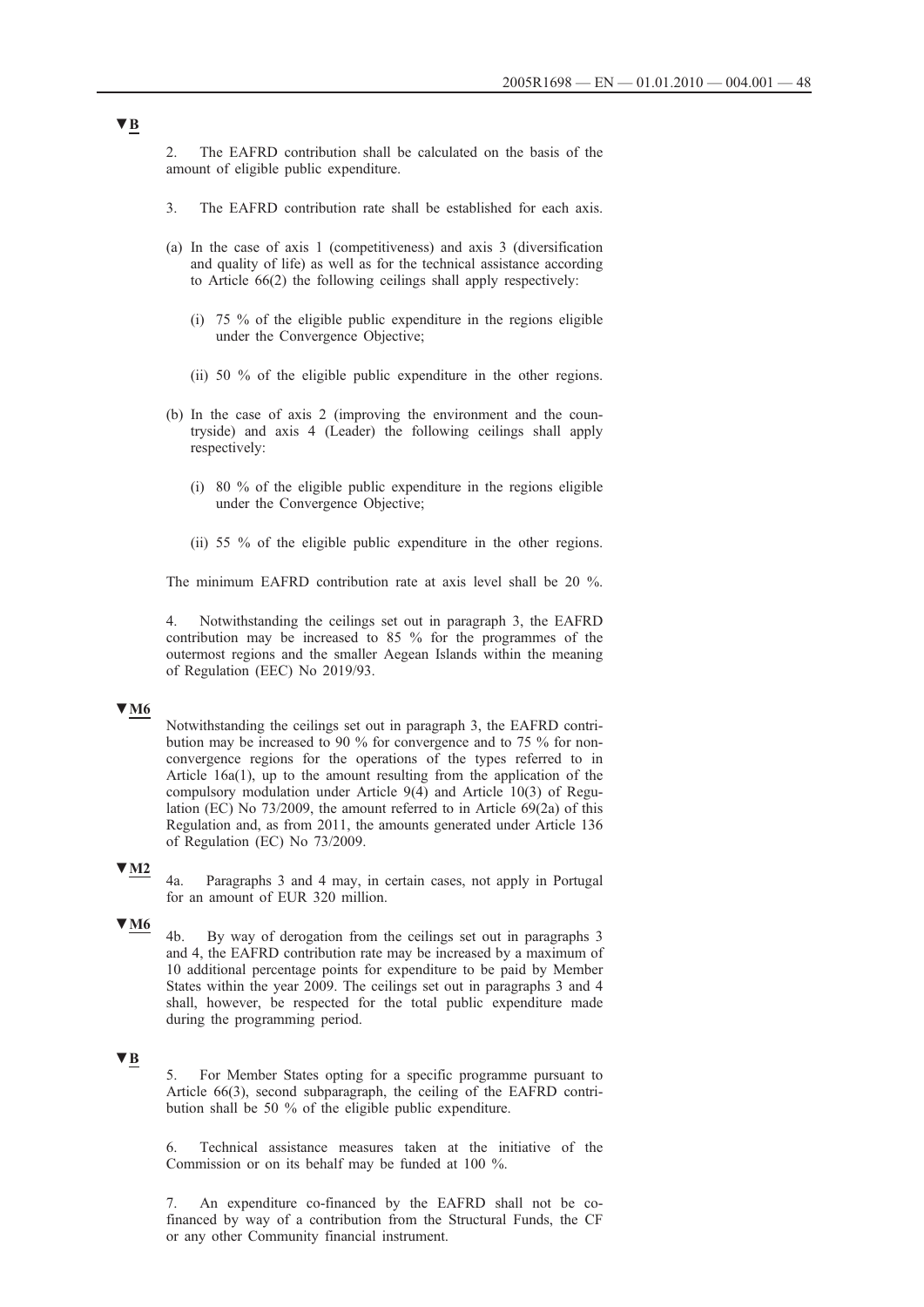▼B

2. The EAFRD contribution shall be calculated on the basis of the amount of eligible public expenditure.

3. The EAFRD contribution rate shall be established for each axis.

(a) In the case of axis 1 (competitiveness) and axis 3 (diversification and quality of life) as well as for the technical assistance according to Article 66(2) the following ceilings shall apply respectively:

(i) 75 % of the eligible public expenditure in the regions eligible under the Convergence Objective;

(ii) 50 % of the eligible public expenditure in the other regions.

(b) In the case of axis 2 (improving the environment and the countryside) and axis 4 (Leader) the following ceilings shall apply respectively:

(i) 80 % of the eligible public expenditure in the regions eligible under the Convergence Objective;

(ii) 55 % of the eligible public expenditure in the other regions.

The minimum EAFRD contribution rate at axis level shall be 20 %.

4. Notwithstanding the ceilings set out in paragraph 3, the EAFRD contribution may be increased to 85 % for the programmes of the outermost regions and the smaller Aegean Islands within the meaning of Regulation (EEC) No 2019/93.

▼M6

Notwithstanding the ceilings set out in paragraph 3, the EAFRD contribution may be increased to 90 % for convergence and to 75 % for non-convergence regions for the operations of the types referred to in Article 16a(1), up to the amount resulting from the application of the compulsory modulation under Article 9(4) and Article 10(3) of Regulation (EC) No 73/2009, the amount referred to in Article 69(2a) of this Regulation and, as from 2011, the amounts generated under Article 136 of Regulation (EC) No 73/2009.

▼M2

4a. Paragraphs 3 and 4 may, in certain cases, not apply in Portugal for an amount of EUR 320 million.

▼M6

4b. By way of derogation from the ceilings set out in paragraphs 3 and 4, the EAFRD contribution rate may be increased by a maximum of 10 additional percentage points for expenditure to be paid by Member States within the year 2009. The ceilings set out in paragraphs 3 and 4 shall, however, be respected for the total public expenditure made during the programming period.

▼B

5. For Member States opting for a specific programme pursuant to Article 66(3), second subparagraph, the ceiling of the EAFRD contribution shall be 50 % of the eligible public expenditure.

6. Technical assistance measures taken at the initiative of the Commission or on its behalf may be funded at 100 %.

7. An expenditure co-financed by the EAFRD shall not be co-financed by way of a contribution from the Structural Funds, the CF or any other Community financial instrument.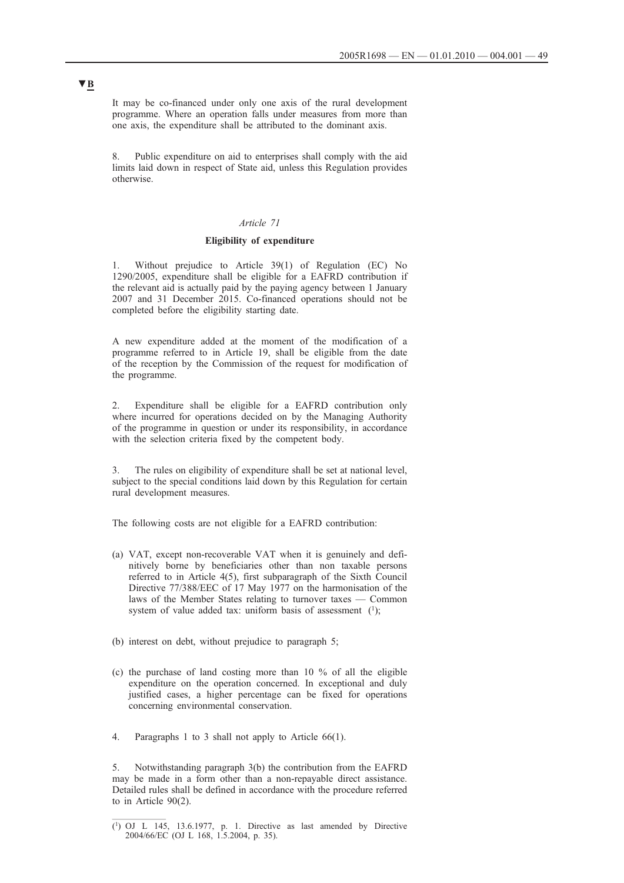▼B

It may be co-financed under only one axis of the rural development programme. Where an operation falls under measures from more than one axis, the expenditure shall be attributed to the dominant axis.

8. Public expenditure on aid to enterprises shall comply with the aid limits laid down in respect of State aid, unless this Regulation provides otherwise.

*Article 71*

**Eligibility of expenditure**

1. Without prejudice to Article 39(1) of Regulation (EC) No 1290/2005, expenditure shall be eligible for a EAFRD contribution if the relevant aid is actually paid by the paying agency between 1 January 2007 and 31 December 2015. Co-financed operations should not be completed before the eligibility starting date.

A new expenditure added at the moment of the modification of a programme referred to in Article 19, shall be eligible from the date of the reception by the Commission of the request for modification of the programme.

2. Expenditure shall be eligible for a EAFRD contribution only where incurred for operations decided on by the Managing Authority of the programme in question or under its responsibility, in accordance with the selection criteria fixed by the competent body.

3. The rules on eligibility of expenditure shall be set at national level, subject to the special conditions laid down by this Regulation for certain rural development measures.

The following costs are not eligible for a EAFRD contribution:

(a) VAT, except non-recoverable VAT when it is genuinely and definitively borne by beneficiaries other than non taxable persons referred to in Article 4(5), first subparagraph of the Sixth Council Directive 77/388/EEC of 17 May 1977 on the harmonisation of the laws of the Member States relating to turnover taxes — Common system of value added tax: uniform basis of assessment [1];

(b) interest on debt, without prejudice to paragraph 5;

(c) the purchase of land costing more than 10 % of all the eligible expenditure on the operation concerned. In exceptional and duly justified cases, a higher percentage can be fixed for operations concerning environmental conservation.

4. Paragraphs 1 to 3 shall not apply to Article 66(1).

5. Notwithstanding paragraph 3(b) the contribution from the EAFRD may be made in a form other than a non-repayable direct assistance. Detailed rules shall be defined in accordance with the procedure referred to in Article 90(2).

[1] OJ L 145, 13.6.1977, p. 1. Directive as last amended by Directive 2004/66/EC (OJ L 168, 1.5.2004, p. 35).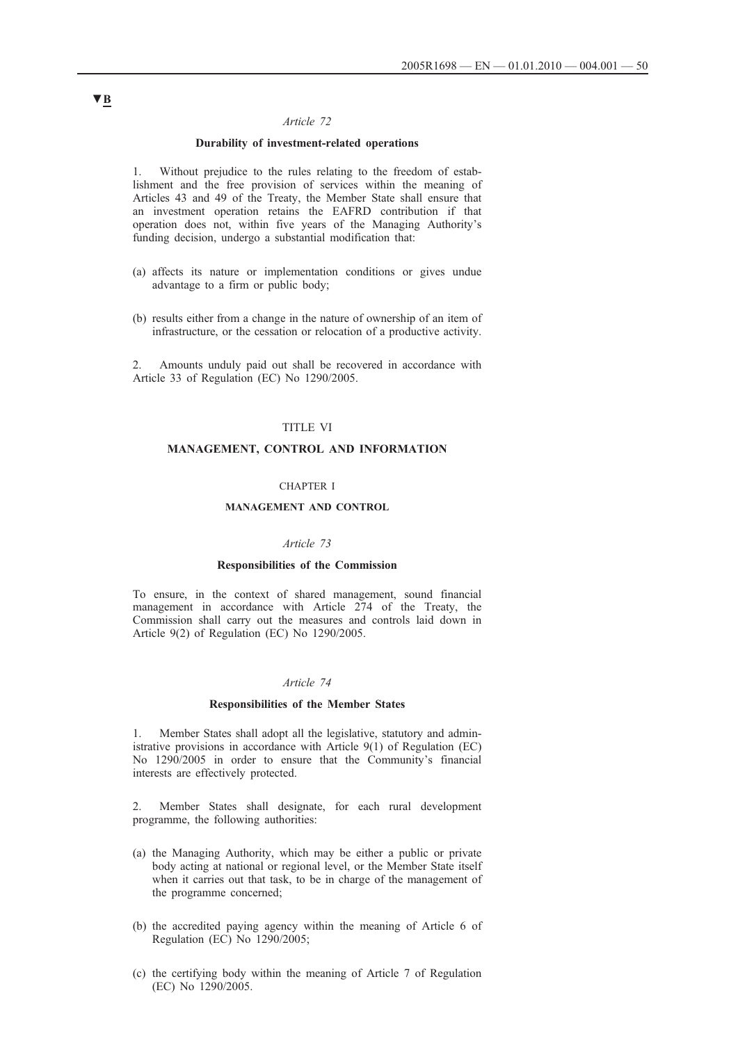▼B

*Article 72*

**Durability of investment-related operations**

1. Without prejudice to the rules relating to the freedom of establishment and the free provision of services within the meaning of Articles 43 and 49 of the Treaty, the Member State shall ensure that an investment operation retains the EAFRD contribution if that operation does not, within five years of the Managing Authority's funding decision, undergo a substantial modification that:

(a) affects its nature or implementation conditions or gives undue advantage to a firm or public body;

(b) results either from a change in the nature of ownership of an item of infrastructure, or the cessation or relocation of a productive activity.

2. Amounts unduly paid out shall be recovered in accordance with Article 33 of Regulation (EC) No 1290/2005.

TITLE VI

**MANAGEMENT, CONTROL AND INFORMATION**

CHAPTER I

**MANAGEMENT AND CONTROL**

*Article 73*

**Responsibilities of the Commission**

To ensure, in the context of shared management, sound financial management in accordance with Article 274 of the Treaty, the Commission shall carry out the measures and controls laid down in Article 9(2) of Regulation (EC) No 1290/2005.

*Article 74*

**Responsibilities of the Member States**

1. Member States shall adopt all the legislative, statutory and administrative provisions in accordance with Article 9(1) of Regulation (EC) No 1290/2005 in order to ensure that the Community's financial interests are effectively protected.

2. Member States shall designate, for each rural development programme, the following authorities:

(a) the Managing Authority, which may be either a public or private body acting at national or regional level, or the Member State itself when it carries out that task, to be in charge of the management of the programme concerned;

(b) the accredited paying agency within the meaning of Article 6 of Regulation (EC) No 1290/2005;

(c) the certifying body within the meaning of Article 7 of Regulation (EC) No 1290/2005.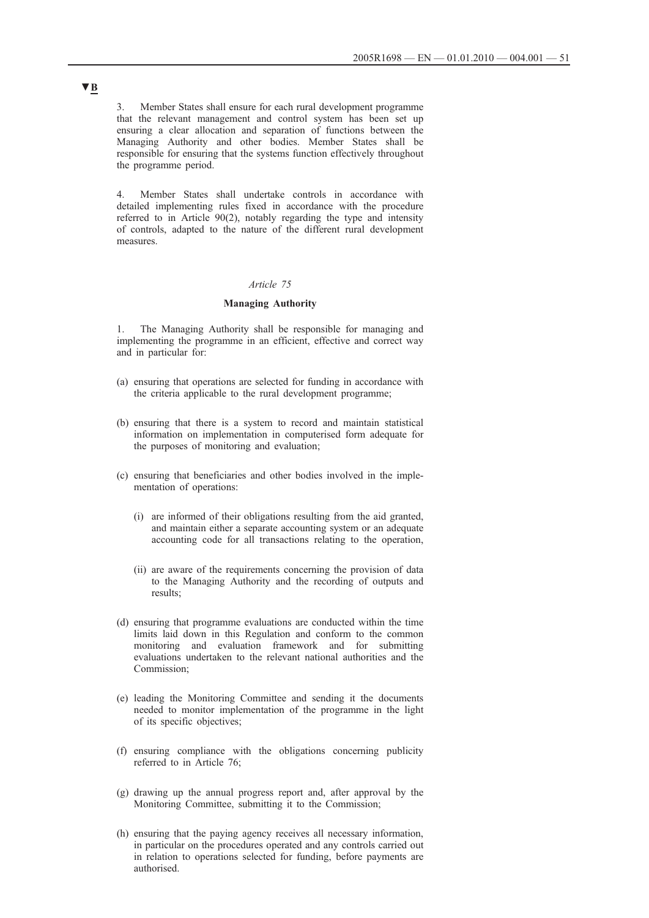▼B

3. Member States shall ensure for each rural development programme that the relevant management and control system has been set up ensuring a clear allocation and separation of functions between the Managing Authority and other bodies. Member States shall be responsible for ensuring that the systems function effectively throughout the programme period.

4. Member States shall undertake controls in accordance with detailed implementing rules fixed in accordance with the procedure referred to in Article 90(2), notably regarding the type and intensity of controls, adapted to the nature of the different rural development measures.

*Article 75*

**Managing Authority**

1. The Managing Authority shall be responsible for managing and implementing the programme in an efficient, effective and correct way and in particular for:

(a) ensuring that operations are selected for funding in accordance with the criteria applicable to the rural development programme;

(b) ensuring that there is a system to record and maintain statistical information on implementation in computerised form adequate for the purposes of monitoring and evaluation;

(c) ensuring that beneficiaries and other bodies involved in the implementation of operations:

   (i) are informed of their obligations resulting from the aid granted, and maintain either a separate accounting system or an adequate accounting code for all transactions relating to the operation,

   (ii) are aware of the requirements concerning the provision of data to the Managing Authority and the recording of outputs and results;

(d) ensuring that programme evaluations are conducted within the time limits laid down in this Regulation and conform to the common monitoring and evaluation framework and for submitting evaluations undertaken to the relevant national authorities and the Commission;

(e) leading the Monitoring Committee and sending it the documents needed to monitor implementation of the programme in the light of its specific objectives;

(f) ensuring compliance with the obligations concerning publicity referred to in Article 76;

(g) drawing up the annual progress report and, after approval by the Monitoring Committee, submitting it to the Commission;

(h) ensuring that the paying agency receives all necessary information, in particular on the procedures operated and any controls carried out in relation to operations selected for funding, before payments are authorised.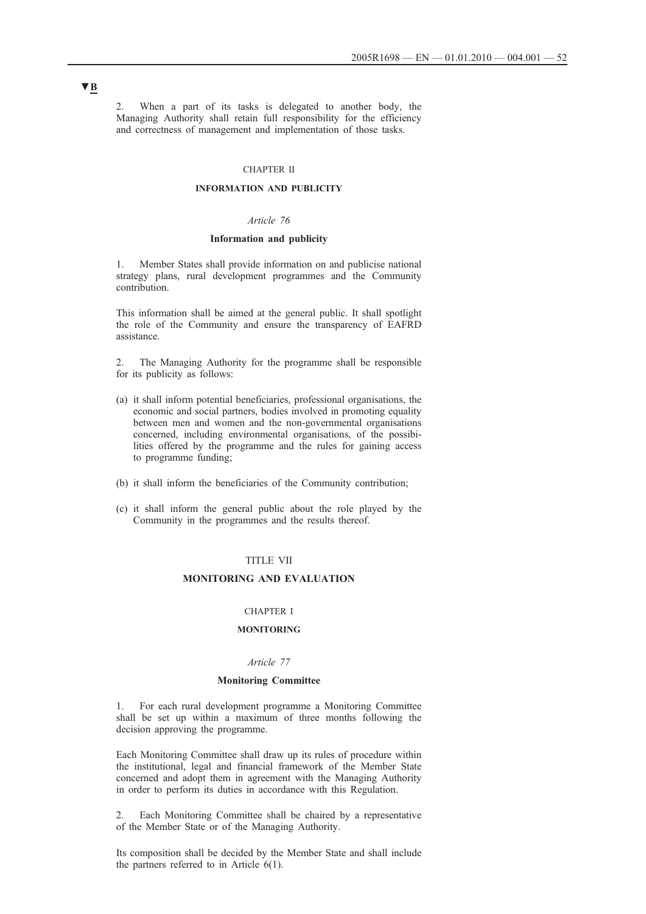▼B

2. When a part of its tasks is delegated to another body, the Managing Authority shall retain full responsibility for the efficiency and correctness of management and implementation of those tasks.

CHAPTER II

**INFORMATION AND PUBLICITY**

*Article 76*

**Information and publicity**

1. Member States shall provide information on and publicise national strategy plans, rural development programmes and the Community contribution.

This information shall be aimed at the general public. It shall spotlight the role of the Community and ensure the transparency of EAFRD assistance.

2. The Managing Authority for the programme shall be responsible for its publicity as follows:

(a) it shall inform potential beneficiaries, professional organisations, the economic and social partners, bodies involved in promoting equality between men and women and the non-governmental organisations concerned, including environmental organisations, of the possibilities offered by the programme and the rules for gaining access to programme funding;

(b) it shall inform the beneficiaries of the Community contribution;

(c) it shall inform the general public about the role played by the Community in the programmes and the results thereof.

TITLE VII

**MONITORING AND EVALUATION**

CHAPTER I

**MONITORING**

*Article 77*

**Monitoring Committee**

1. For each rural development programme a Monitoring Committee shall be set up within a maximum of three months following the decision approving the programme.

Each Monitoring Committee shall draw up its rules of procedure within the institutional, legal and financial framework of the Member State concerned and adopt them in agreement with the Managing Authority in order to perform its duties in accordance with this Regulation.

2. Each Monitoring Committee shall be chaired by a representative of the Member State or of the Managing Authority.

Its composition shall be decided by the Member State and shall include the partners referred to in Article 6(1).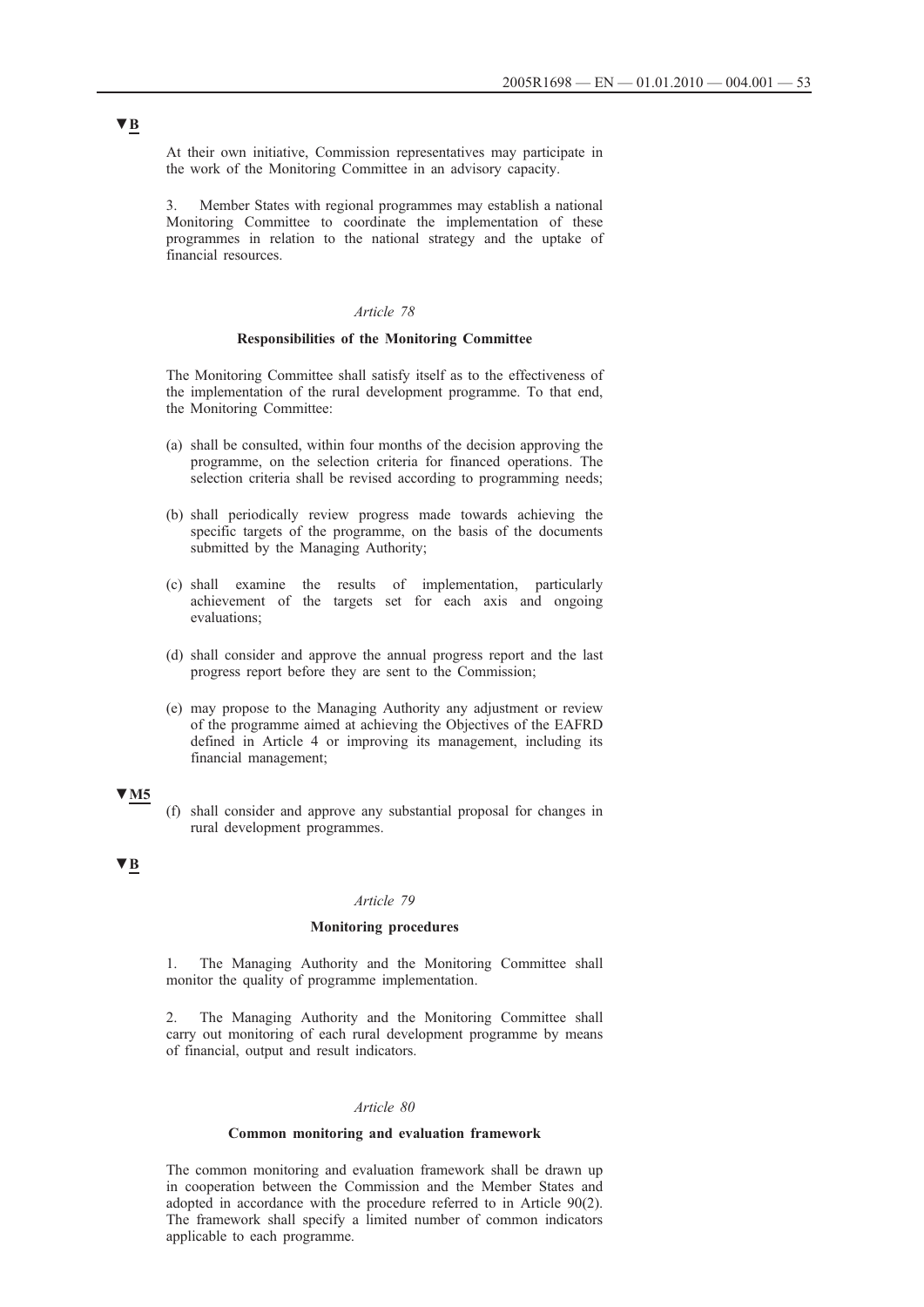▼B

At their own initiative, Commission representatives may participate in the work of the Monitoring Committee in an advisory capacity.

3. Member States with regional programmes may establish a national Monitoring Committee to coordinate the implementation of these programmes in relation to the national strategy and the uptake of financial resources.

*Article 78*

**Responsibilities of the Monitoring Committee**

The Monitoring Committee shall satisfy itself as to the effectiveness of the implementation of the rural development programme. To that end, the Monitoring Committee:

(a) shall be consulted, within four months of the decision approving the programme, on the selection criteria for financed operations. The selection criteria shall be revised according to programming needs;

(b) shall periodically review progress made towards achieving the specific targets of the programme, on the basis of the documents submitted by the Managing Authority;

(c) shall examine the results of implementation, particularly achievement of the targets set for each axis and ongoing evaluations;

(d) shall consider and approve the annual progress report and the last progress report before they are sent to the Commission;

(e) may propose to the Managing Authority any adjustment or review of the programme aimed at achieving the Objectives of the EAFRD defined in Article 4 or improving its management, including its financial management;

▼M5

(f) shall consider and approve any substantial proposal for changes in rural development programmes.

▼B

*Article 79*

**Monitoring procedures**

1. The Managing Authority and the Monitoring Committee shall monitor the quality of programme implementation.

2. The Managing Authority and the Monitoring Committee shall carry out monitoring of each rural development programme by means of financial, output and result indicators.

*Article 80*

**Common monitoring and evaluation framework**

The common monitoring and evaluation framework shall be drawn up in cooperation between the Commission and the Member States and adopted in accordance with the procedure referred to in Article 90(2). The framework shall specify a limited number of common indicators applicable to each programme.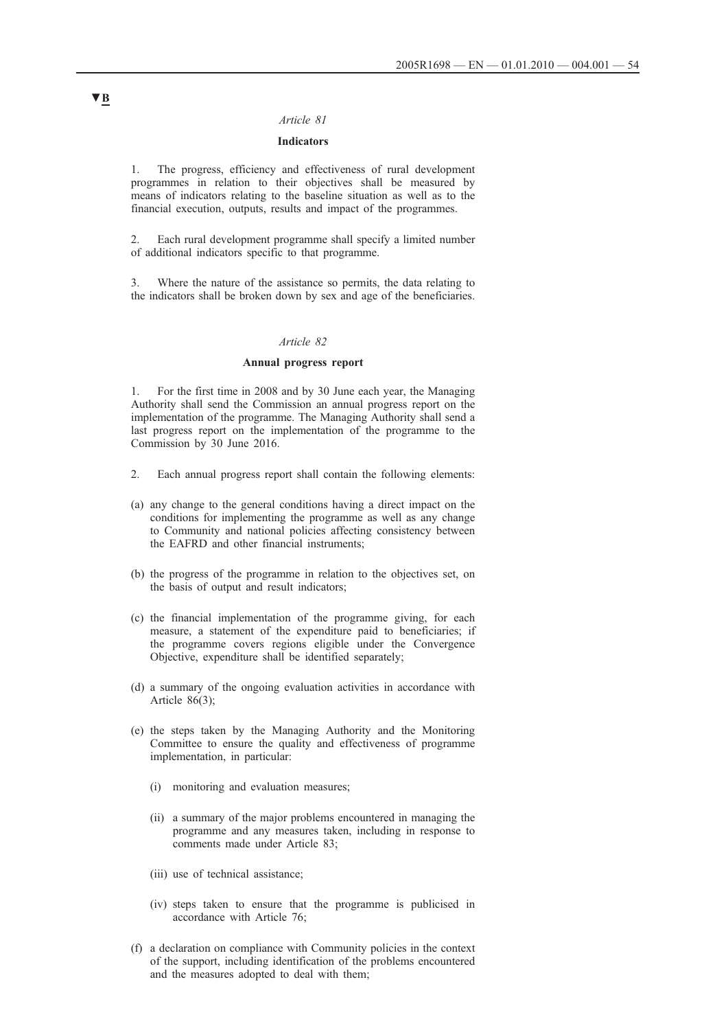▼B

*Article 81*

**Indicators**

1. The progress, efficiency and effectiveness of rural development programmes in relation to their objectives shall be measured by means of indicators relating to the baseline situation as well as to the financial execution, outputs, results and impact of the programmes.

2. Each rural development programme shall specify a limited number of additional indicators specific to that programme.

3. Where the nature of the assistance so permits, the data relating to the indicators shall be broken down by sex and age of the beneficiaries.

*Article 82*

**Annual progress report**

1. For the first time in 2008 and by 30 June each year, the Managing Authority shall send the Commission an annual progress report on the implementation of the programme. The Managing Authority shall send a last progress report on the implementation of the programme to the Commission by 30 June 2016.

2. Each annual progress report shall contain the following elements:

(a) any change to the general conditions having a direct impact on the conditions for implementing the programme as well as any change to Community and national policies affecting consistency between the EAFRD and other financial instruments;

(b) the progress of the programme in relation to the objectives set, on the basis of output and result indicators;

(c) the financial implementation of the programme giving, for each measure, a statement of the expenditure paid to beneficiaries; if the programme covers regions eligible under the Convergence Objective, expenditure shall be identified separately;

(d) a summary of the ongoing evaluation activities in accordance with Article 86(3);

(e) the steps taken by the Managing Authority and the Monitoring Committee to ensure the quality and effectiveness of programme implementation, in particular:

   (i) monitoring and evaluation measures;

   (ii) a summary of the major problems encountered in managing the programme and any measures taken, including in response to comments made under Article 83;

   (iii) use of technical assistance;

   (iv) steps taken to ensure that the programme is publicised in accordance with Article 76;

(f) a declaration on compliance with Community policies in the context of the support, including identification of the problems encountered and the measures adopted to deal with them;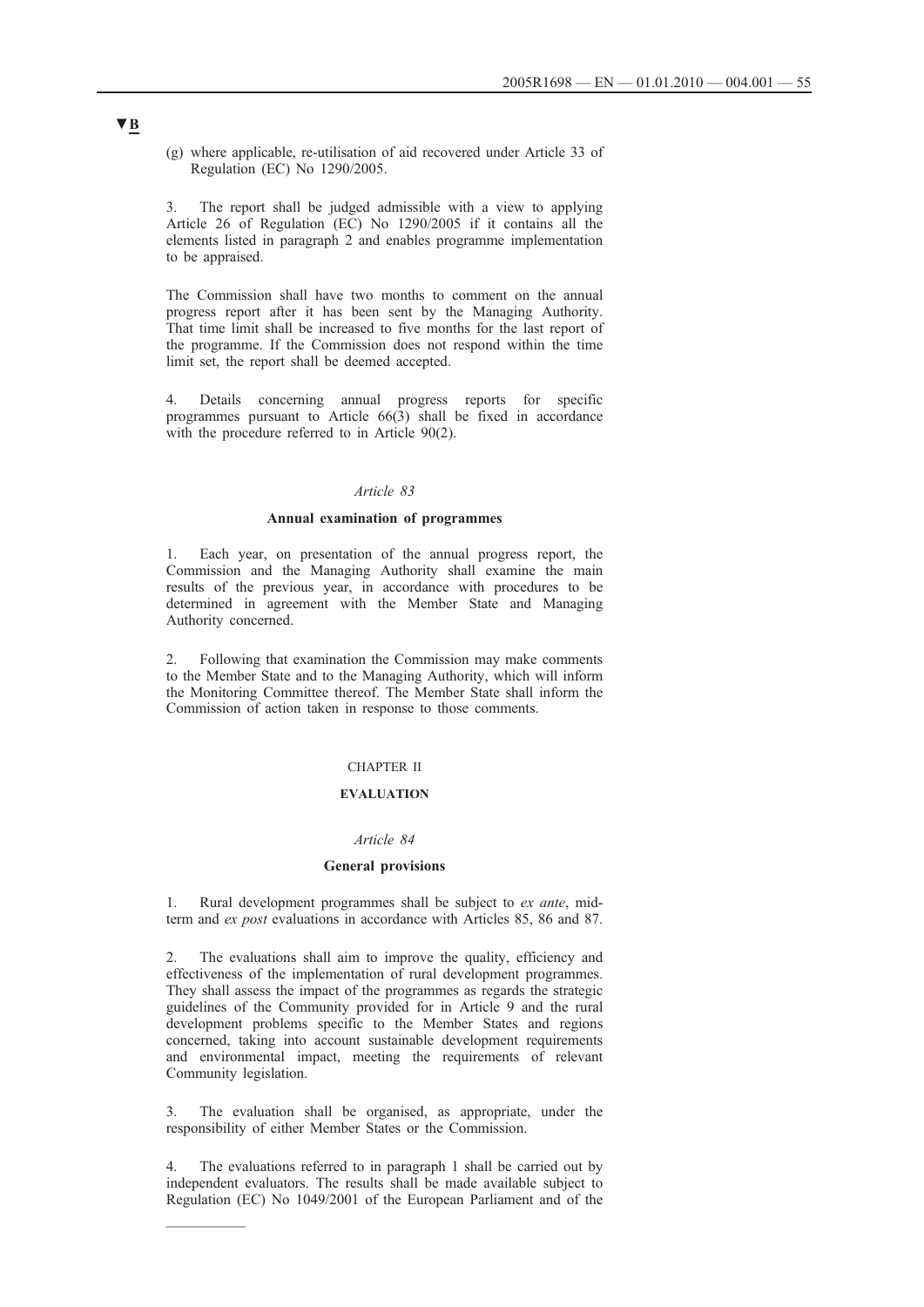▼B

(g) where applicable, re-utilisation of aid recovered under Article 33 of Regulation (EC) No 1290/2005.

3. The report shall be judged admissible with a view to applying Article 26 of Regulation (EC) No 1290/2005 if it contains all the elements listed in paragraph 2 and enables programme implementation to be appraised.

The Commission shall have two months to comment on the annual progress report after it has been sent by the Managing Authority. That time limit shall be increased to five months for the last report of the programme. If the Commission does not respond within the time limit set, the report shall be deemed accepted.

4. Details concerning annual progress reports for specific programmes pursuant to Article 66(3) shall be fixed in accordance with the procedure referred to in Article 90(2).

*Article 83*

**Annual examination of programmes**

1. Each year, on presentation of the annual progress report, the Commission and the Managing Authority shall examine the main results of the previous year, in accordance with procedures to be determined in agreement with the Member State and Managing Authority concerned.

2. Following that examination the Commission may make comments to the Member State and to the Managing Authority, which will inform the Monitoring Committee thereof. The Member State shall inform the Commission of action taken in response to those comments.

CHAPTER II

**EVALUATION**

*Article 84*

**General provisions**

1. Rural development programmes shall be subject to *ex ante*, mid-term and *ex post* evaluations in accordance with Articles 85, 86 and 87.

2. The evaluations shall aim to improve the quality, efficiency and effectiveness of the implementation of rural development programmes. They shall assess the impact of the programmes as regards the strategic guidelines of the Community provided for in Article 9 and the rural development problems specific to the Member States and regions concerned, taking into account sustainable development requirements and environmental impact, meeting the requirements of relevant Community legislation.

3. The evaluation shall be organised, as appropriate, under the responsibility of either Member States or the Commission.

4. The evaluations referred to in paragraph 1 shall be carried out by independent evaluators. The results shall be made available subject to Regulation (EC) No 1049/2001 of the European Parliament and of the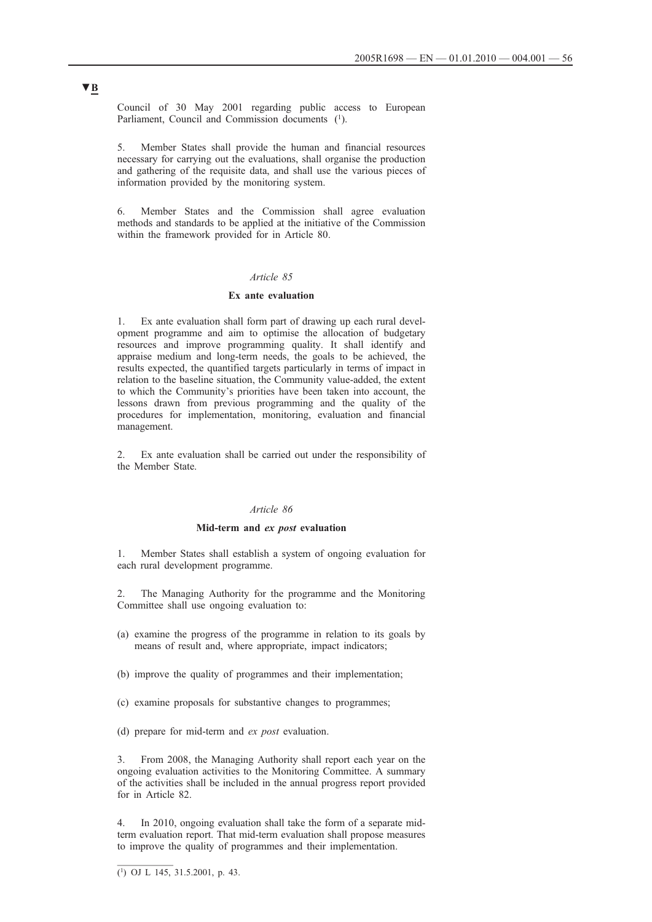▼B

Council of 30 May 2001 regarding public access to European Parliament, Council and Commission documents [1].

5. Member States shall provide the human and financial resources necessary for carrying out the evaluations, shall organise the production and gathering of the requisite data, and shall use the various pieces of information provided by the monitoring system.

6. Member States and the Commission shall agree evaluation methods and standards to be applied at the initiative of the Commission within the framework provided for in Article 80.

*Article 85*

**Ex ante evaluation**

1. Ex ante evaluation shall form part of drawing up each rural development programme and aim to optimise the allocation of budgetary resources and improve programming quality. It shall identify and appraise medium and long-term needs, the goals to be achieved, the results expected, the quantified targets particularly in terms of impact in relation to the baseline situation, the Community value-added, the extent to which the Community's priorities have been taken into account, the lessons drawn from previous programming and the quality of the procedures for implementation, monitoring, evaluation and financial management.

2. Ex ante evaluation shall be carried out under the responsibility of the Member State.

*Article 86*

**Mid-term and *ex post* evaluation**

1. Member States shall establish a system of ongoing evaluation for each rural development programme.

2. The Managing Authority for the programme and the Monitoring Committee shall use ongoing evaluation to:

(a) examine the progress of the programme in relation to its goals by means of result and, where appropriate, impact indicators;

(b) improve the quality of programmes and their implementation;

(c) examine proposals for substantive changes to programmes;

(d) prepare for mid-term and *ex post* evaluation.

3. From 2008, the Managing Authority shall report each year on the ongoing evaluation activities to the Monitoring Committee. A summary of the activities shall be included in the annual progress report provided for in Article 82.

4. In 2010, ongoing evaluation shall take the form of a separate mid-term evaluation report. That mid-term evaluation shall propose measures to improve the quality of programmes and their implementation.

[1] OJ L 145, 31.5.2001, p. 43.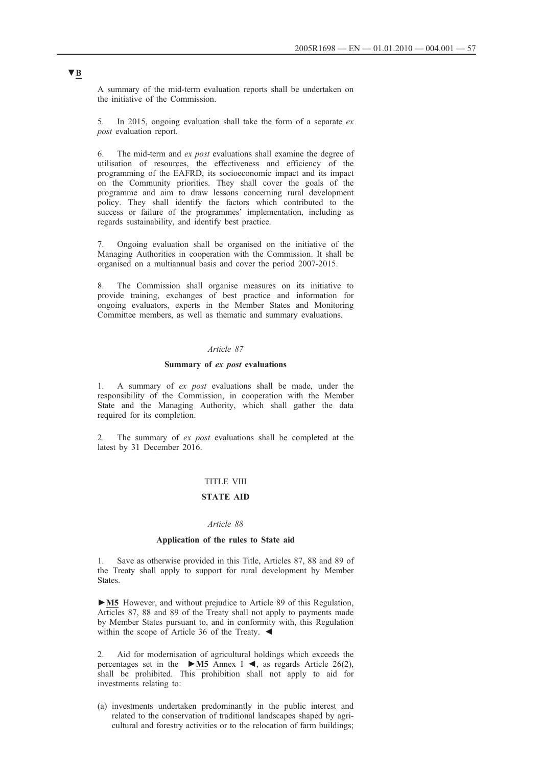▼B

A summary of the mid-term evaluation reports shall be undertaken on the initiative of the Commission.

5. In 2015, ongoing evaluation shall take the form of a separate *ex post* evaluation report.

6. The mid-term and *ex post* evaluations shall examine the degree of utilisation of resources, the effectiveness and efficiency of the programming of the EAFRD, its socioeconomic impact and its impact on the Community priorities. They shall cover the goals of the programme and aim to draw lessons concerning rural development policy. They shall identify the factors which contributed to the success or failure of the programmes' implementation, including as regards sustainability, and identify best practice.

7. Ongoing evaluation shall be organised on the initiative of the Managing Authorities in cooperation with the Commission. It shall be organised on a multiannual basis and cover the period 2007-2015.

8. The Commission shall organise measures on its initiative to provide training, exchanges of best practice and information for ongoing evaluators, experts in the Member States and Monitoring Committee members, as well as thematic and summary evaluations.

*Article 87*

**Summary of *ex post* evaluations**

1. A summary of *ex post* evaluations shall be made, under the responsibility of the Commission, in cooperation with the Member State and the Managing Authority, which shall gather the data required for its completion.

2. The summary of *ex post* evaluations shall be completed at the latest by 31 December 2016.

TITLE VIII

**STATE AID**

*Article 88*

**Application of the rules to State aid**

1. Save as otherwise provided in this Title, Articles 87, 88 and 89 of the Treaty shall apply to support for rural development by Member States.

►M5 However, and without prejudice to Article 89 of this Regulation, Articles 87, 88 and 89 of the Treaty shall not apply to payments made by Member States pursuant to, and in conformity with, this Regulation within the scope of Article 36 of the Treaty. ◄

2. Aid for modernisation of agricultural holdings which exceeds the percentages set in the ►M5 Annex I ◄, as regards Article 26(2), shall be prohibited. This prohibition shall not apply to aid for investments relating to:

(a) investments undertaken predominantly in the public interest and related to the conservation of traditional landscapes shaped by agricultural and forestry activities or to the relocation of farm buildings;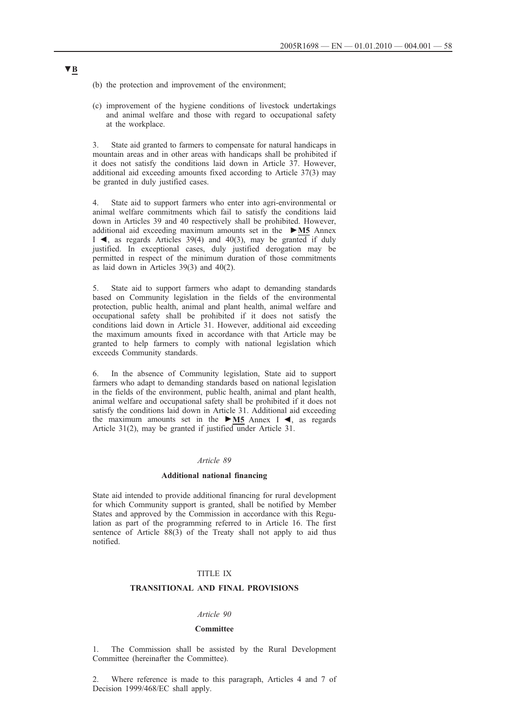▼B

(b) the protection and improvement of the environment;

(c) improvement of the hygiene conditions of livestock undertakings and animal welfare and those with regard to occupational safety at the workplace.

3. State aid granted to farmers to compensate for natural handicaps in mountain areas and in other areas with handicaps shall be prohibited if it does not satisfy the conditions laid down in Article 37. However, additional aid exceeding amounts fixed according to Article 37(3) may be granted in duly justified cases.

4. State aid to support farmers who enter into agri-environmental or animal welfare commitments which fail to satisfy the conditions laid down in Articles 39 and 40 respectively shall be prohibited. However, additional aid exceeding maximum amounts set in the ►M5 Annex I ◄, as regards Articles 39(4) and 40(3), may be granted if duly justified. In exceptional cases, duly justified derogation may be permitted in respect of the minimum duration of those commitments as laid down in Articles 39(3) and 40(2).

5. State aid to support farmers who adapt to demanding standards based on Community legislation in the fields of the environmental protection, public health, animal and plant health, animal welfare and occupational safety shall be prohibited if it does not satisfy the conditions laid down in Article 31. However, additional aid exceeding the maximum amounts fixed in accordance with that Article may be granted to help farmers to comply with national legislation which exceeds Community standards.

6. In the absence of Community legislation, State aid to support farmers who adapt to demanding standards based on national legislation in the fields of the environment, public health, animal and plant health, animal welfare and occupational safety shall be prohibited if it does not satisfy the conditions laid down in Article 31. Additional aid exceeding the maximum amounts set in the ►M5 Annex I ◄, as regards Article 31(2), may be granted if justified under Article 31.

*Article 89*

**Additional national financing**

State aid intended to provide additional financing for rural development for which Community support is granted, shall be notified by Member States and approved by the Commission in accordance with this Regulation as part of the programming referred to in Article 16. The first sentence of Article 88(3) of the Treaty shall not apply to aid thus notified.

TITLE IX

**TRANSITIONAL AND FINAL PROVISIONS**

*Article 90*

**Committee**

1. The Commission shall be assisted by the Rural Development Committee (hereinafter the Committee).

2. Where reference is made to this paragraph, Articles 4 and 7 of Decision 1999/468/EC shall apply.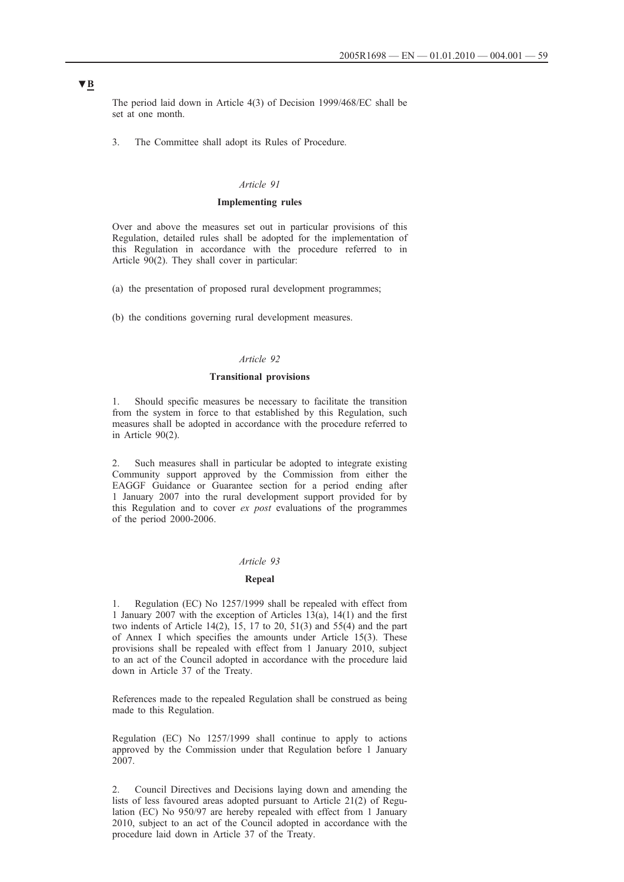▼B

The period laid down in Article 4(3) of Decision 1999/468/EC shall be set at one month.

3. The Committee shall adopt its Rules of Procedure.

*Article 91*

**Implementing rules**

Over and above the measures set out in particular provisions of this Regulation, detailed rules shall be adopted for the implementation of this Regulation in accordance with the procedure referred to in Article 90(2). They shall cover in particular:

(a) the presentation of proposed rural development programmes;

(b) the conditions governing rural development measures.

*Article 92*

**Transitional provisions**

1. Should specific measures be necessary to facilitate the transition from the system in force to that established by this Regulation, such measures shall be adopted in accordance with the procedure referred to in Article 90(2).

2. Such measures shall in particular be adopted to integrate existing Community support approved by the Commission from either the EAGGF Guidance or Guarantee section for a period ending after 1 January 2007 into the rural development support provided for by this Regulation and to cover *ex post* evaluations of the programmes of the period 2000-2006.

*Article 93*

**Repeal**

1. Regulation (EC) No 1257/1999 shall be repealed with effect from 1 January 2007 with the exception of Articles 13(a), 14(1) and the first two indents of Article 14(2), 15, 17 to 20, 51(3) and 55(4) and the part of Annex I which specifies the amounts under Article 15(3). These provisions shall be repealed with effect from 1 January 2010, subject to an act of the Council adopted in accordance with the procedure laid down in Article 37 of the Treaty.

References made to the repealed Regulation shall be construed as being made to this Regulation.

Regulation (EC) No 1257/1999 shall continue to apply to actions approved by the Commission under that Regulation before 1 January 2007.

2. Council Directives and Decisions laying down and amending the lists of less favoured areas adopted pursuant to Article 21(2) of Regulation (EC) No 950/97 are hereby repealed with effect from 1 January 2010, subject to an act of the Council adopted in accordance with the procedure laid down in Article 37 of the Treaty.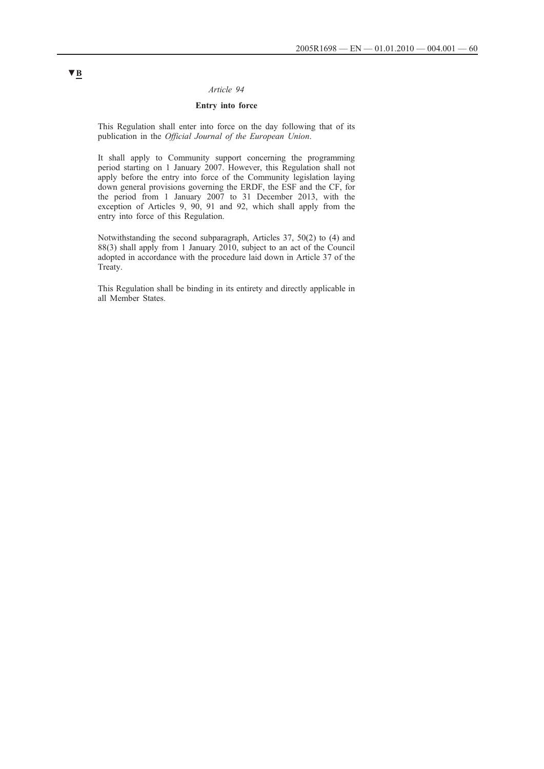▼B

*Article 94*

**Entry into force**

This Regulation shall enter into force on the day following that of its publication in the *Official Journal of the European Union*.

It shall apply to Community support concerning the programming period starting on 1 January 2007. However, this Regulation shall not apply before the entry into force of the Community legislation laying down general provisions governing the ERDF, the ESF and the CF, for the period from 1 January 2007 to 31 December 2013, with the exception of Articles 9, 90, 91 and 92, which shall apply from the entry into force of this Regulation.

Notwithstanding the second subparagraph, Articles 37, 50(2) to (4) and 88(3) shall apply from 1 January 2010, subject to an act of the Council adopted in accordance with the procedure laid down in Article 37 of the Treaty.

This Regulation shall be binding in its entirety and directly applicable in all Member States.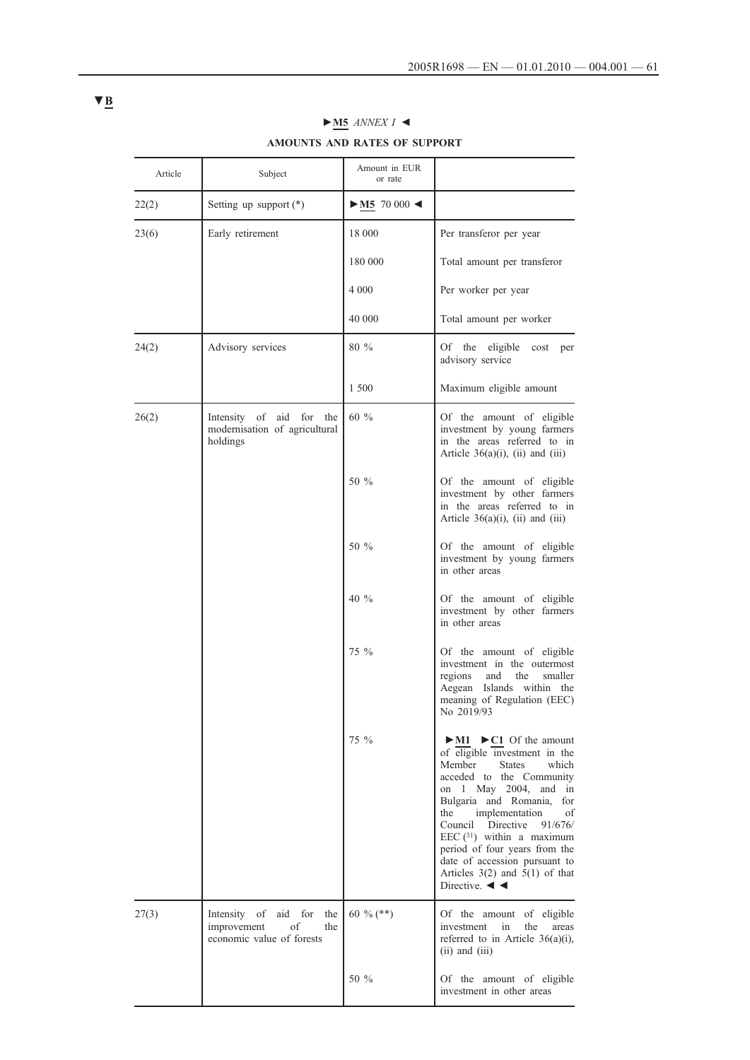▼B

►M5 *ANNEX I* ◄

**AMOUNTS AND RATES OF SUPPORT**

| Article | Subject | Amount in EUR or rate | |
|---|---|---|---|
| 22(2) | Setting up support (*) | ►M5 70 000 ◄ | |
| 23(6) | Early retirement | 18 000 | Per transferor per year |
| | | 180 000 | Total amount per transferor |
| | | 4 000 | Per worker per year |
| | | 40 000 | Total amount per worker |
| 24(2) | Advisory services | 80 % | Of the eligible cost per advisory service |
| | | 1 500 | Maximum eligible amount |
| 26(2) | Intensity of aid for the modernisation of agricultural holdings | 60 % | Of the amount of eligible investment by young farmers in the areas referred to in Article 36(a)(i), (ii) and (iii) |
| | | 50 % | Of the amount of eligible investment by other farmers in the areas referred to in Article 36(a)(i), (ii) and (iii) |
| | | 50 % | Of the amount of eligible investment by young farmers in other areas |
| | | 40 % | Of the amount of eligible investment by other farmers in other areas |
| | | 75 % | Of the amount of eligible investment in the outermost regions and the smaller Aegean Islands within the meaning of Regulation (EEC) No 2019/93 |
| | | 75 % | ►M1 ►C1 Of the amount of eligible investment in the Member States which acceded to the Community on 1 May 2004, and in Bulgaria and Romania, for the implementation of Council Directive 91/676/EEC [31] within a maximum period of four years from the date of accession pursuant to Articles 3(2) and 5(1) of that Directive. ◄ ◄ |
| 27(3) | Intensity of aid for the improvement of the economic value of forests | 60 % (**) | Of the amount of eligible investment in the areas referred to in Article 36(a)(i), (ii) and (iii) |
| | | 50 % | Of the amount of eligible investment in other areas |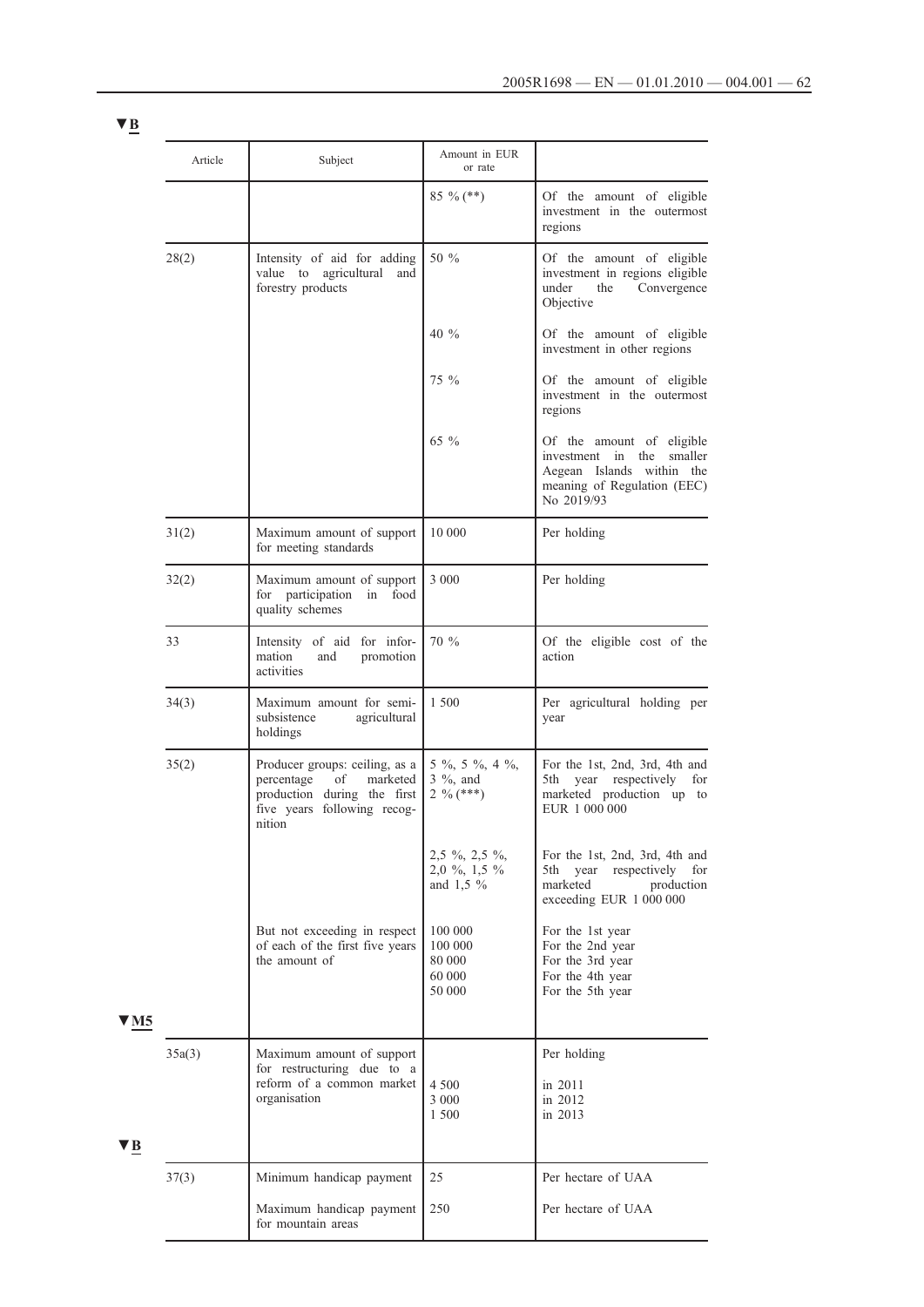▼B

| Article | Subject | Amount in EUR or rate | |
|---|---|---|---|
| | | 85 % (**) | Of the amount of eligible investment in the outermost regions |
| 28(2) | Intensity of aid for adding value to agricultural and forestry products | 50 % | Of the amount of eligible investment in regions eligible under the Convergence Objective |
| | | 40 % | Of the amount of eligible investment in other regions |
| | | 75 % | Of the amount of eligible investment in the outermost regions |
| | | 65 % | Of the amount of eligible investment in the smaller Aegean Islands within the meaning of Regulation (EEC) No 2019/93 |
| 31(2) | Maximum amount of support for meeting standards | 10 000 | Per holding |
| 32(2) | Maximum amount of support for participation in food quality schemes | 3 000 | Per holding |
| 33 | Intensity of aid for information and promotion activities | 70 % | Of the eligible cost of the action |
| 34(3) | Maximum amount for semi-subsistence agricultural holdings | 1 500 | Per agricultural holding per year |
| 35(2) | Producer groups: ceiling, as a percentage of marketed production during the first five years following recognition | 5 %, 5 %, 4 %, 3 %, and 2 % (***) | For the 1st, 2nd, 3rd, 4th and 5th year respectively for marketed production up to EUR 1 000 000 |
| | | 2,5 %, 2,5 %, 2,0 %, 1,5 % and 1,5 % | For the 1st, 2nd, 3rd, 4th and 5th year respectively for marketed production exceeding EUR 1 000 000 |
| | But not exceeding in respect of each of the first five years the amount of | 100 000<br>100 000<br>80 000<br>60 000<br>50 000 | For the 1st year<br>For the 2nd year<br>For the 3rd year<br>For the 4th year<br>For the 5th year |
| ▼M5 | | | |
| 35a(3) | Maximum amount of support for restructuring due to a reform of a common market organisation | <br>4 500<br>3 000<br>1 500 | Per holding<br>in 2011<br>in 2012<br>in 2013 |
| ▼B | | | |
| 37(3) | Minimum handicap payment | 25 | Per hectare of UAA |
| | Maximum handicap payment for mountain areas | 250 | Per hectare of UAA |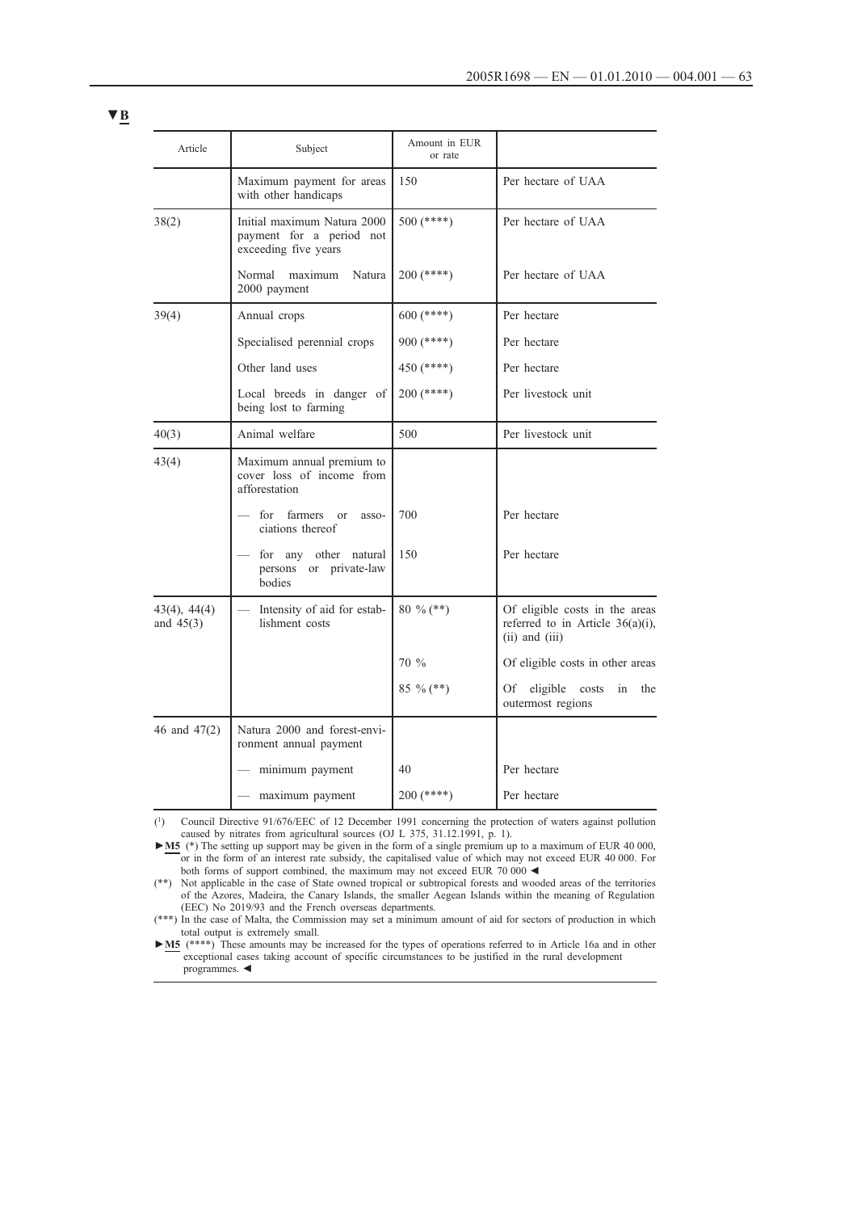▼B

| Article | Subject | Amount in EUR or rate | |
|---|---|---|---|
| | Maximum payment for areas with other handicaps | 150 | Per hectare of UAA |
| 38(2) | Initial maximum Natura 2000 payment for a period not exceeding five years | 500 (****) | Per hectare of UAA |
| | Normal maximum Natura 2000 payment | 200 (****) | Per hectare of UAA |
| 39(4) | Annual crops | 600 (****) | Per hectare |
| | Specialised perennial crops | 900 (****) | Per hectare |
| | Other land uses | 450 (****) | Per hectare |
| | Local breeds in danger of being lost to farming | 200 (****) | Per livestock unit |
| 40(3) | Animal welfare | 500 | Per livestock unit |
| 43(4) | Maximum annual premium to cover loss of income from afforestation | | |
| | — for farmers or associations thereof | 700 | Per hectare |
| | — for any other natural persons or private-law bodies | 150 | Per hectare |
| 43(4), 44(4) and 45(3) | — Intensity of aid for establishment costs | 80 % (**) | Of eligible costs in the areas referred to in Article 36(a)(i), (ii) and (iii) |
| | | 70 % | Of eligible costs in other areas |
| | | 85 % (**) | Of eligible costs in the outermost regions |
| 46 and 47(2) | Natura 2000 and forest-environment annual payment | | |
| | — minimum payment | 40 | Per hectare |
| | — maximum payment | 200 (****) | Per hectare |

(1) Council Directive 91/676/EEC of 12 December 1991 concerning the protection of waters against pollution caused by nitrates from agricultural sources (OJ L 375, 31.12.1991, p. 1).

►M5 (*) The setting up support may be given in the form of a single premium up to a maximum of EUR 40 000, or in the form of an interest rate subsidy, the capitalised value of which may not exceed EUR 40 000. For both forms of support combined, the maximum may not exceed EUR 70 000 ◄

(**) Not applicable in the case of State owned tropical or subtropical forests and wooded areas of the territories of the Azores, Madeira, the Canary Islands, the smaller Aegean Islands within the meaning of Regulation (EEC) No 2019/93 and the French overseas departments.

(***) In the case of Malta, the Commission may set a minimum amount of aid for sectors of production in which total output is extremely small.

►M5 (****) These amounts may be increased for the types of operations referred to in Article 16a and in other exceptional cases taking account of specific circumstances to be justified in the rural development programmes. ◄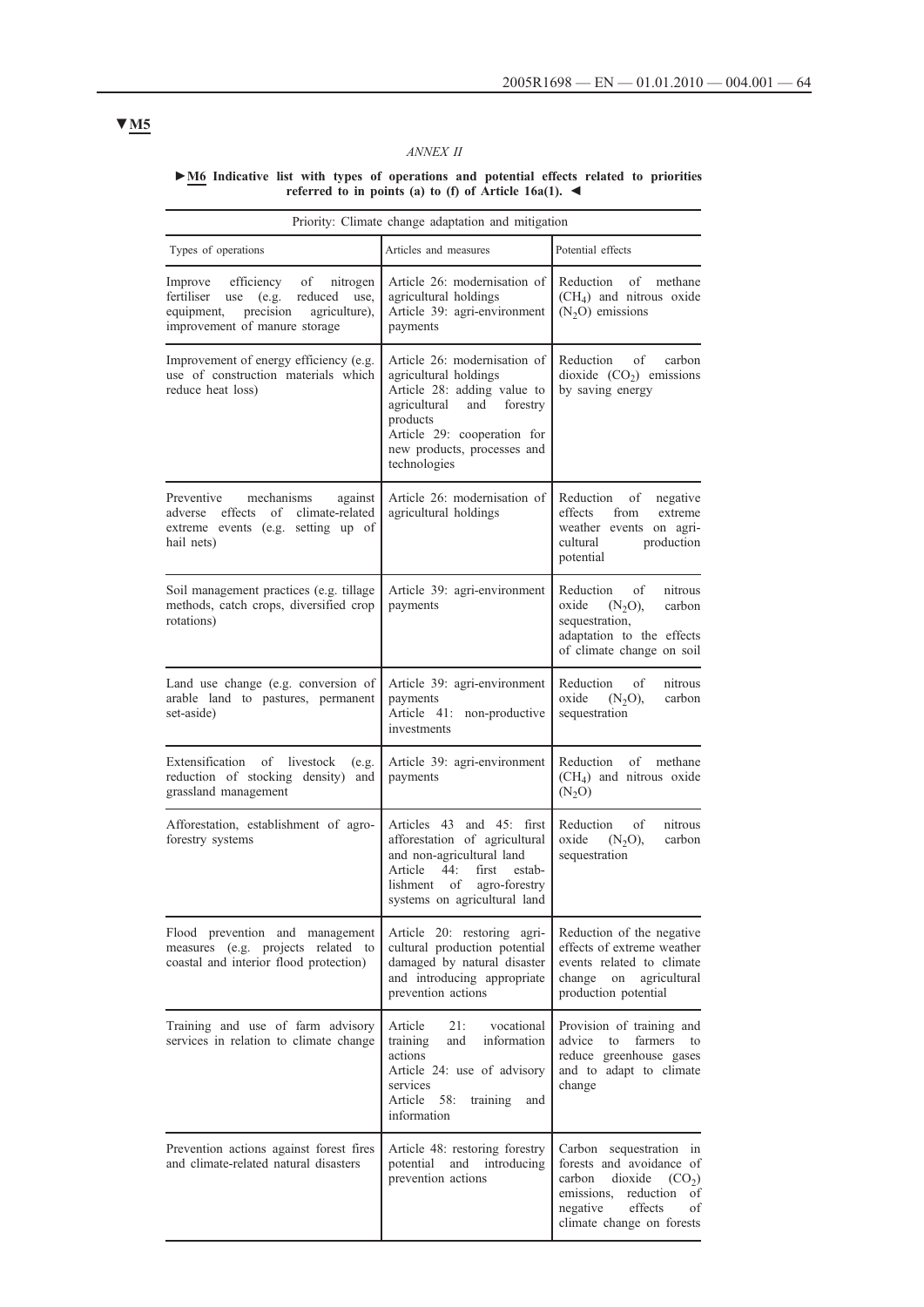▼M5

*ANNEX II*

**►M6 Indicative list with types of operations and potential effects related to priorities referred to in points (a) to (f) of Article 16a(1). ◄**

| Priority: Climate change adaptation and mitigation | | |
|---|---|---|
| Types of operations | Articles and measures | Potential effects |
| Improve efficiency of nitrogen fertiliser use (e.g. reduced use, equipment, precision agriculture), improvement of manure storage | Article 26: modernisation of agricultural holdings<br>Article 39: agri-environment payments | Reduction of methane ($CH_4$) and nitrous oxide ($N_2O$) emissions |
| Improvement of energy efficiency (e.g. use of construction materials which reduce heat loss) | Article 26: modernisation of agricultural holdings<br>Article 28: adding value to agricultural and forestry products<br>Article 29: cooperation for new products, processes and technologies | Reduction of carbon dioxide ($CO_2$) emissions by saving energy |
| Preventive mechanisms against adverse effects of climate-related extreme events (e.g. setting up of hail nets) | Article 26: modernisation of agricultural holdings | Reduction of negative effects from extreme weather events on agri-cultural production potential |
| Soil management practices (e.g. tillage methods, catch crops, diversified crop rotations) | Article 39: agri-environment payments | Reduction of nitrous oxide ($N_2O$), carbon sequestration, adaptation to the effects of climate change on soil |
| Land use change (e.g. conversion of arable land to pastures, permanent set-aside) | Article 39: agri-environment payments<br>Article 41: non-productive investments | Reduction of nitrous oxide ($N_2O$), carbon sequestration |
| Extensification of livestock (e.g. reduction of stocking density) and grassland management | Article 39: agri-environment payments | Reduction of methane ($CH_4$) and nitrous oxide ($N_2O$) |
| Afforestation, establishment of agro-forestry systems | Articles 43 and 45: first afforestation of agricultural and non-agricultural land<br>Article 44: first estab-lishment of agro-forestry systems on agricultural land | Reduction of nitrous oxide ($N_2O$), carbon sequestration |
| Flood prevention and management measures (e.g. projects related to coastal and interior flood protection) | Article 20: restoring agri-cultural production potential damaged by natural disaster and introducing appropriate prevention actions | Reduction of the negative effects of extreme weather events related to climate change on agricultural production potential |
| Training and use of farm advisory services in relation to climate change | Article 21: vocational training and information actions<br>Article 24: use of advisory services<br>Article 58: training and information | Provision of training and advice to farmers to reduce greenhouse gases and to adapt to climate change |
| Prevention actions against forest fires and climate-related natural disasters | Article 48: restoring forestry potential and introducing prevention actions | Carbon sequestration in forests and avoidance of carbon dioxide ($CO_2$) emissions, reduction of negative effects of climate change on forests |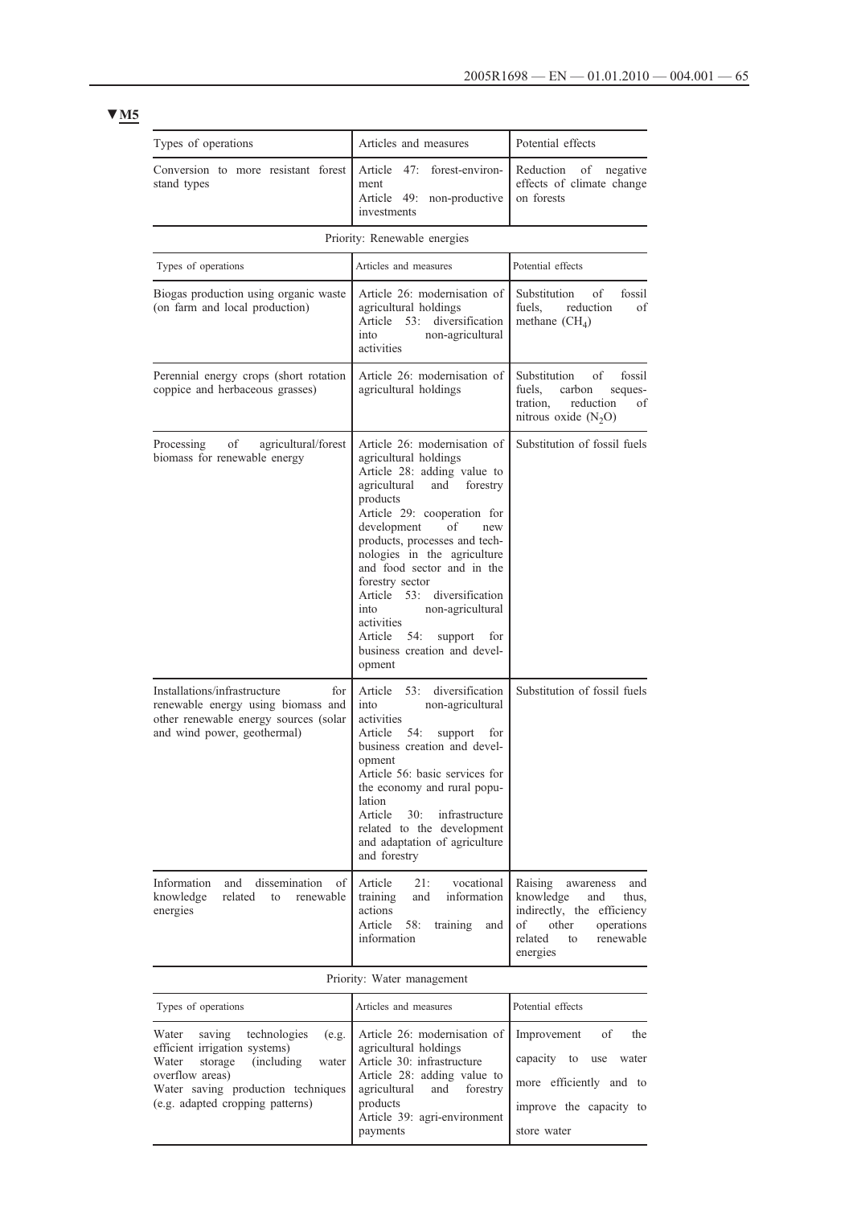▼M5

| Types of operations | Articles and measures | Potential effects |
|---|---|---|
| Conversion to more resistant forest stand types | Article 47: forest-environment<br>Article 49: non-productive investments | Reduction of negative effects of climate change on forests |

Priority: Renewable energies

| Types of operations | Articles and measures | Potential effects |
|---|---|---|
| Biogas production using organic waste (on farm and local production) | Article 26: modernisation of agricultural holdings<br>Article 53: diversification into non-agricultural activities | Substitution of fossil fuels, reduction of methane ($CH_4$) |
| Perennial energy crops (short rotation coppice and herbaceous grasses) | Article 26: modernisation of agricultural holdings | Substitution of fossil fuels, carbon sequestration, reduction of nitrous oxide ($N_2O$) |
| Processing of agricultural/forest biomass for renewable energy | Article 26: modernisation of agricultural holdings<br>Article 28: adding value to agricultural and forestry products<br>Article 29: cooperation for development of new products, processes and technologies in the agriculture and food sector and in the forestry sector<br>Article 53: diversification into non-agricultural activities<br>Article 54: support for business creation and development | Substitution of fossil fuels |
| Installations/infrastructure for renewable energy using biomass and other renewable energy sources (solar and wind power, geothermal) | Article 53: diversification into non-agricultural activities<br>Article 54: support for business creation and development<br>Article 56: basic services for the economy and rural population<br>Article 30: infrastructure related to the development and adaptation of agriculture and forestry | Substitution of fossil fuels |
| Information and dissemination of knowledge related to renewable energies | Article 21: vocational training and information actions<br>Article 58: training and information | Raising awareness and knowledge and thus, indirectly, the efficiency of other operations related to renewable energies |

Priority: Water management

| Types of operations | Articles and measures | Potential effects |
|---|---|---|
| Water saving technologies (e.g. efficient irrigation systems)<br>Water storage (including water overflow areas)<br>Water saving production techniques (e.g. adapted cropping patterns) | Article 26: modernisation of agricultural holdings<br>Article 30: infrastructure<br>Article 28: adding value to agricultural and forestry products<br>Article 39: agri-environment payments | Improvement of the capacity to use water more efficiently and to improve the capacity to store water |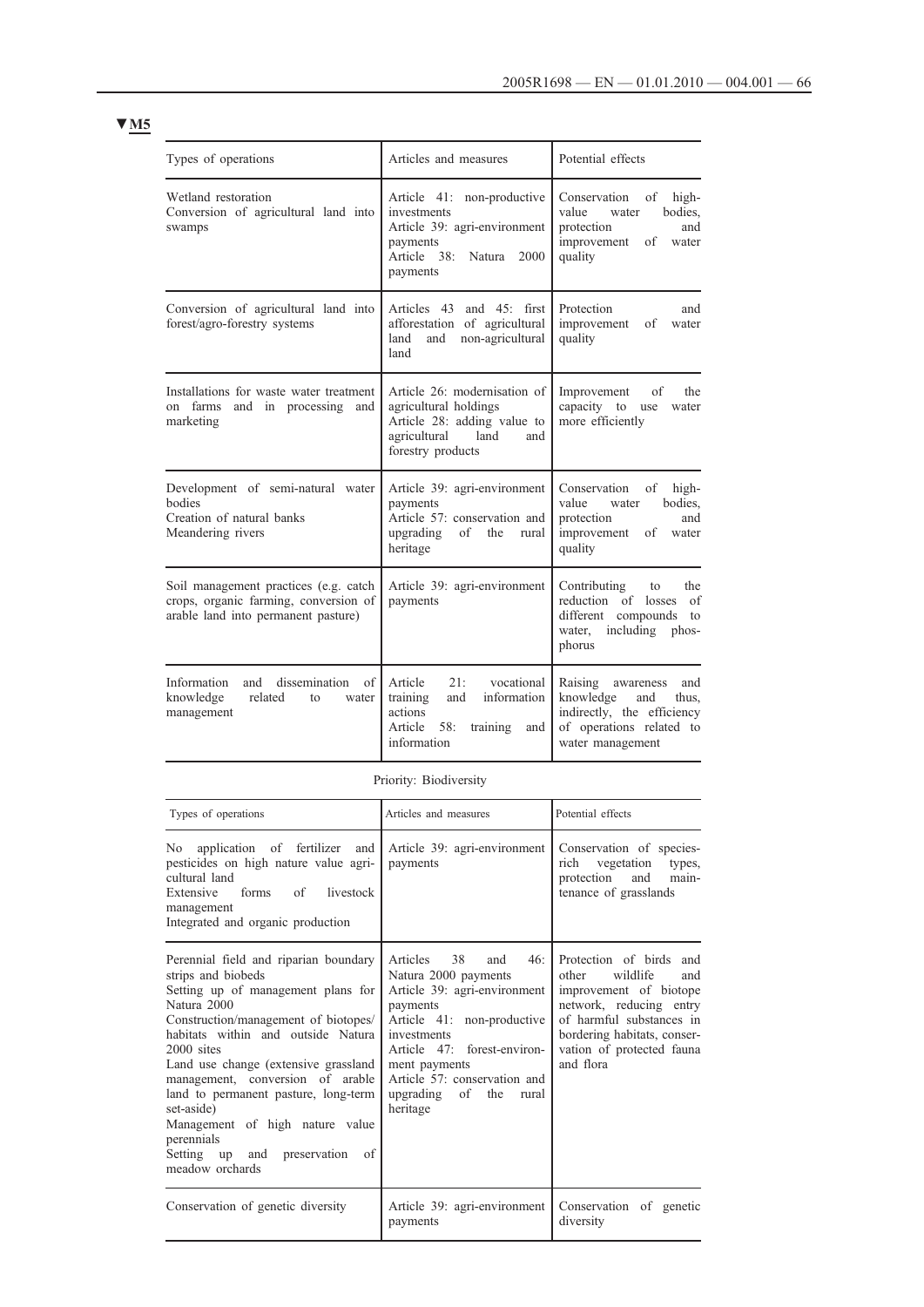▼M5

| Types of operations | Articles and measures | Potential effects |
|---|---|---|
| Wetland restoration<br>Conversion of agricultural land into swamps | Article 41: non-productive investments<br>Article 39: agri-environment payments<br>Article 38: Natura 2000 payments | Conservation of high-value water bodies, protection and improvement of water quality |
| Conversion of agricultural land into forest/agro-forestry systems | Articles 43 and 45: first afforestation of agricultural land and non-agricultural land | Protection and improvement of water quality |
| Installations for waste water treatment on farms and in processing and marketing | Article 26: modernisation of agricultural holdings<br>Article 28: adding value to agricultural land and forestry products | Improvement of the capacity to use water more efficiently |
| Development of semi-natural water bodies<br>Creation of natural banks<br>Meandering rivers | Article 39: agri-environment payments<br>Article 57: conservation and upgrading of the rural heritage | Conservation of high-value water bodies, protection and improvement of water quality |
| Soil management practices (e.g. catch crops, organic farming, conversion of arable land into permanent pasture) | Article 39: agri-environment payments | Contributing to the reduction of losses of different compounds to water, including phosphorus |
| Information and dissemination of knowledge related to water management | Article 21: vocational training and information actions<br>Article 58: training and information | Raising awareness and knowledge and thus, indirectly, the efficiency of operations related to water management |

Priority: Biodiversity

| Types of operations | Articles and measures | Potential effects |
|---|---|---|
| No application of fertilizer and pesticides on high nature value agricultural land<br>Extensive forms of livestock management<br>Integrated and organic production | Article 39: agri-environment payments | Conservation of species-rich vegetation types, protection and maintenance of grasslands |
| Perennial field and riparian boundary strips and biobeds<br>Setting up of management plans for Natura 2000<br>Construction/management of biotopes/habitats within and outside Natura 2000 sites<br>Land use change (extensive grassland management, conversion of arable land to permanent pasture, long-term set-aside)<br>Management of high nature value perennials<br>Setting up and preservation of meadow orchards | Articles 38 and 46: Natura 2000 payments<br>Article 39: agri-environment payments<br>Article 41: non-productive investments<br>Article 47: forest-environment payments<br>Article 57: conservation and upgrading of the rural heritage | Protection of birds and other wildlife and improvement of biotope network, reducing entry of harmful substances in bordering habitats, conservation of protected fauna and flora |
| Conservation of genetic diversity | Article 39: agri-environment payments | Conservation of genetic diversity |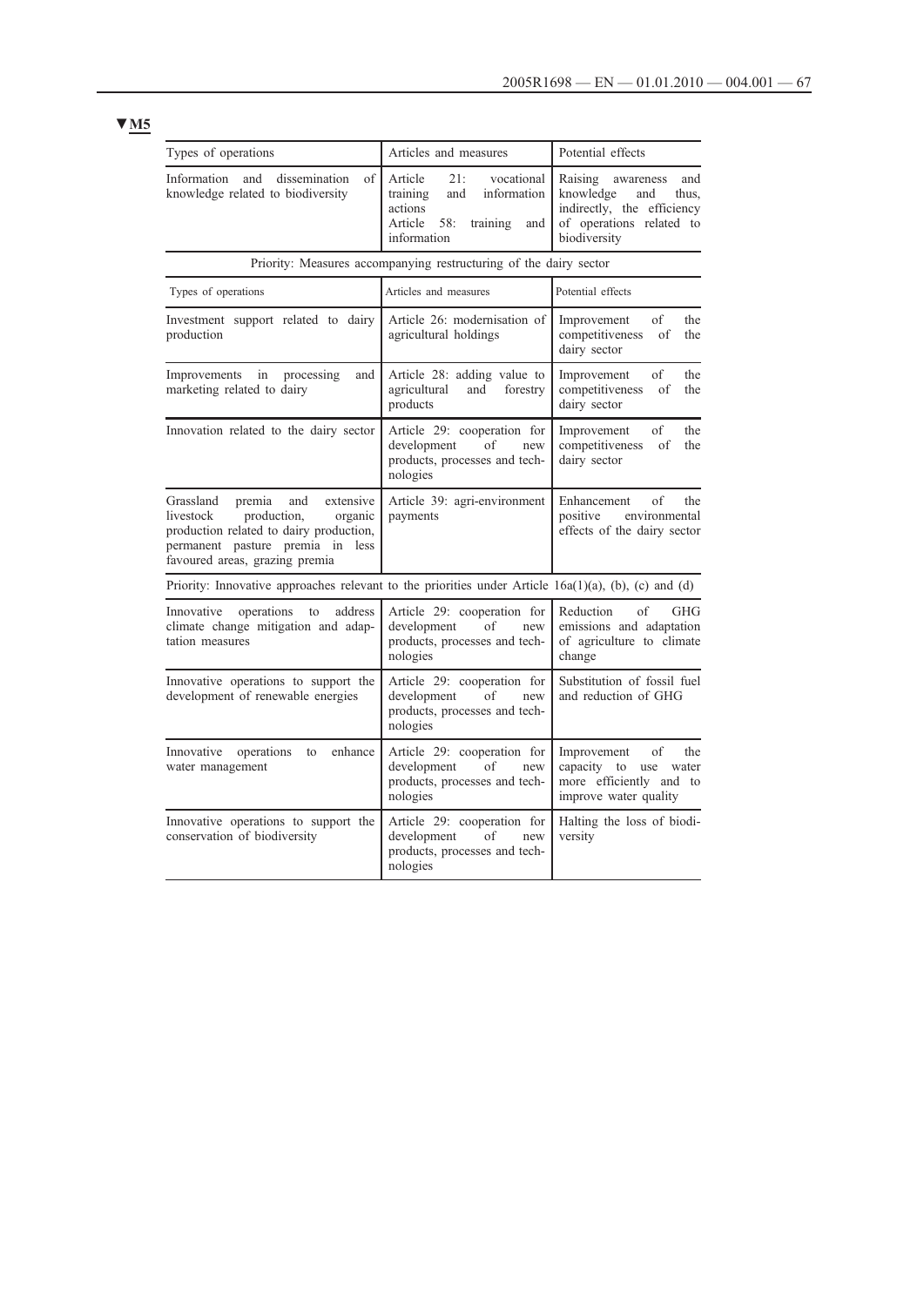▼M5

| Types of operations | Articles and measures | Potential effects |
|---|---|---|
| Information and dissemination of knowledge related to biodiversity | Article 21: vocational training and information actions<br>Article 58: training and information | Raising awareness and knowledge and thus, indirectly, the efficiency of operations related to biodiversity |
| Priority: Measures accompanying restructuring of the dairy sector | | |
| Types of operations | Articles and measures | Potential effects |
| Investment support related to dairy production | Article 26: modernisation of agricultural holdings | Improvement of the competitiveness of the dairy sector |
| Improvements in processing and marketing related to dairy | Article 28: adding value to agricultural and forestry products | Improvement of the competitiveness of the dairy sector |
| Innovation related to the dairy sector | Article 29: cooperation for development of new products, processes and technologies | Improvement of the competitiveness of the dairy sector |
| Grassland premia and extensive livestock production, organic production related to dairy production, permanent pasture premia in less favoured areas, grazing premia | Article 39: agri-environment payments | Enhancement of the positive environmental effects of the dairy sector |
| Priority: Innovative approaches relevant to the priorities under Article 16a(1)(a), (b), (c) and (d) | | |
| Innovative operations to address climate change mitigation and adaptation measures | Article 29: cooperation for development of new products, processes and technologies | Reduction of GHG emissions and adaptation of agriculture to climate change |
| Innovative operations to support the development of renewable energies | Article 29: cooperation for development of new products, processes and technologies | Substitution of fossil fuel and reduction of GHG |
| Innovative operations to enhance water management | Article 29: cooperation for development of new products, processes and technologies | Improvement of the capacity to use water more efficiently and to improve water quality |
| Innovative operations to support the conservation of biodiversity | Article 29: cooperation for development of new products, processes and technologies | Halting the loss of biodiversity |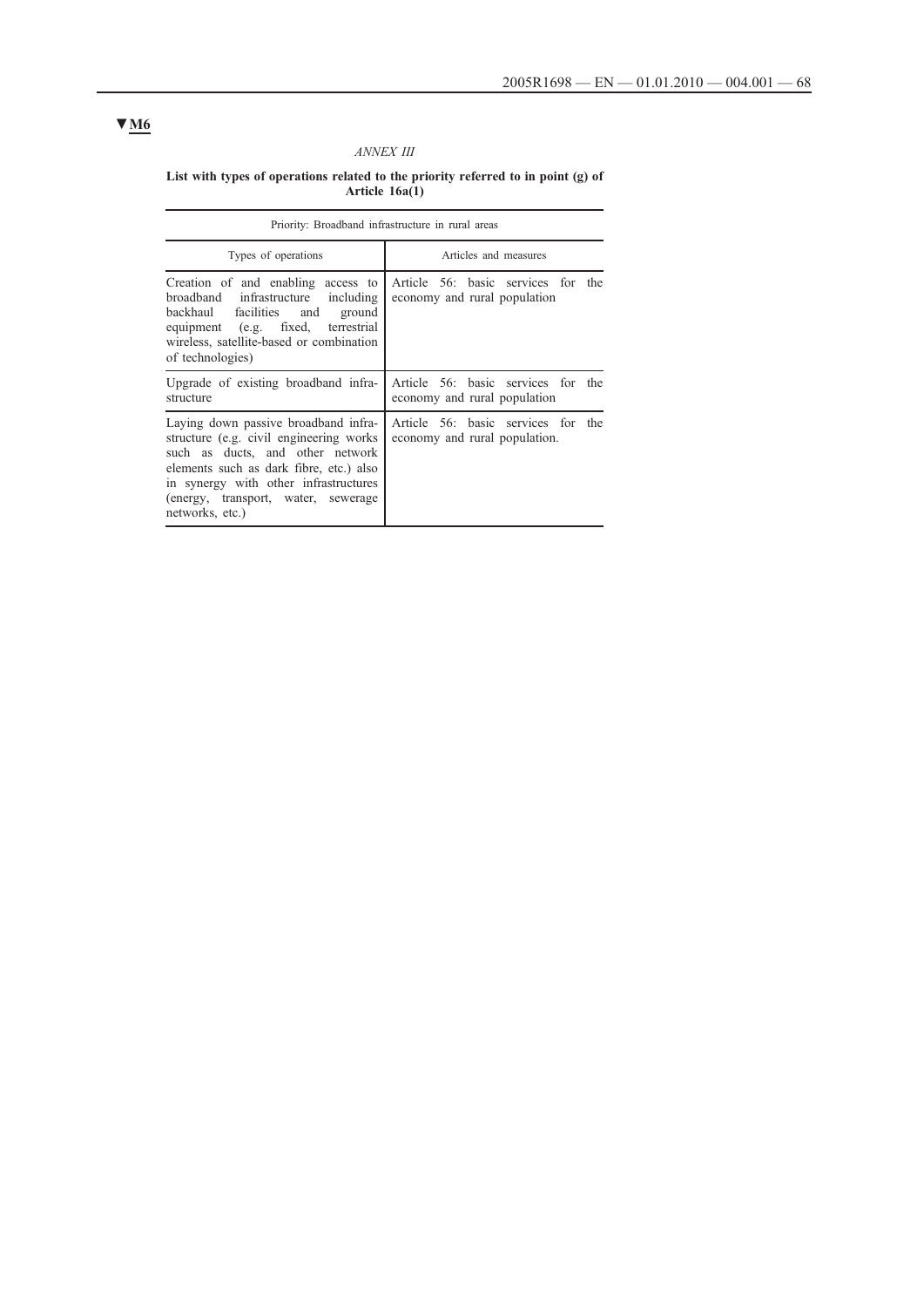▼M6

*ANNEX III*

**List with types of operations related to the priority referred to in point (g) of Article 16a(1)**

| Priority: Broadband infrastructure in rural areas | |
|---|---|
| Types of operations | Articles and measures |
| Creation of and enabling access to broadband infrastructure including backhaul facilities and ground equipment (e.g. fixed, terrestrial wireless, satellite-based or combination of technologies) | Article 56: basic services for the economy and rural population |
| Upgrade of existing broadband infrastructure | Article 56: basic services for the economy and rural population |
| Laying down passive broadband infrastructure (e.g. civil engineering works such as ducts, and other network elements such as dark fibre, etc.) also in synergy with other infrastructures (energy, transport, water, sewerage networks, etc.) | Article 56: basic services for the economy and rural population. |